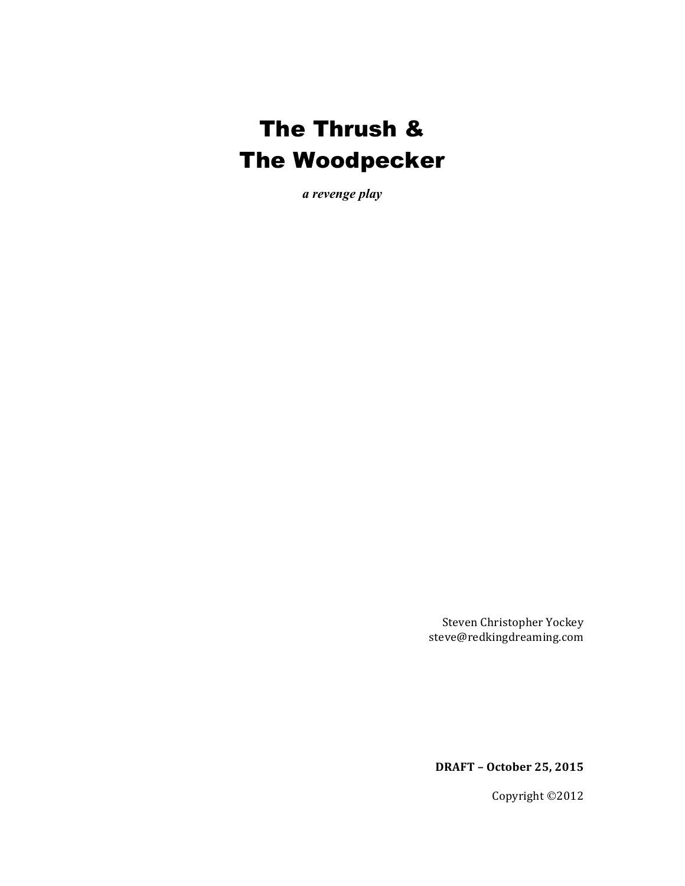# The Thrush & The Woodpecker

***a revenge play***

Steven Christopher Yockey
steve@redkingdreaming.com

**DRAFT – October 25, 2015**

Copyright ©2012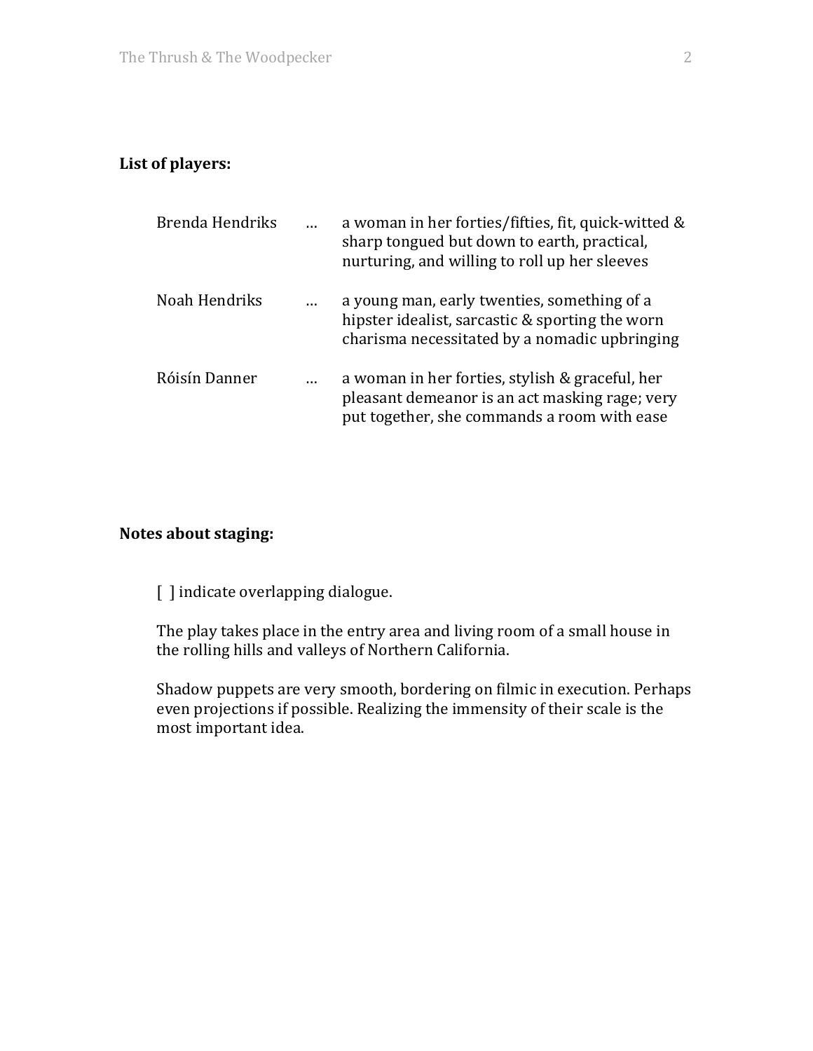**List of players:**

| | | |
|---|---|---|
| Brenda Hendriks | … | a woman in her forties/fifties, fit, quick-witted & sharp tongued but down to earth, practical, nurturing, and willing to roll up her sleeves |
| Noah Hendriks | … | a young man, early twenties, something of a hipster idealist, sarcastic & sporting the worn charisma necessitated by a nomadic upbringing |
| Róisín Danner | … | a woman in her forties, stylish & graceful, her pleasant demeanor is an act masking rage; very put together, she commands a room with ease |

**Notes about staging:**

[ ] indicate overlapping dialogue.

The play takes place in the entry area and living room of a small house in the rolling hills and valleys of Northern California.

Shadow puppets are very smooth, bordering on filmic in execution. Perhaps even projections if possible. Realizing the immensity of their scale is the most important idea.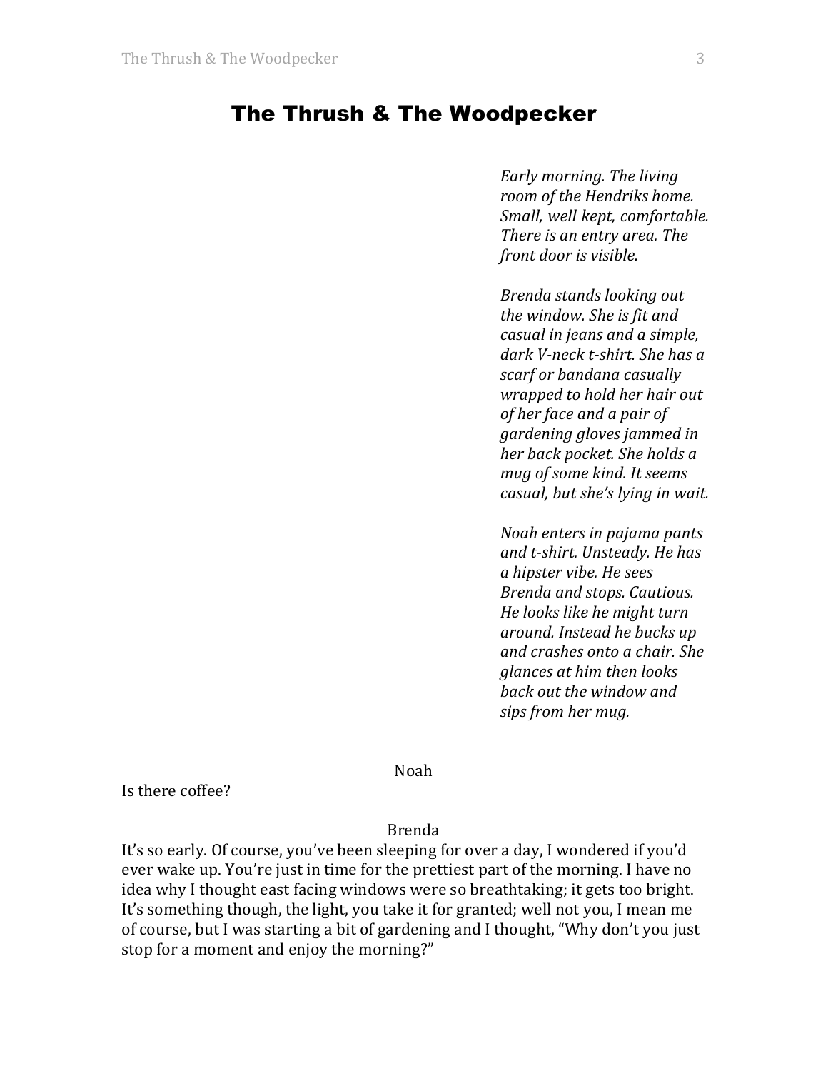# The Thrush & The Woodpecker

*Early morning. The living room of the Hendriks home. Small, well kept, comfortable. There is an entry area. The front door is visible.*

*Brenda stands looking out the window. She is fit and casual in jeans and a simple, dark V-neck t-shirt. She has a scarf or bandana casually wrapped to hold her hair out of her face and a pair of gardening gloves jammed in her back pocket. She holds a mug of some kind. It seems casual, but she's lying in wait.*

*Noah enters in pajama pants and t-shirt. Unsteady. He has a hipster vibe. He sees Brenda and stops. Cautious. He looks like he might turn around. Instead he bucks up and crashes onto a chair. She glances at him then looks back out the window and sips from her mug.*

Noah

Is there coffee?

Brenda

It's so early. Of course, you've been sleeping for over a day, I wondered if you'd ever wake up. You're just in time for the prettiest part of the morning. I have no idea why I thought east facing windows were so breathtaking; it gets too bright. It's something though, the light, you take it for granted; well not you, I mean me of course, but I was starting a bit of gardening and I thought, "Why don't you just stop for a moment and enjoy the morning?"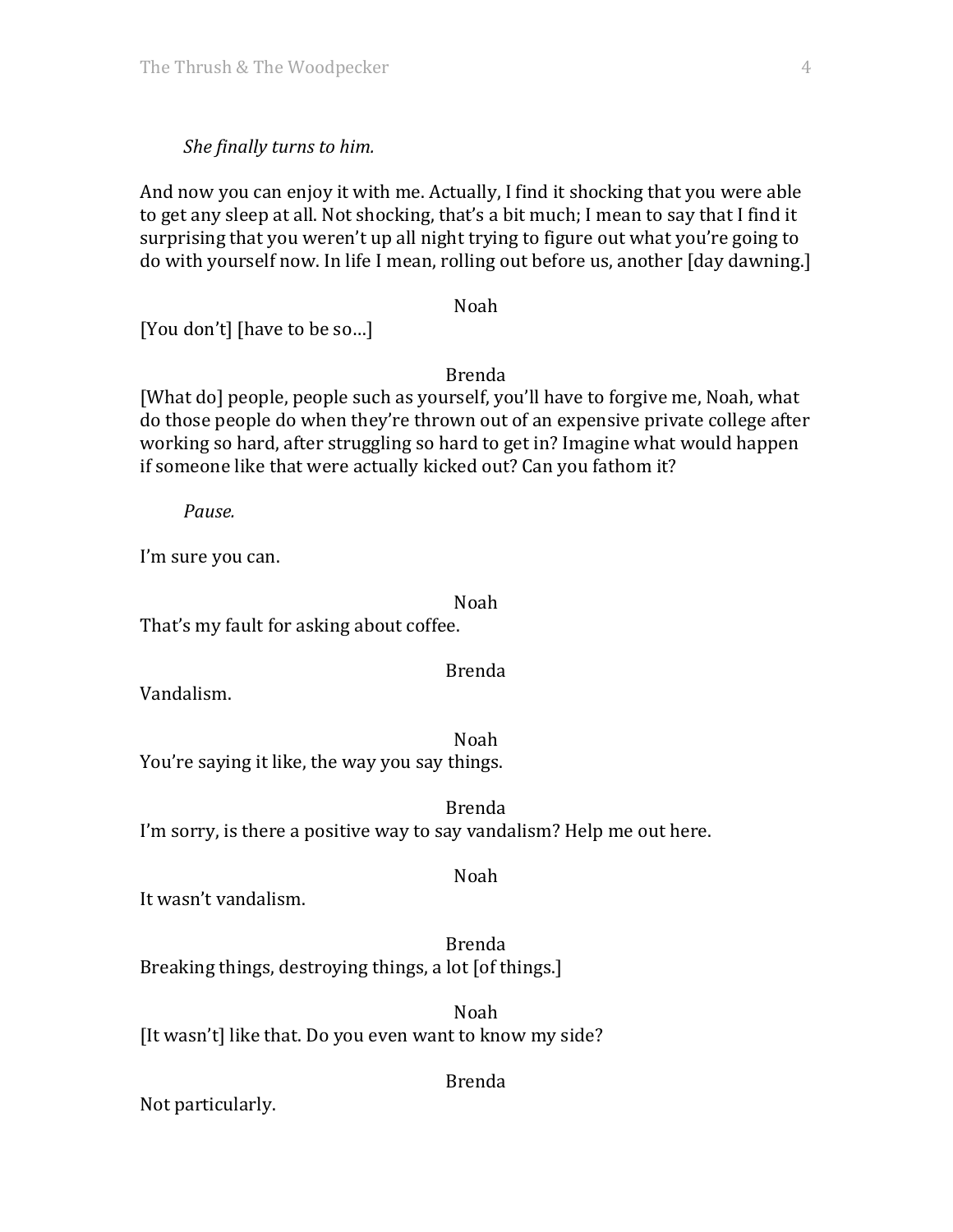*She finally turns to him.*

And now you can enjoy it with me. Actually, I find it shocking that you were able to get any sleep at all. Not shocking, that's a bit much; I mean to say that I find it surprising that you weren't up all night trying to figure out what you're going to do with yourself now. In life I mean, rolling out before us, another [day dawning.]

Noah

[You don't] [have to be so…]

Brenda

[What do] people, people such as yourself, you'll have to forgive me, Noah, what do those people do when they're thrown out of an expensive private college after working so hard, after struggling so hard to get in? Imagine what would happen if someone like that were actually kicked out? Can you fathom it?

*Pause.*

I'm sure you can.

Noah

That's my fault for asking about coffee.

Brenda

Vandalism.

Noah

You're saying it like, the way you say things.

Brenda

I'm sorry, is there a positive way to say vandalism? Help me out here.

Noah

It wasn't vandalism.

Brenda

Breaking things, destroying things, a lot [of things.]

Noah

[It wasn't] like that. Do you even want to know my side?

Brenda

Not particularly.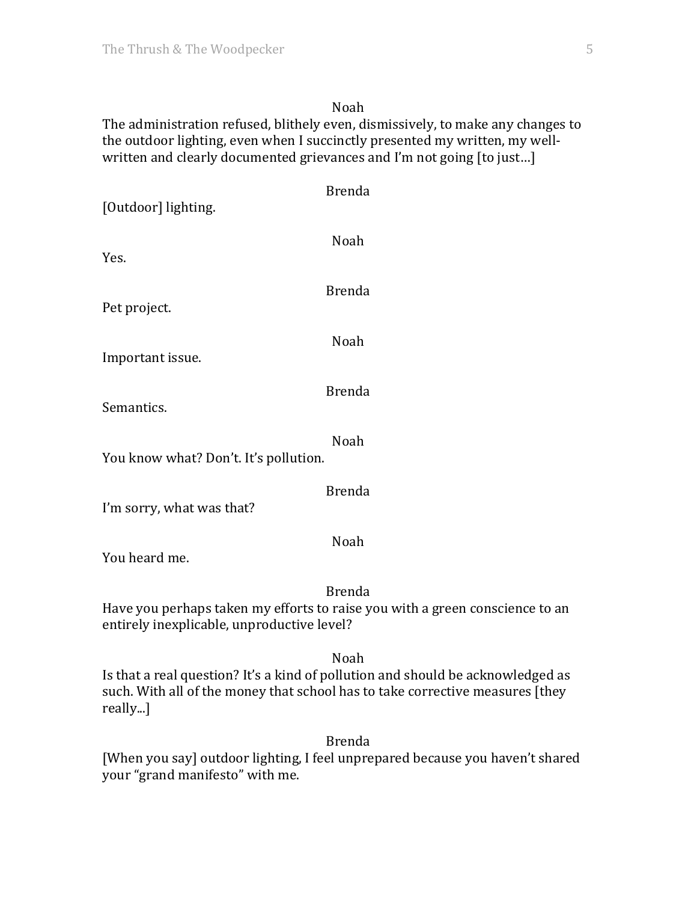Noah

The administration refused, blithely even, dismissively, to make any changes to the outdoor lighting, even when I succinctly presented my written, my well-written and clearly documented grievances and I'm not going [to just…]

Brenda

[Outdoor] lighting.

Noah

Yes.

Brenda

Pet project.

Noah

Important issue.

Brenda

Semantics.

Noah

You know what? Don't. It's pollution.

Brenda

I'm sorry, what was that?

Noah

You heard me.

Brenda

Have you perhaps taken my efforts to raise you with a green conscience to an entirely inexplicable, unproductive level?

Noah

Is that a real question? It's a kind of pollution and should be acknowledged as such. With all of the money that school has to take corrective measures [they really...]

Brenda

[When you say] outdoor lighting, I feel unprepared because you haven't shared your "grand manifesto" with me.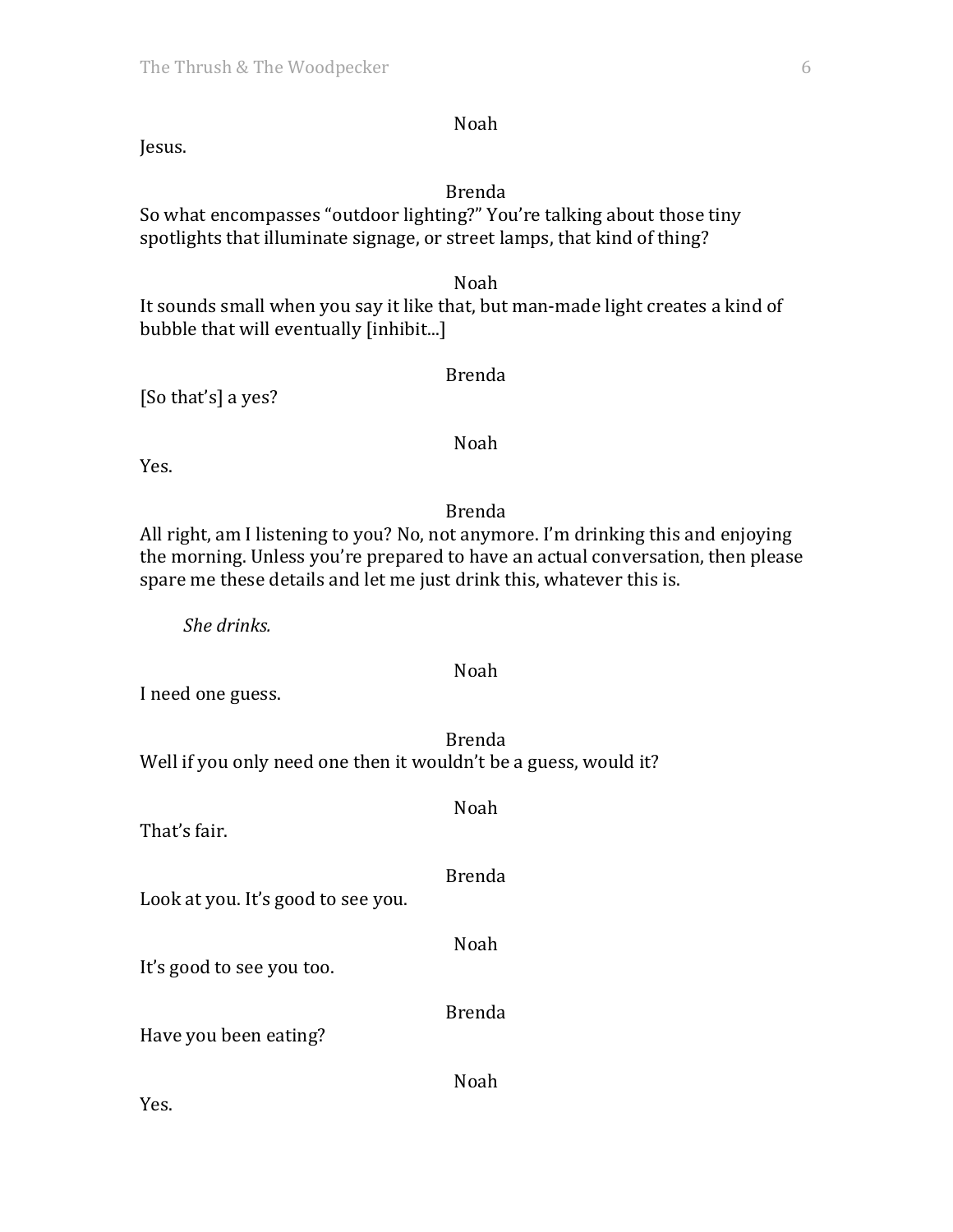Noah

Jesus.

Brenda

So what encompasses "outdoor lighting?" You're talking about those tiny spotlights that illuminate signage, or street lamps, that kind of thing?

Noah

It sounds small when you say it like that, but man-made light creates a kind of bubble that will eventually [inhibit...]

Brenda

[So that's] a yes?

Noah

Yes.

Brenda

All right, am I listening to you? No, not anymore. I'm drinking this and enjoying the morning. Unless you're prepared to have an actual conversation, then please spare me these details and let me just drink this, whatever this is.

*She drinks.*

Noah

I need one guess.

Brenda

Well if you only need one then it wouldn't be a guess, would it?

Noah

That's fair.

Brenda

Look at you. It's good to see you.

Noah

It's good to see you too.

Brenda

Have you been eating?

Noah

Yes.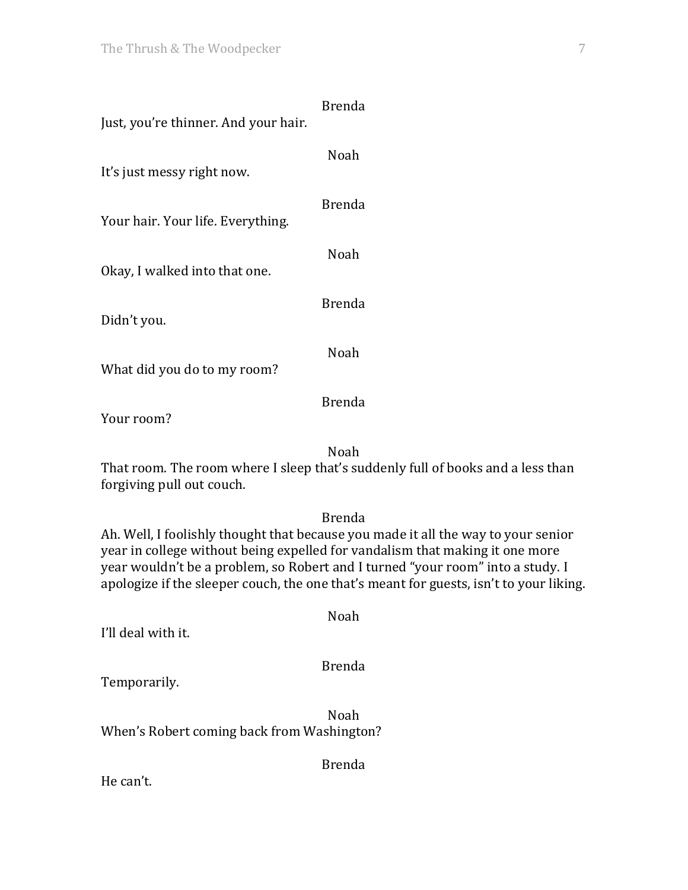Brenda

Just, you're thinner. And your hair.

Noah

It's just messy right now.

Brenda

Your hair. Your life. Everything.

Noah

Okay, I walked into that one.

Brenda

Didn't you.

Noah

What did you do to my room?

Brenda

Your room?

Noah

That room. The room where I sleep that's suddenly full of books and a less than forgiving pull out couch.

Brenda

Ah. Well, I foolishly thought that because you made it all the way to your senior year in college without being expelled for vandalism that making it one more year wouldn't be a problem, so Robert and I turned "your room" into a study. I apologize if the sleeper couch, the one that's meant for guests, isn't to your liking.

Noah

I'll deal with it.

Brenda

Temporarily.

Noah

When's Robert coming back from Washington?

Brenda

He can't.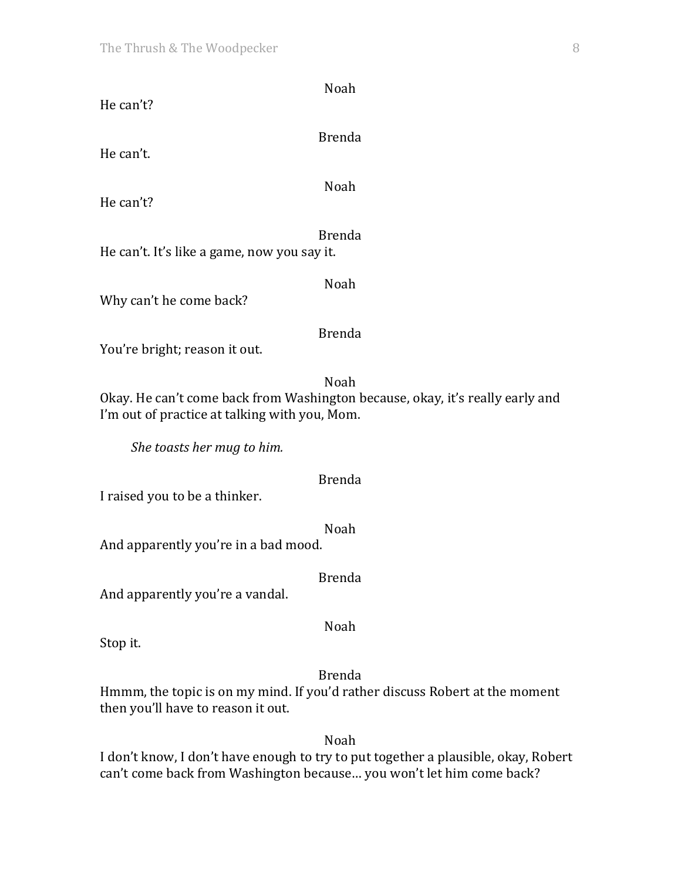Noah

He can't?

Brenda

He can't.

Noah

He can't?

Brenda

He can't. It's like a game, now you say it.

Noah

Why can't he come back?

Brenda

You're bright; reason it out.

Noah

Okay. He can't come back from Washington because, okay, it's really early and I'm out of practice at talking with you, Mom.

*She toasts her mug to him.*

Brenda

I raised you to be a thinker.

Noah

And apparently you're in a bad mood.

Brenda

And apparently you're a vandal.

Noah

Stop it.

Brenda

Hmmm, the topic is on my mind. If you'd rather discuss Robert at the moment then you'll have to reason it out.

Noah

I don't know, I don't have enough to try to put together a plausible, okay, Robert can't come back from Washington because… you won't let him come back?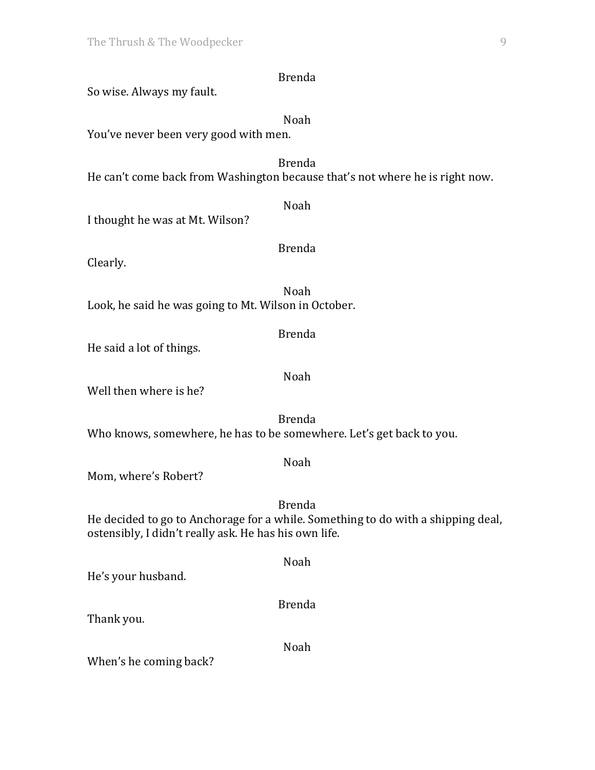Brenda

So wise. Always my fault.

Noah

You've never been very good with men.

Brenda

He can't come back from Washington because that's not where he is right now.

Noah

I thought he was at Mt. Wilson?

Brenda

Clearly.

Noah

Look, he said he was going to Mt. Wilson in October.

Brenda

He said a lot of things.

Noah

Well then where is he?

Brenda

Who knows, somewhere, he has to be somewhere. Let's get back to you.

Noah

Mom, where's Robert?

Brenda

He decided to go to Anchorage for a while. Something to do with a shipping deal, ostensibly, I didn't really ask. He has his own life.

Noah

He's your husband.

Brenda

Thank you.

Noah

When's he coming back?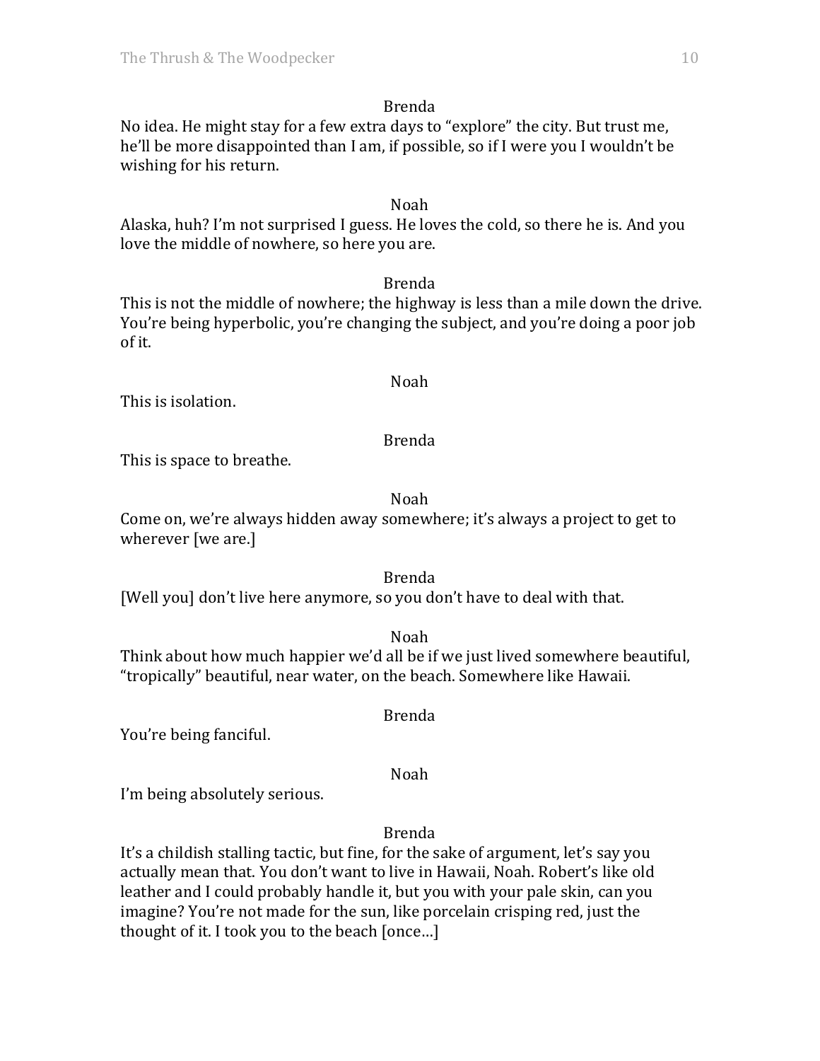Brenda

No idea. He might stay for a few extra days to "explore" the city. But trust me, he'll be more disappointed than I am, if possible, so if I were you I wouldn't be wishing for his return.

Noah

Alaska, huh? I'm not surprised I guess. He loves the cold, so there he is. And you love the middle of nowhere, so here you are.

Brenda

This is not the middle of nowhere; the highway is less than a mile down the drive. You're being hyperbolic, you're changing the subject, and you're doing a poor job of it.

Noah

This is isolation.

Brenda

This is space to breathe.

Noah

Come on, we're always hidden away somewhere; it's always a project to get to wherever [we are.]

Brenda

[Well you] don't live here anymore, so you don't have to deal with that.

Noah

Think about how much happier we'd all be if we just lived somewhere beautiful, "tropically" beautiful, near water, on the beach. Somewhere like Hawaii.

Brenda

You're being fanciful.

Noah

I'm being absolutely serious.

Brenda

It's a childish stalling tactic, but fine, for the sake of argument, let's say you actually mean that. You don't want to live in Hawaii, Noah. Robert's like old leather and I could probably handle it, but you with your pale skin, can you imagine? You're not made for the sun, like porcelain crisping red, just the thought of it. I took you to the beach [once…]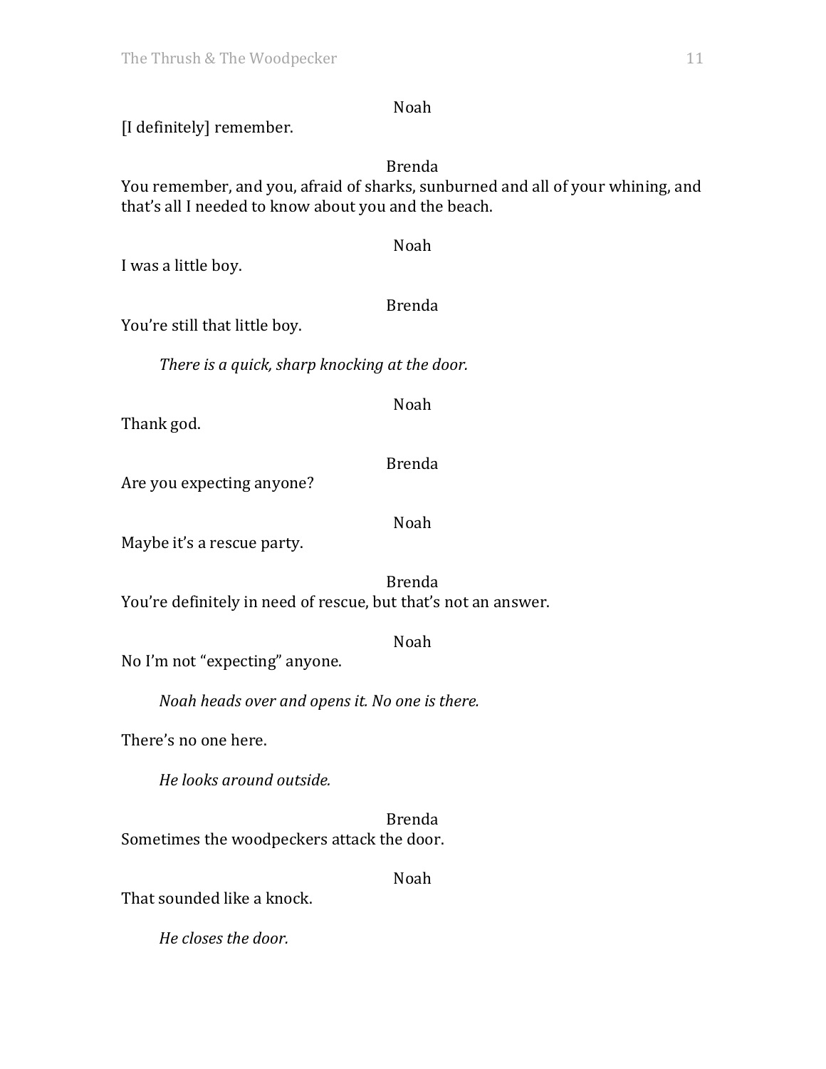Noah

[I definitely] remember.

Brenda

You remember, and you, afraid of sharks, sunburned and all of your whining, and that's all I needed to know about you and the beach.

Noah

I was a little boy.

Brenda

You're still that little boy.

*There is a quick, sharp knocking at the door.*

Noah

Thank god.

Brenda

Are you expecting anyone?

Noah

Maybe it's a rescue party.

Brenda

You're definitely in need of rescue, but that's not an answer.

Noah

No I'm not "expecting" anyone.

*Noah heads over and opens it. No one is there.*

There's no one here.

*He looks around outside.*

Brenda

Sometimes the woodpeckers attack the door.

Noah

That sounded like a knock.

*He closes the door.*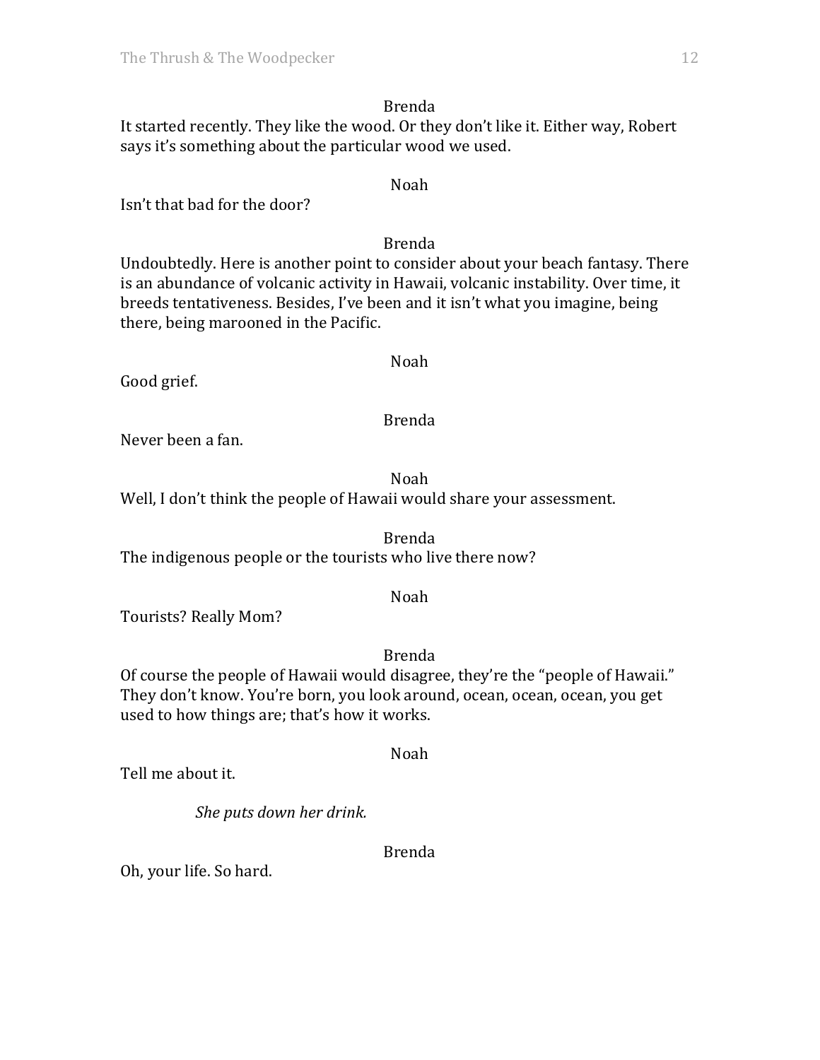Brenda

It started recently. They like the wood. Or they don't like it. Either way, Robert says it's something about the particular wood we used.

Noah

Isn't that bad for the door?

Brenda

Undoubtedly. Here is another point to consider about your beach fantasy. There is an abundance of volcanic activity in Hawaii, volcanic instability. Over time, it breeds tentativeness. Besides, I've been and it isn't what you imagine, being there, being marooned in the Pacific.

Noah

Good grief.

Brenda

Never been a fan.

Noah

Well, I don't think the people of Hawaii would share your assessment.

Brenda

The indigenous people or the tourists who live there now?

Noah

Tourists? Really Mom?

Brenda

Of course the people of Hawaii would disagree, they're the "people of Hawaii." They don't know. You're born, you look around, ocean, ocean, ocean, you get used to how things are; that's how it works.

Noah

Tell me about it.

*She puts down her drink.*

Brenda

Oh, your life. So hard.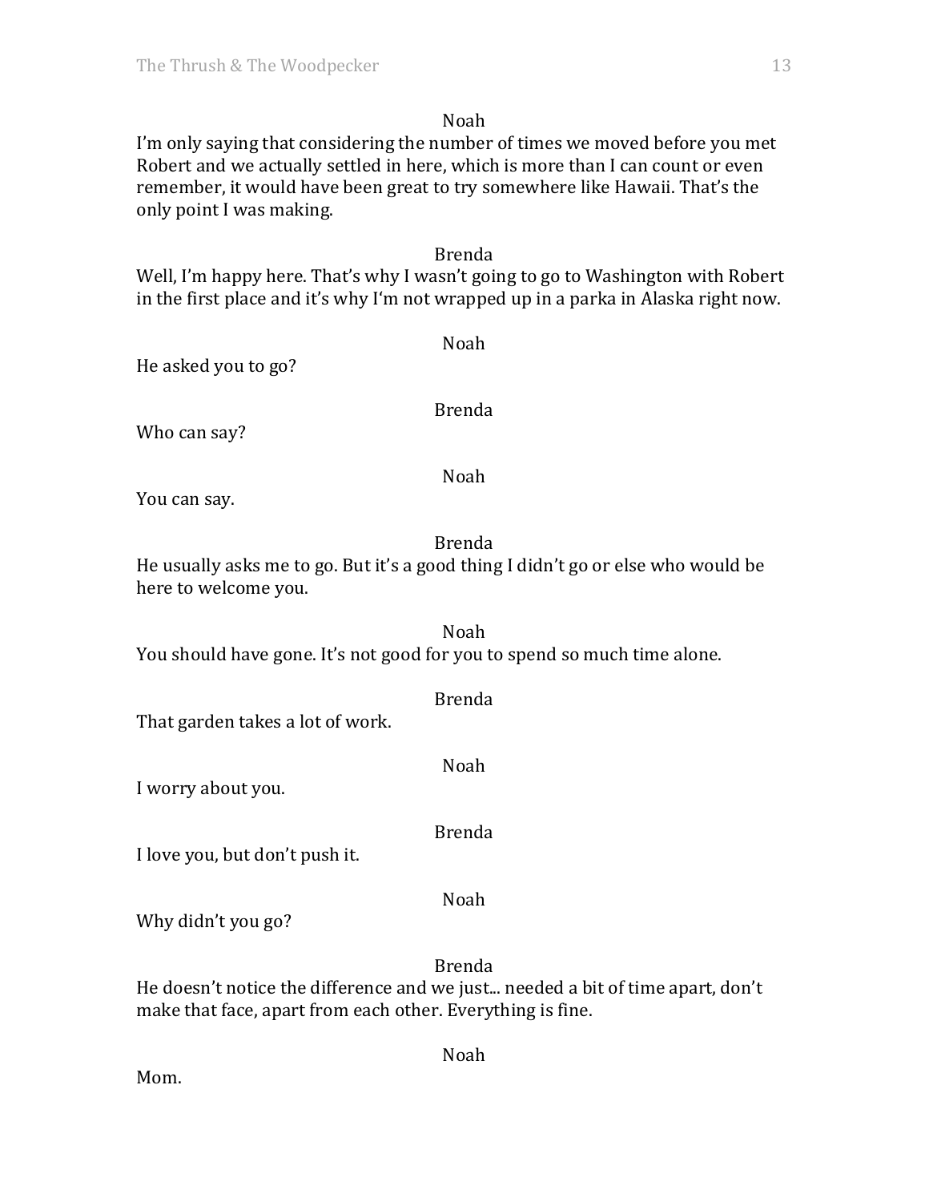Noah

I'm only saying that considering the number of times we moved before you met Robert and we actually settled in here, which is more than I can count or even remember, it would have been great to try somewhere like Hawaii. That's the only point I was making.

Brenda

Well, I'm happy here. That's why I wasn't going to go to Washington with Robert in the first place and it's why I'm not wrapped up in a parka in Alaska right now.

Noah

He asked you to go?

Brenda

Who can say?

Noah

You can say.

Brenda

He usually asks me to go. But it's a good thing I didn't go or else who would be here to welcome you.

Noah

You should have gone. It's not good for you to spend so much time alone.

Brenda

That garden takes a lot of work.

Noah

I worry about you.

Brenda

I love you, but don't push it.

Noah

Why didn't you go?

Brenda

He doesn't notice the difference and we just... needed a bit of time apart, don't make that face, apart from each other. Everything is fine.

Noah

Mom.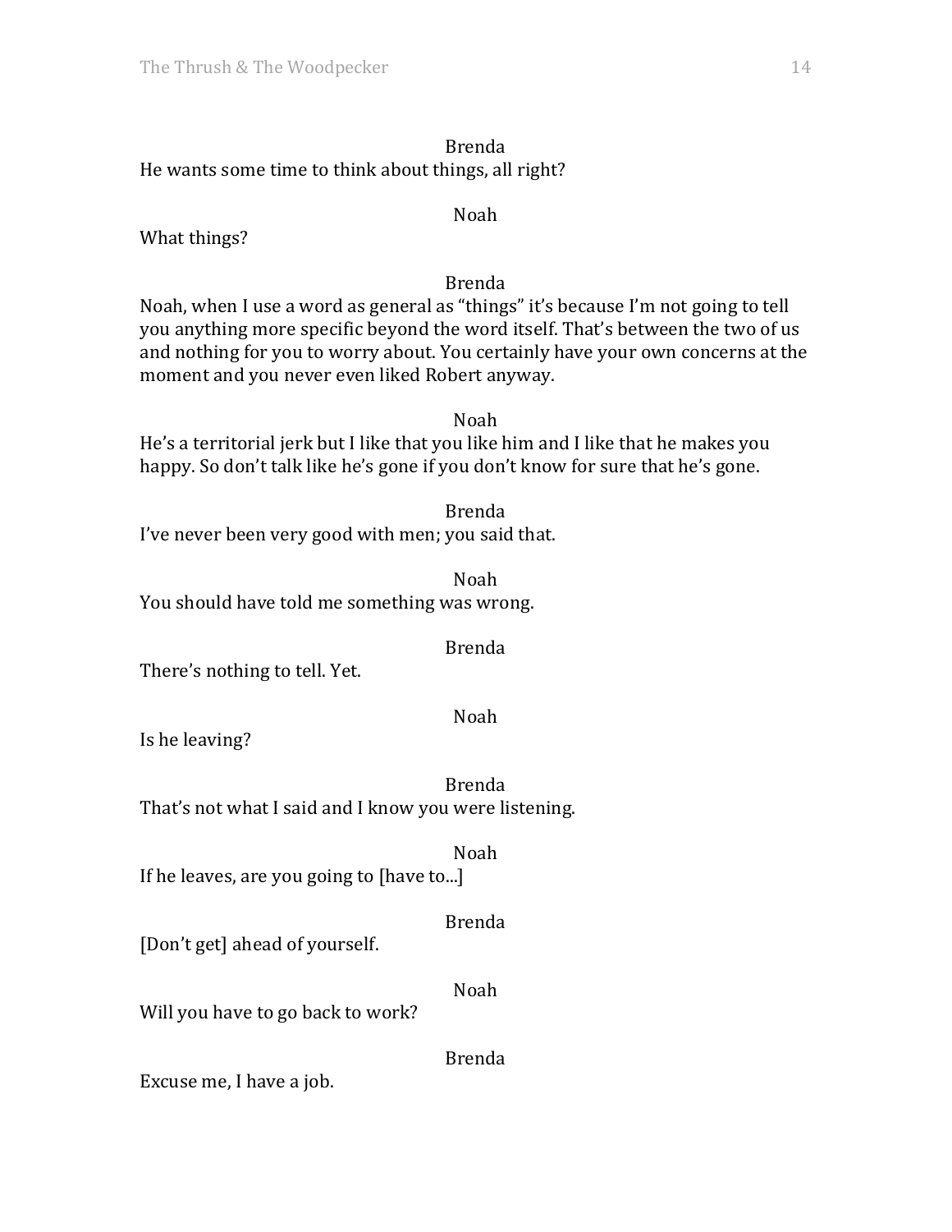Brenda

He wants some time to think about things, all right?

Noah

What things?

Brenda

Noah, when I use a word as general as "things" it's because I'm not going to tell you anything more specific beyond the word itself. That's between the two of us and nothing for you to worry about. You certainly have your own concerns at the moment and you never even liked Robert anyway.

Noah

He's a territorial jerk but I like that you like him and I like that he makes you happy. So don't talk like he's gone if you don't know for sure that he's gone.

Brenda

I've never been very good with men; you said that.

Noah

You should have told me something was wrong.

Brenda

There's nothing to tell. Yet.

Noah

Is he leaving?

Brenda

That's not what I said and I know you were listening.

Noah

If he leaves, are you going to [have to...]

Brenda

[Don't get] ahead of yourself.

Noah

Will you have to go back to work?

Brenda

Excuse me, I have a job.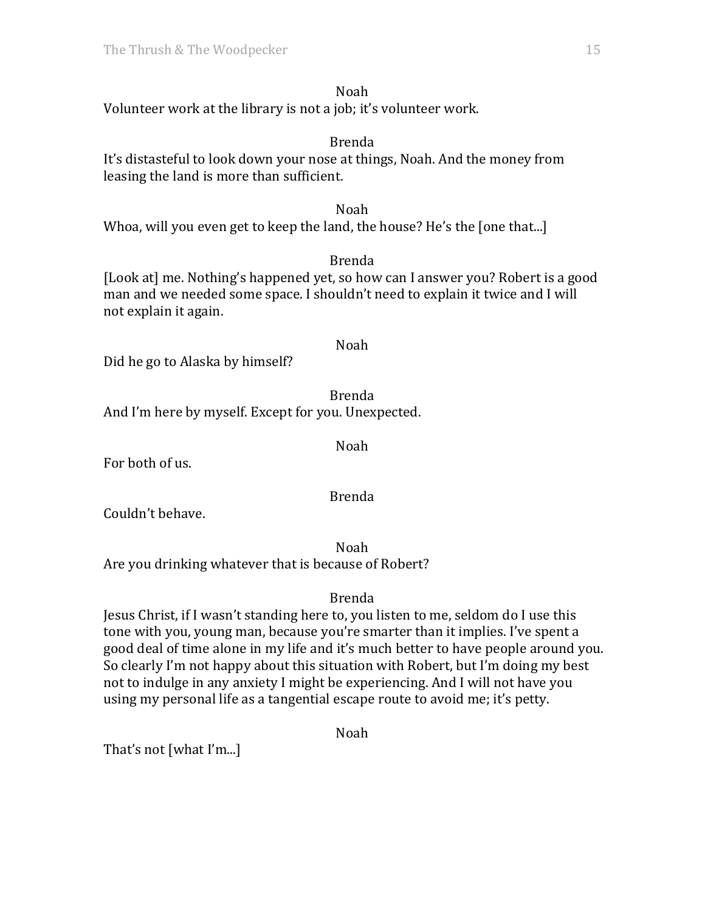Noah

Volunteer work at the library is not a job; it's volunteer work.

Brenda

It's distasteful to look down your nose at things, Noah. And the money from leasing the land is more than sufficient.

Noah

Whoa, will you even get to keep the land, the house? He's the [one that...]

Brenda

[Look at] me. Nothing's happened yet, so how can I answer you? Robert is a good man and we needed some space. I shouldn't need to explain it twice and I will not explain it again.

Noah

Did he go to Alaska by himself?

Brenda

And I'm here by myself. Except for you. Unexpected.

Noah

For both of us.

Brenda

Couldn't behave.

Noah

Are you drinking whatever that is because of Robert?

Brenda

Jesus Christ, if I wasn't standing here to, you listen to me, seldom do I use this tone with you, young man, because you're smarter than it implies. I've spent a good deal of time alone in my life and it's much better to have people around you. So clearly I'm not happy about this situation with Robert, but I'm doing my best not to indulge in any anxiety I might be experiencing. And I will not have you using my personal life as a tangential escape route to avoid me; it's petty.

Noah

That's not [what I'm...]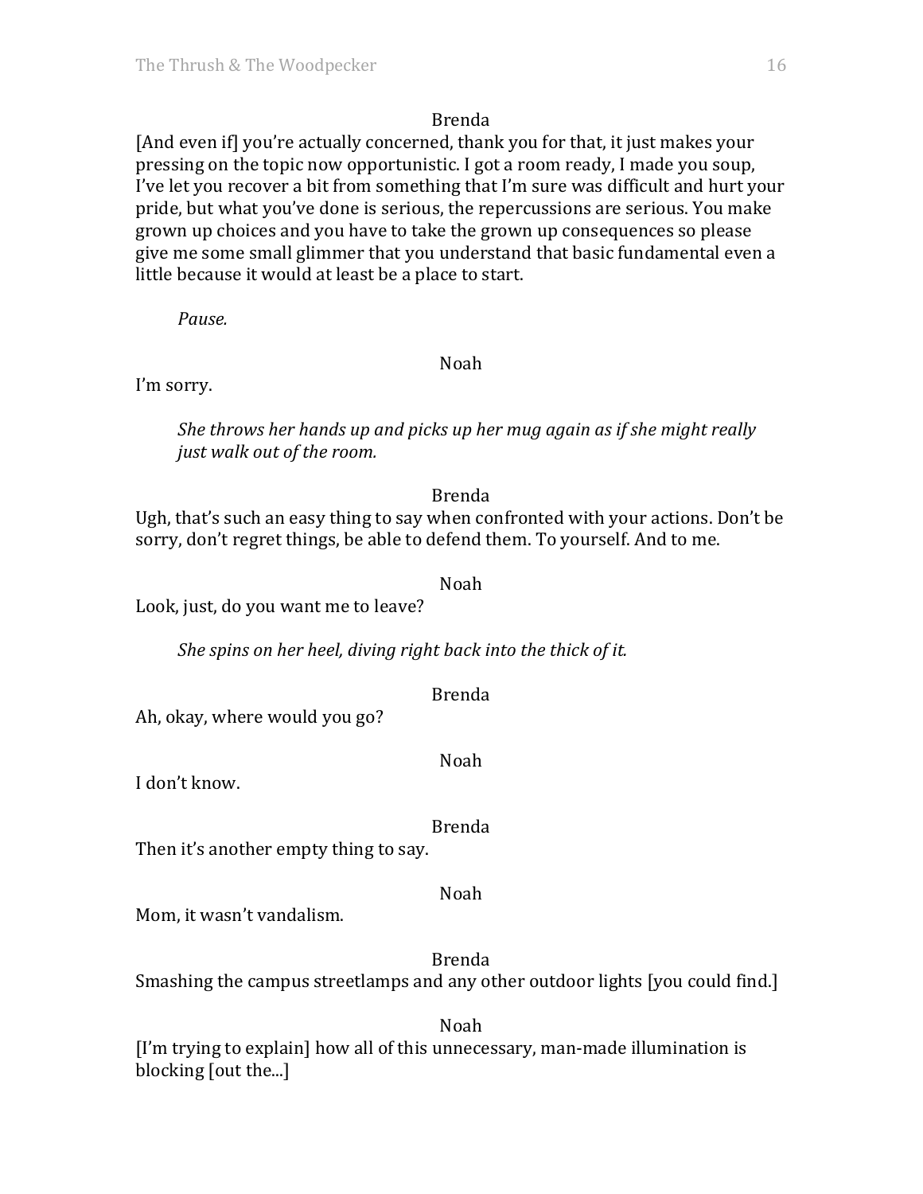Brenda

[And even if] you're actually concerned, thank you for that, it just makes your pressing on the topic now opportunistic. I got a room ready, I made you soup, I've let you recover a bit from something that I'm sure was difficult and hurt your pride, but what you've done is serious, the repercussions are serious. You make grown up choices and you have to take the grown up consequences so please give me some small glimmer that you understand that basic fundamental even a little because it would at least be a place to start.

*Pause.*

Noah

I'm sorry.

*She throws her hands up and picks up her mug again as if she might really just walk out of the room.*

Brenda

Ugh, that's such an easy thing to say when confronted with your actions. Don't be sorry, don't regret things, be able to defend them. To yourself. And to me.

Noah

Look, just, do you want me to leave?

*She spins on her heel, diving right back into the thick of it.*

Brenda

Ah, okay, where would you go?

Noah

I don't know.

Brenda

Then it's another empty thing to say.

Noah

Mom, it wasn't vandalism.

Brenda

Smashing the campus streetlamps and any other outdoor lights [you could find.]

Noah

[I'm trying to explain] how all of this unnecessary, man-made illumination is blocking [out the...]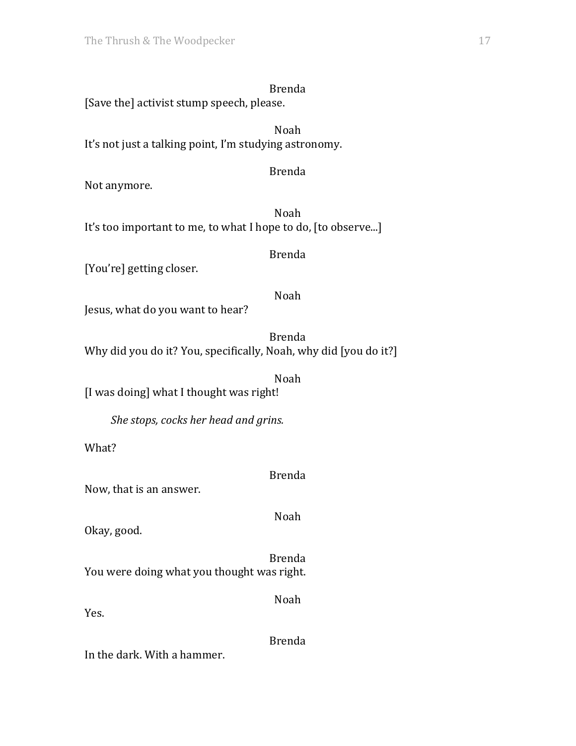Brenda

[Save the] activist stump speech, please.

Noah

It's not just a talking point, I'm studying astronomy.

Brenda

Not anymore.

Noah

It's too important to me, to what I hope to do, [to observe...]

Brenda

[You're] getting closer.

Noah

Jesus, what do you want to hear?

Brenda

Why did you do it? You, specifically, Noah, why did [you do it?]

Noah

[I was doing] what I thought was right!

*She stops, cocks her head and grins.*

What?

Brenda

Now, that is an answer.

Noah

Okay, good.

Brenda

You were doing what you thought was right.

Noah

Yes.

Brenda

In the dark. With a hammer.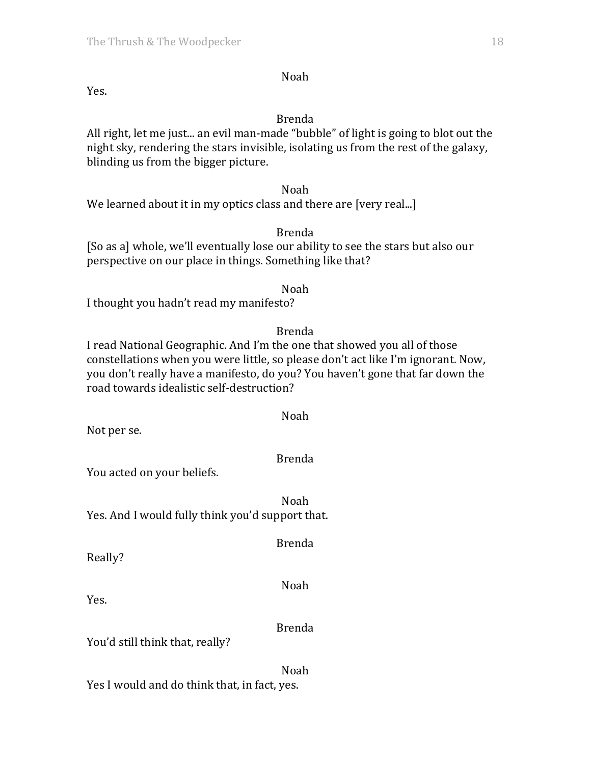Noah

Yes.

Brenda

All right, let me just... an evil man-made "bubble" of light is going to blot out the night sky, rendering the stars invisible, isolating us from the rest of the galaxy, blinding us from the bigger picture.

Noah

We learned about it in my optics class and there are [very real...]

Brenda

[So as a] whole, we'll eventually lose our ability to see the stars but also our perspective on our place in things. Something like that?

Noah

I thought you hadn't read my manifesto?

Brenda

I read National Geographic. And I'm the one that showed you all of those constellations when you were little, so please don't act like I'm ignorant. Now, you don't really have a manifesto, do you? You haven't gone that far down the road towards idealistic self-destruction?

Noah

Not per se.

Brenda

You acted on your beliefs.

Noah

Yes. And I would fully think you'd support that.

Brenda

Really?

Noah

Yes.

Brenda

You'd still think that, really?

Noah

Yes I would and do think that, in fact, yes.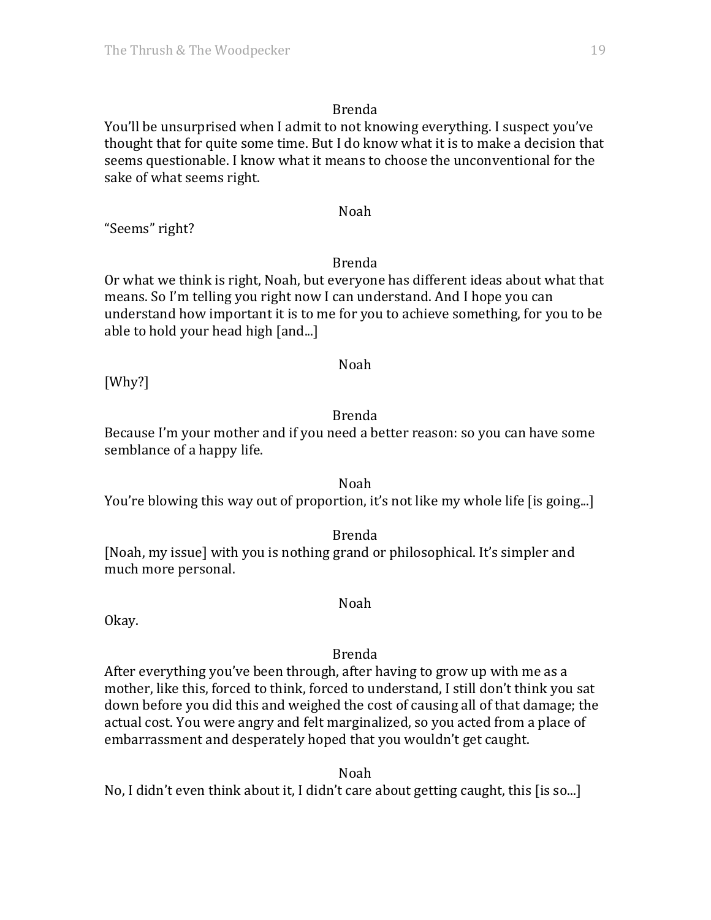Brenda

You'll be unsurprised when I admit to not knowing everything. I suspect you've thought that for quite some time. But I do know what it is to make a decision that seems questionable. I know what it means to choose the unconventional for the sake of what seems right.

Noah

"Seems" right?

Brenda

Or what we think is right, Noah, but everyone has different ideas about what that means. So I'm telling you right now I can understand. And I hope you can understand how important it is to me for you to achieve something, for you to be able to hold your head high [and...]

Noah

[Why?]

Brenda

Because I'm your mother and if you need a better reason: so you can have some semblance of a happy life.

Noah

You're blowing this way out of proportion, it's not like my whole life [is going...]

Brenda

[Noah, my issue] with you is nothing grand or philosophical. It's simpler and much more personal.

Noah

Okay.

Brenda

After everything you've been through, after having to grow up with me as a mother, like this, forced to think, forced to understand, I still don't think you sat down before you did this and weighed the cost of causing all of that damage; the actual cost. You were angry and felt marginalized, so you acted from a place of embarrassment and desperately hoped that you wouldn't get caught.

Noah

No, I didn't even think about it, I didn't care about getting caught, this [is so...]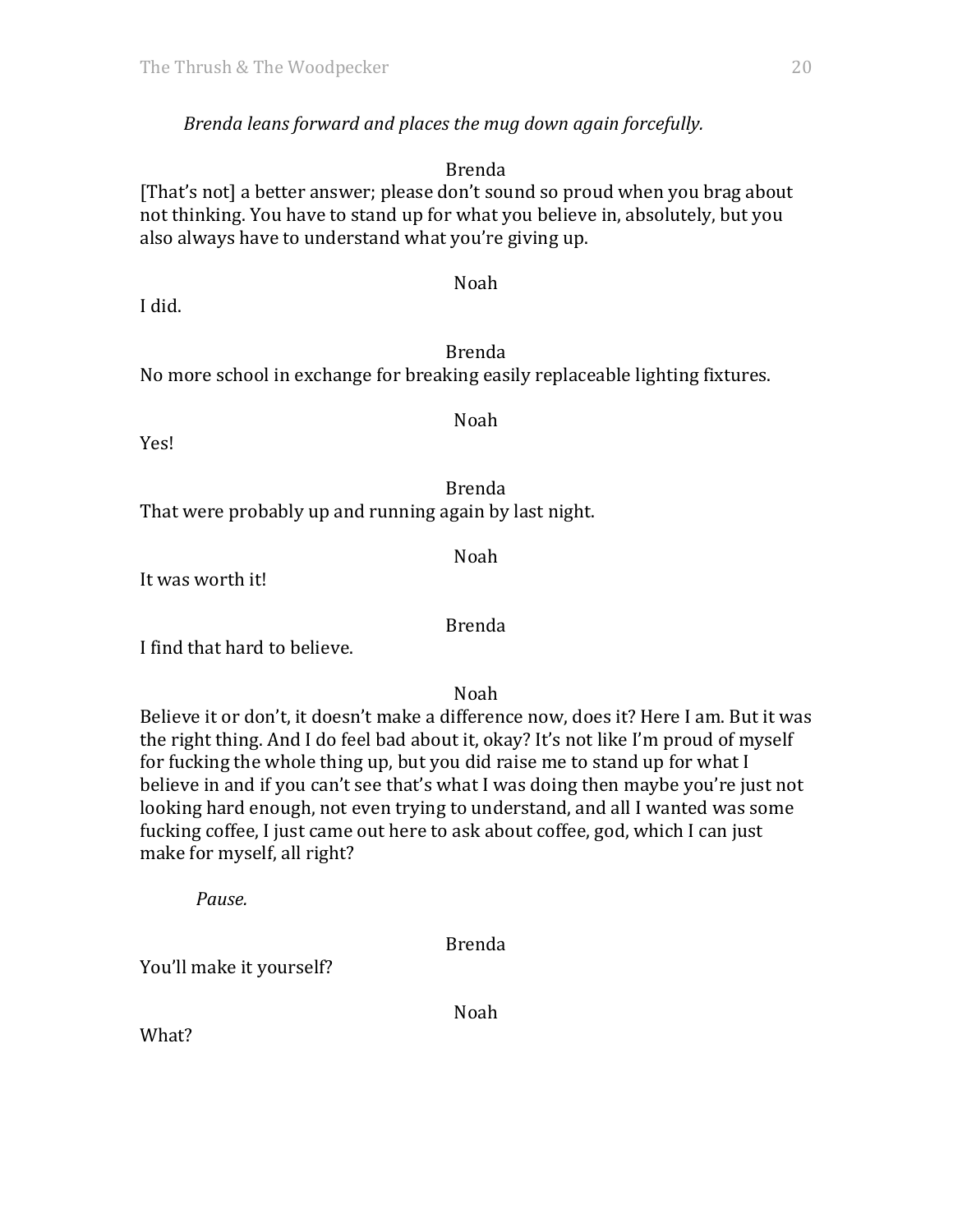*Brenda leans forward and places the mug down again forcefully.*

Brenda

[That's not] a better answer; please don't sound so proud when you brag about not thinking. You have to stand up for what you believe in, absolutely, but you also always have to understand what you're giving up.

Noah

I did.

Brenda

No more school in exchange for breaking easily replaceable lighting fixtures.

Noah

Yes!

Brenda

That were probably up and running again by last night.

Noah

It was worth it!

Brenda

I find that hard to believe.

Noah

Believe it or don't, it doesn't make a difference now, does it? Here I am. But it was the right thing. And I do feel bad about it, okay? It's not like I'm proud of myself for fucking the whole thing up, but you did raise me to stand up for what I believe in and if you can't see that's what I was doing then maybe you're just not looking hard enough, not even trying to understand, and all I wanted was some fucking coffee, I just came out here to ask about coffee, god, which I can just make for myself, all right?

*Pause.*

Brenda

You'll make it yourself?

Noah

What?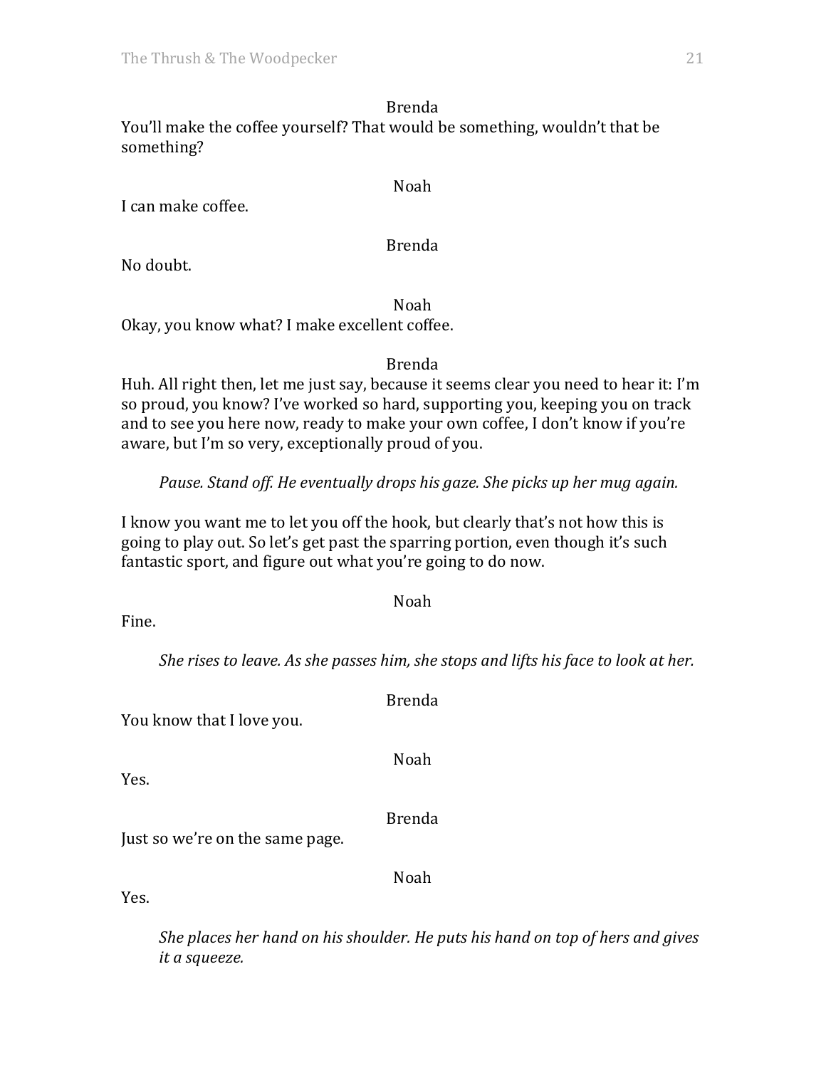Brenda

You'll make the coffee yourself? That would be something, wouldn't that be something?

Noah

I can make coffee.

Brenda

No doubt.

Noah

Okay, you know what? I make excellent coffee.

Brenda

Huh. All right then, let me just say, because it seems clear you need to hear it: I'm so proud, you know? I've worked so hard, supporting you, keeping you on track and to see you here now, ready to make your own coffee, I don't know if you're aware, but I'm so very, exceptionally proud of you.

*Pause. Stand off. He eventually drops his gaze. She picks up her mug again.*

I know you want me to let you off the hook, but clearly that's not how this is going to play out. So let's get past the sparring portion, even though it's such fantastic sport, and figure out what you're going to do now.

Noah

Fine.

*She rises to leave. As she passes him, she stops and lifts his face to look at her.*

Brenda

You know that I love you.

Noah

Yes.

Brenda

Just so we're on the same page.

Noah

Yes.

*She places her hand on his shoulder. He puts his hand on top of hers and gives it a squeeze.*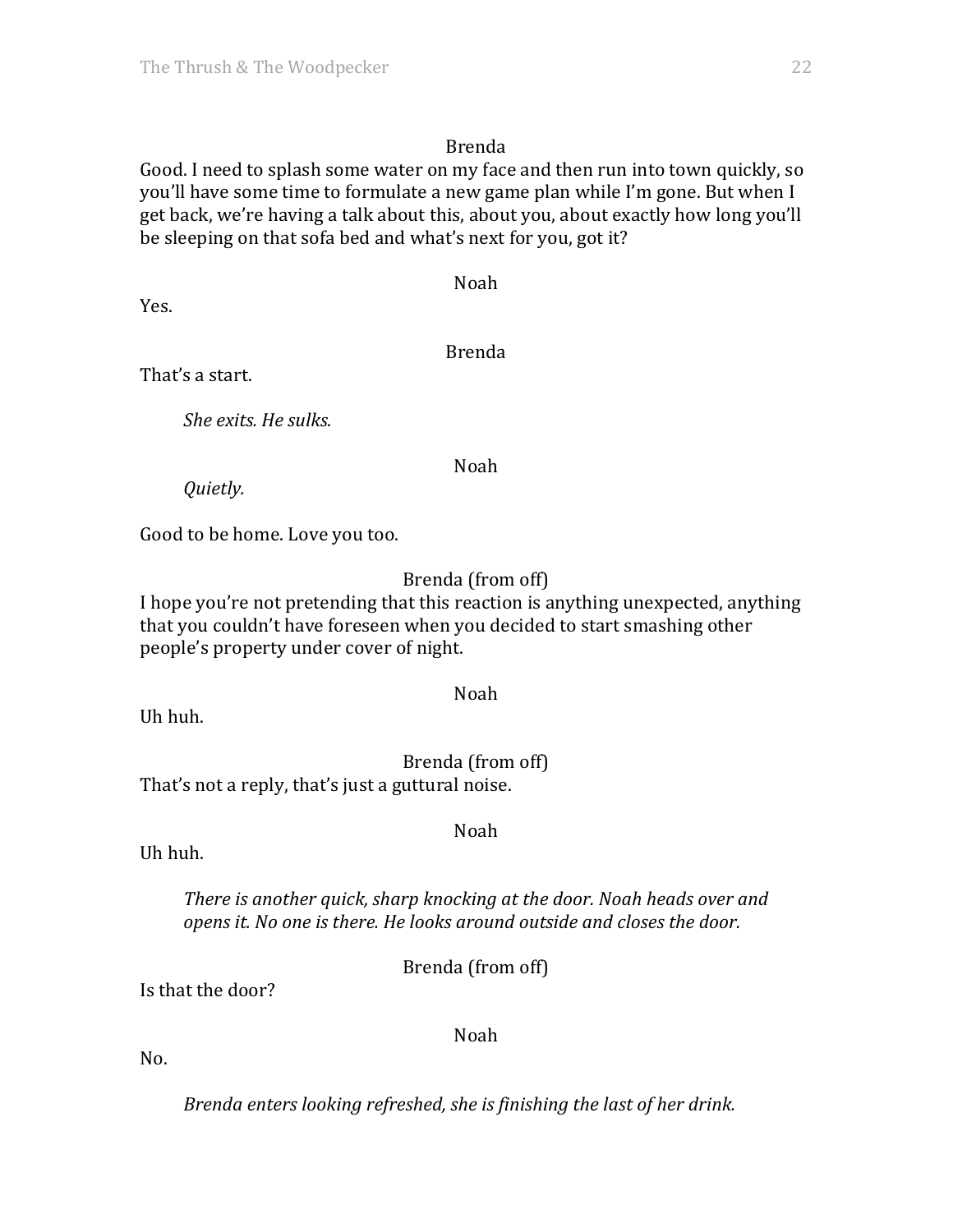Brenda

Good. I need to splash some water on my face and then run into town quickly, so you'll have some time to formulate a new game plan while I'm gone. But when I get back, we're having a talk about this, about you, about exactly how long you'll be sleeping on that sofa bed and what's next for you, got it?

Noah

Yes.

Brenda

That's a start.

*She exits. He sulks.*

Noah

*Quietly.*

Good to be home. Love you too.

Brenda (from off)

I hope you're not pretending that this reaction is anything unexpected, anything that you couldn't have foreseen when you decided to start smashing other people's property under cover of night.

Noah

Uh huh.

Brenda (from off)

That's not a reply, that's just a guttural noise.

Noah

Uh huh.

*There is another quick, sharp knocking at the door. Noah heads over and opens it. No one is there. He looks around outside and closes the door.*

Brenda (from off)

Is that the door?

Noah

No.

*Brenda enters looking refreshed, she is finishing the last of her drink.*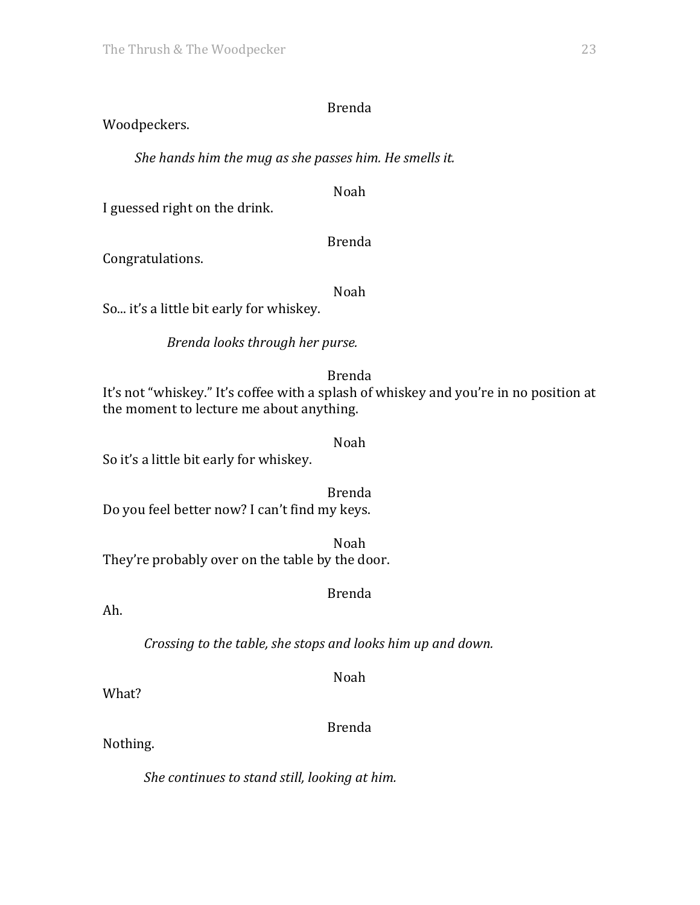Brenda

Woodpeckers.

*She hands him the mug as she passes him. He smells it.*

Noah

I guessed right on the drink.

Brenda

Congratulations.

Noah

So... it's a little bit early for whiskey.

*Brenda looks through her purse.*

Brenda

It's not "whiskey." It's coffee with a splash of whiskey and you're in no position at the moment to lecture me about anything.

Noah

So it's a little bit early for whiskey.

Brenda

Do you feel better now? I can't find my keys.

Noah

They're probably over on the table by the door.

Brenda

Ah.

*Crossing to the table, she stops and looks him up and down.*

Noah

What?

Brenda

Nothing.

*She continues to stand still, looking at him.*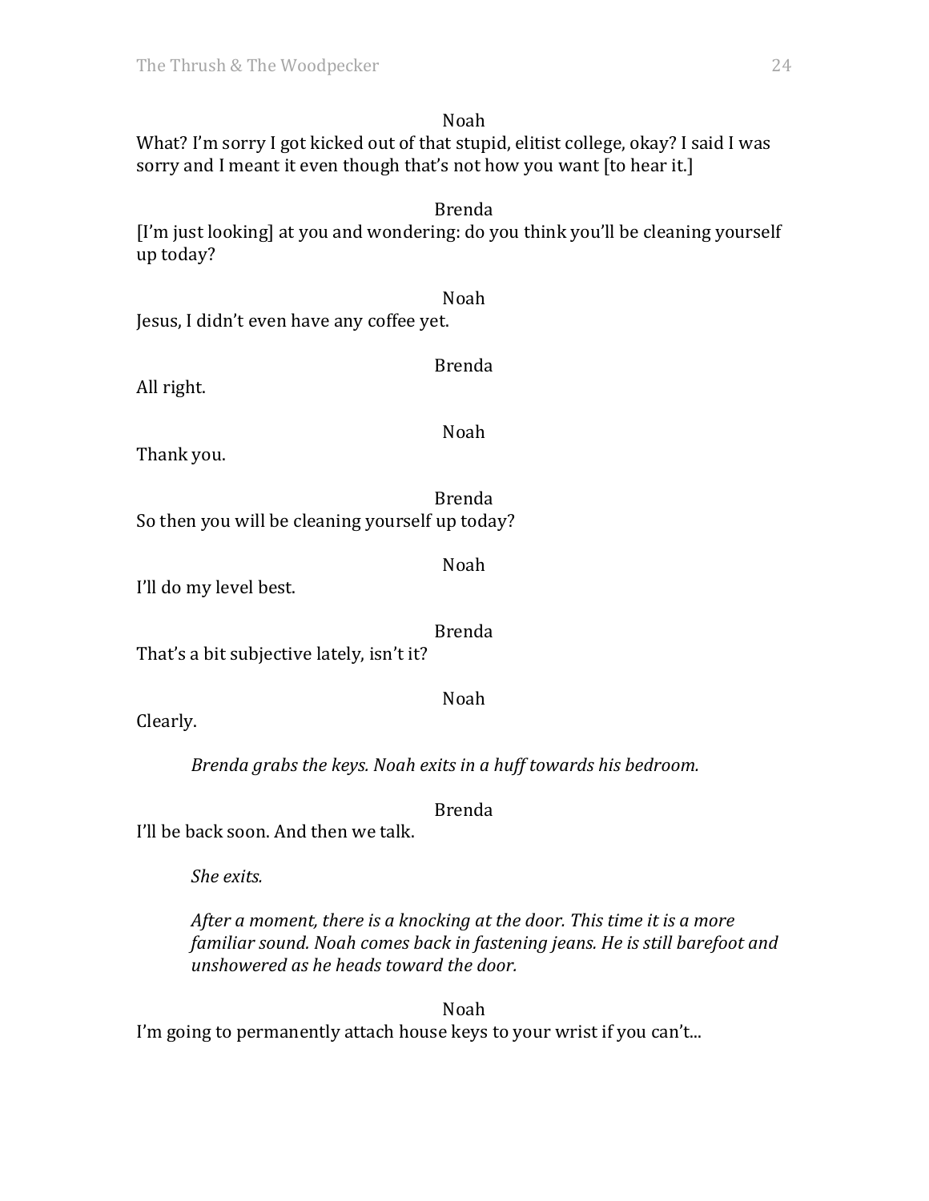Noah

What? I'm sorry I got kicked out of that stupid, elitist college, okay? I said I was sorry and I meant it even though that's not how you want [to hear it.]

Brenda

[I'm just looking] at you and wondering: do you think you'll be cleaning yourself up today?

Noah

Jesus, I didn't even have any coffee yet.

Brenda

All right.

Noah

Thank you.

Brenda

So then you will be cleaning yourself up today?

Noah

I'll do my level best.

Brenda

That's a bit subjective lately, isn't it?

Noah

Clearly.

*Brenda grabs the keys. Noah exits in a huff towards his bedroom.*

Brenda

I'll be back soon. And then we talk.

*She exits.*

*After a moment, there is a knocking at the door. This time it is a more familiar sound. Noah comes back in fastening jeans. He is still barefoot and unshowered as he heads toward the door.*

Noah

I'm going to permanently attach house keys to your wrist if you can't...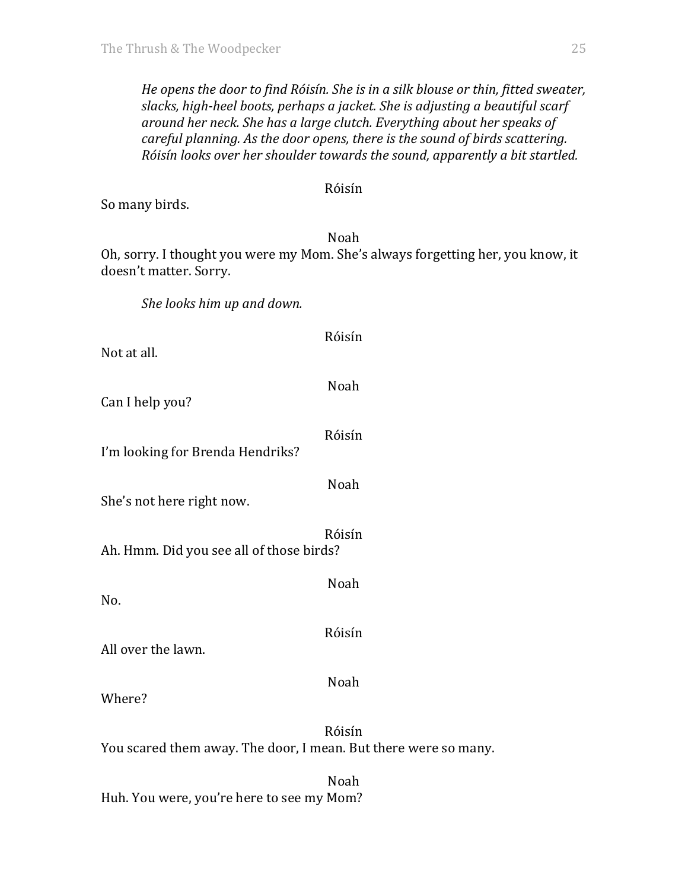*He opens the door to find Róisín. She is in a silk blouse or thin, fitted sweater, slacks, high-heel boots, perhaps a jacket. She is adjusting a beautiful scarf around her neck. She has a large clutch. Everything about her speaks of careful planning. As the door opens, there is the sound of birds scattering. Róisín looks over her shoulder towards the sound, apparently a bit startled.*

Róisín

So many birds.

Noah

Oh, sorry. I thought you were my Mom. She's always forgetting her, you know, it doesn't matter. Sorry.

*She looks him up and down.*

Róisín

Not at all.

Noah

Can I help you?

Róisín

I'm looking for Brenda Hendriks?

Noah

She's not here right now.

Róisín

Ah. Hmm. Did you see all of those birds?

Noah

No.

Róisín

All over the lawn.

Noah

Where?

Róisín

You scared them away. The door, I mean. But there were so many.

Noah

Huh. You were, you're here to see my Mom?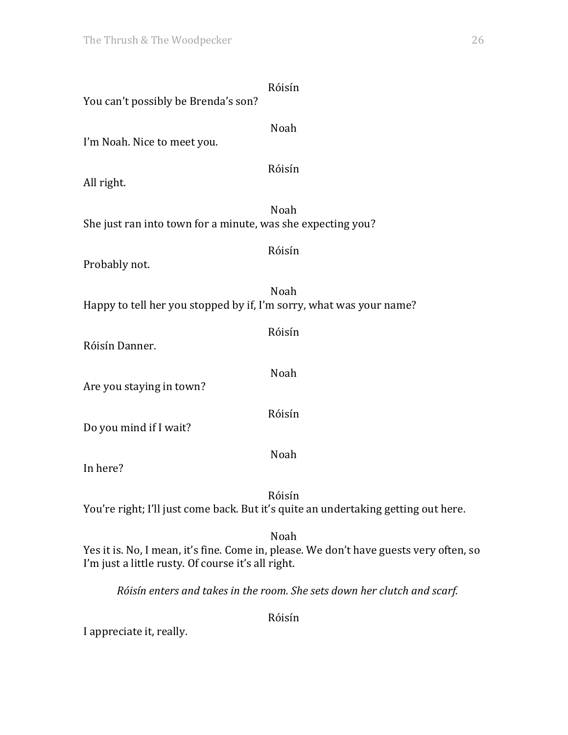Róisín

You can't possibly be Brenda's son?

Noah

I'm Noah. Nice to meet you.

Róisín

All right.

Noah

She just ran into town for a minute, was she expecting you?

Róisín

Probably not.

Noah

Happy to tell her you stopped by if, I'm sorry, what was your name?

Róisín

Róisín Danner.

Noah

Are you staying in town?

Róisín

Do you mind if I wait?

Noah

In here?

Róisín

You're right; I'll just come back. But it's quite an undertaking getting out here.

Noah

Yes it is. No, I mean, it's fine. Come in, please. We don't have guests very often, so I'm just a little rusty. Of course it's all right.

*Róisín enters and takes in the room. She sets down her clutch and scarf.*

Róisín

I appreciate it, really.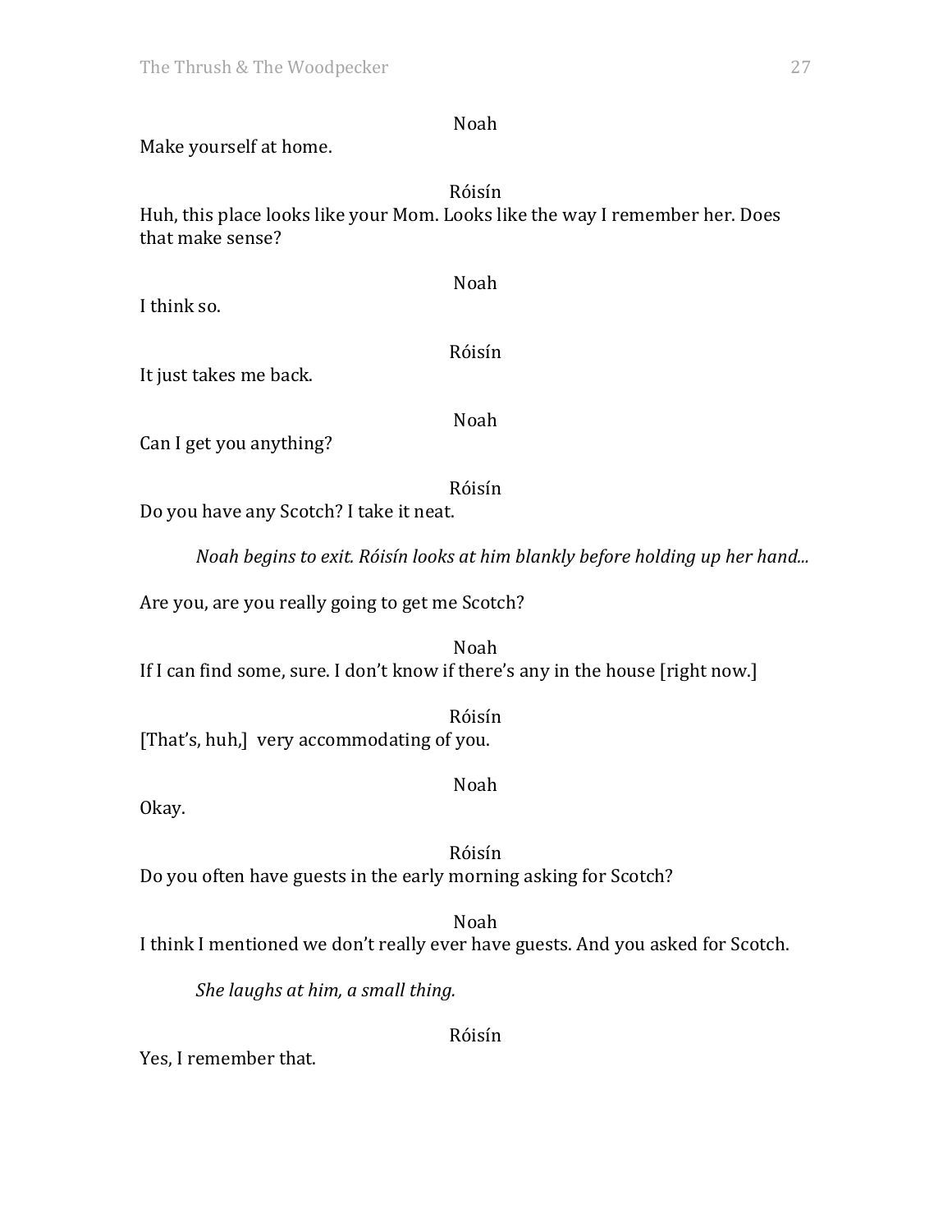Noah

Make yourself at home.

Róisín

Huh, this place looks like your Mom. Looks like the way I remember her. Does that make sense?

Noah

I think so.

Róisín

It just takes me back.

Noah

Can I get you anything?

Róisín

Do you have any Scotch? I take it neat.

*Noah begins to exit. Róisín looks at him blankly before holding up her hand...*

Are you, are you really going to get me Scotch?

Noah

If I can find some, sure. I don't know if there's any in the house [right now.]

Róisín

[That's, huh,] very accommodating of you.

Noah

Okay.

Róisín

Do you often have guests in the early morning asking for Scotch?

Noah

I think I mentioned we don't really ever have guests. And you asked for Scotch.

*She laughs at him, a small thing.*

Róisín

Yes, I remember that.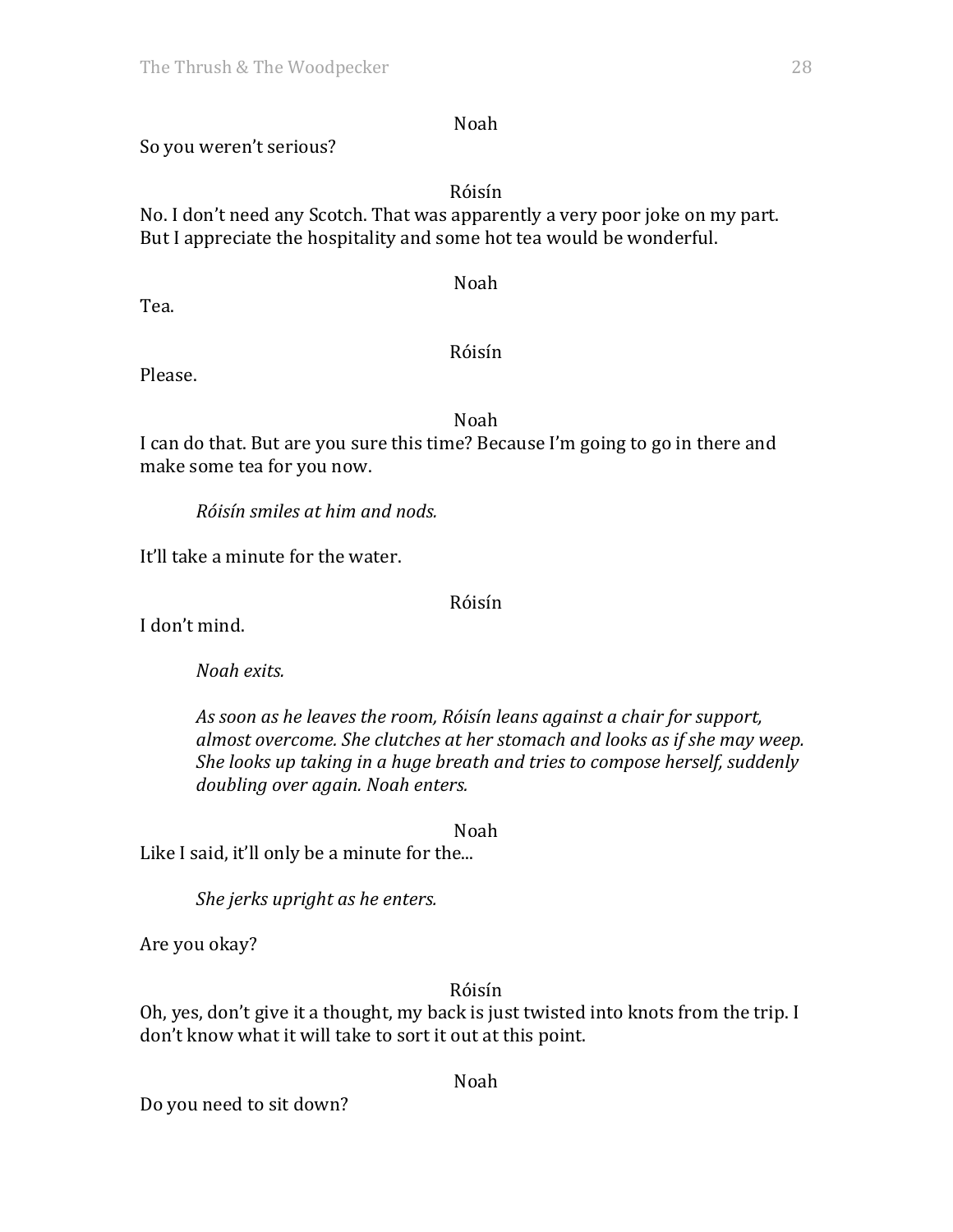Noah

So you weren't serious?

Róisín

No. I don't need any Scotch. That was apparently a very poor joke on my part. But I appreciate the hospitality and some hot tea would be wonderful.

Noah

Tea.

Róisín

Please.

Noah

I can do that. But are you sure this time? Because I'm going to go in there and make some tea for you now.

*Róisín smiles at him and nods.*

It'll take a minute for the water.

Róisín

I don't mind.

*Noah exits.*

*As soon as he leaves the room, Róisín leans against a chair for support, almost overcome. She clutches at her stomach and looks as if she may weep. She looks up taking in a huge breath and tries to compose herself, suddenly doubling over again. Noah enters.*

Noah

Like I said, it'll only be a minute for the...

*She jerks upright as he enters.*

Are you okay?

Róisín

Oh, yes, don't give it a thought, my back is just twisted into knots from the trip. I don't know what it will take to sort it out at this point.

Noah

Do you need to sit down?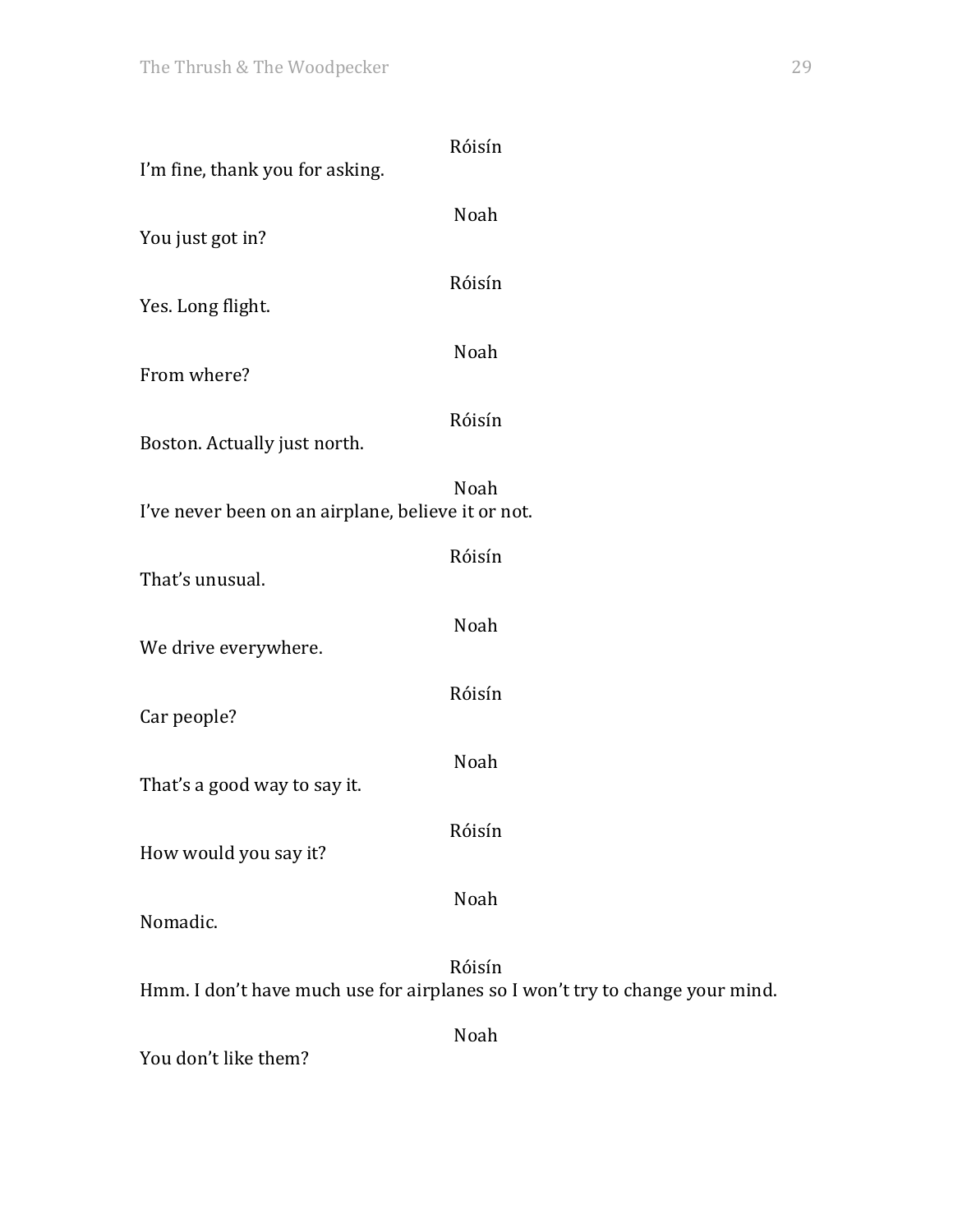Róisín

I'm fine, thank you for asking.

Noah

You just got in?

Róisín

Yes. Long flight.

Noah

From where?

Róisín

Boston. Actually just north.

Noah

I've never been on an airplane, believe it or not.

Róisín

That's unusual.

Noah

We drive everywhere.

Róisín

Car people?

Noah

That's a good way to say it.

Róisín

How would you say it?

Noah

Nomadic.

Róisín

Hmm. I don't have much use for airplanes so I won't try to change your mind.

Noah

You don't like them?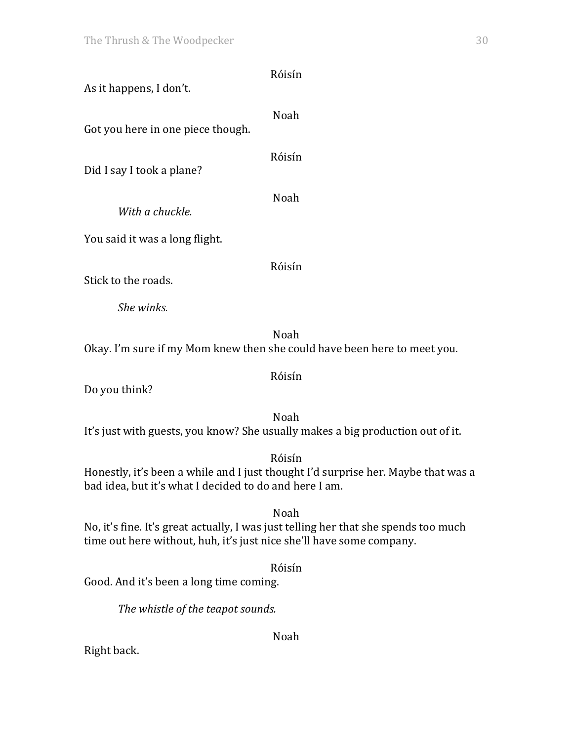Róisín

As it happens, I don't.

Noah

Got you here in one piece though.

Róisín

Did I say I took a plane?

Noah

*With a chuckle.*

You said it was a long flight.

Róisín

Stick to the roads.

*She winks.*

Noah

Okay. I'm sure if my Mom knew then she could have been here to meet you.

Róisín

Do you think?

Noah

It's just with guests, you know? She usually makes a big production out of it.

Róisín

Honestly, it's been a while and I just thought I'd surprise her. Maybe that was a bad idea, but it's what I decided to do and here I am.

Noah

No, it's fine. It's great actually, I was just telling her that she spends too much time out here without, huh, it's just nice she'll have some company.

Róisín

Good. And it's been a long time coming.

*The whistle of the teapot sounds.*

Noah

Right back.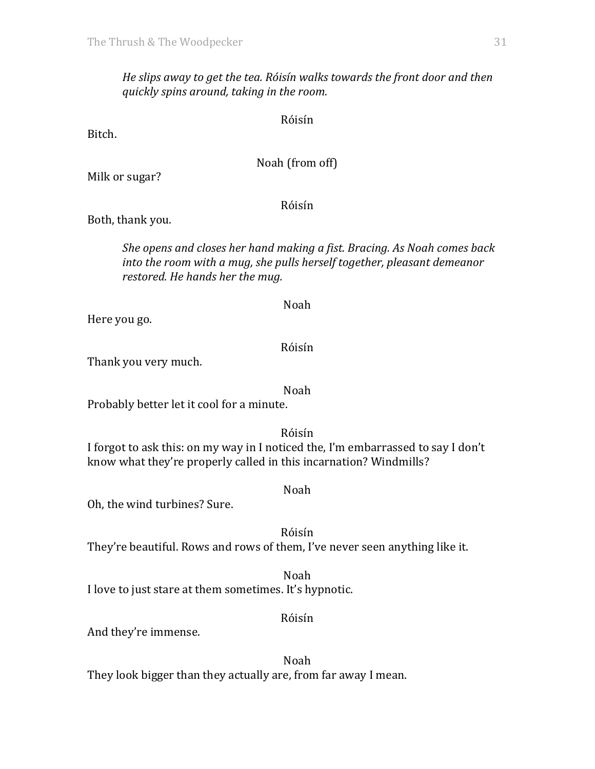*He slips away to get the tea. Róisín walks towards the front door and then quickly spins around, taking in the room.*

Róisín

Bitch.

Noah (from off)

Milk or sugar?

Róisín

Both, thank you.

*She opens and closes her hand making a fist. Bracing. As Noah comes back into the room with a mug, she pulls herself together, pleasant demeanor restored. He hands her the mug.*

Noah

Here you go.

Róisín

Thank you very much.

Noah

Probably better let it cool for a minute.

Róisín

I forgot to ask this: on my way in I noticed the, I'm embarrassed to say I don't know what they're properly called in this incarnation? Windmills?

Noah

Oh, the wind turbines? Sure.

Róisín

They're beautiful. Rows and rows of them, I've never seen anything like it.

Noah

I love to just stare at them sometimes. It's hypnotic.

Róisín

And they're immense.

Noah

They look bigger than they actually are, from far away I mean.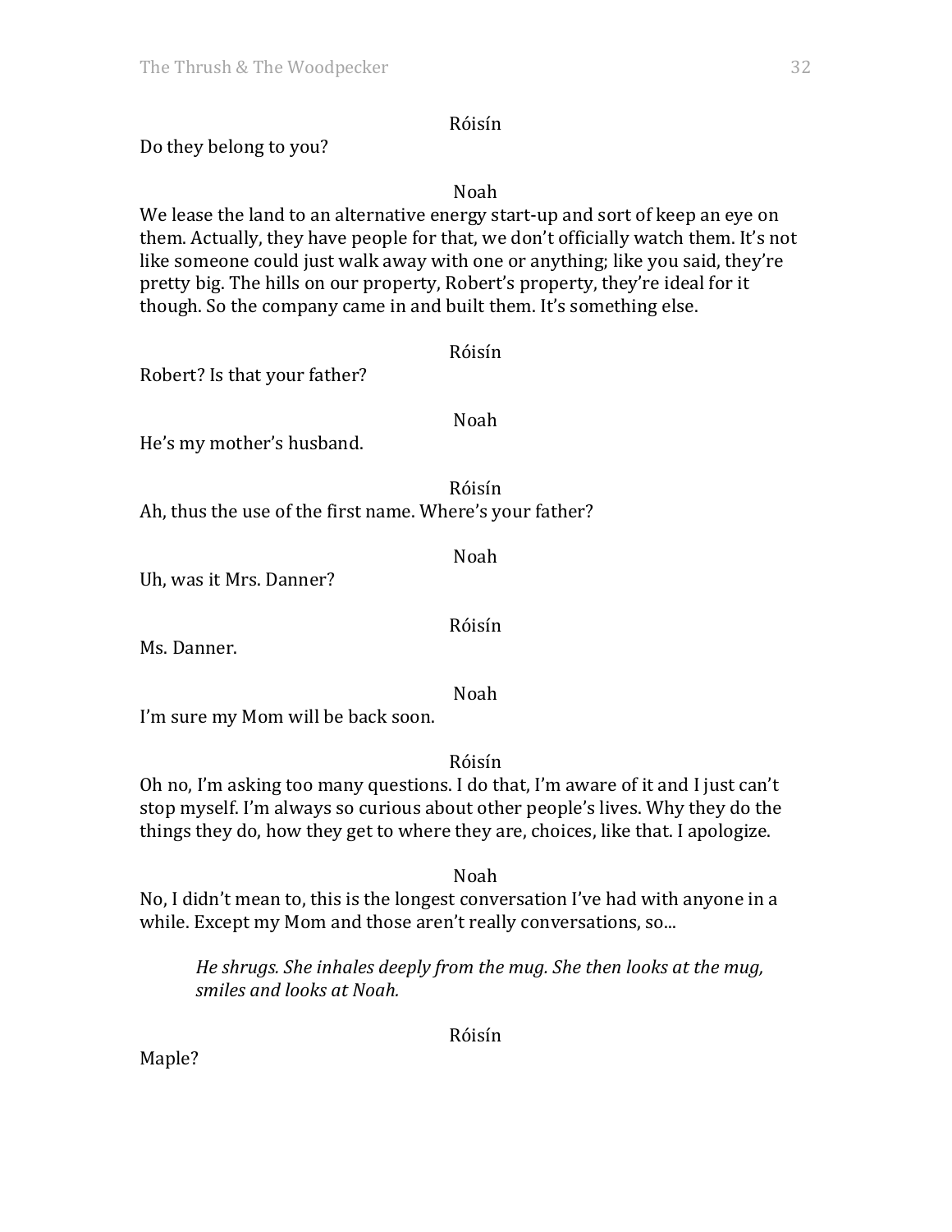Róisín

Do they belong to you?

Noah

We lease the land to an alternative energy start-up and sort of keep an eye on them. Actually, they have people for that, we don't officially watch them. It's not like someone could just walk away with one or anything; like you said, they're pretty big. The hills on our property, Robert's property, they're ideal for it though. So the company came in and built them. It's something else.

Róisín

Robert? Is that your father?

Noah

He's my mother's husband.

Róisín

Ah, thus the use of the first name. Where's your father?

Noah

Uh, was it Mrs. Danner?

Róisín

Ms. Danner.

Noah

I'm sure my Mom will be back soon.

Róisín

Oh no, I'm asking too many questions. I do that, I'm aware of it and I just can't stop myself. I'm always so curious about other people's lives. Why they do the things they do, how they get to where they are, choices, like that. I apologize.

Noah

No, I didn't mean to, this is the longest conversation I've had with anyone in a while. Except my Mom and those aren't really conversations, so...

> *He shrugs. She inhales deeply from the mug. She then looks at the mug, smiles and looks at Noah.*

Róisín

Maple?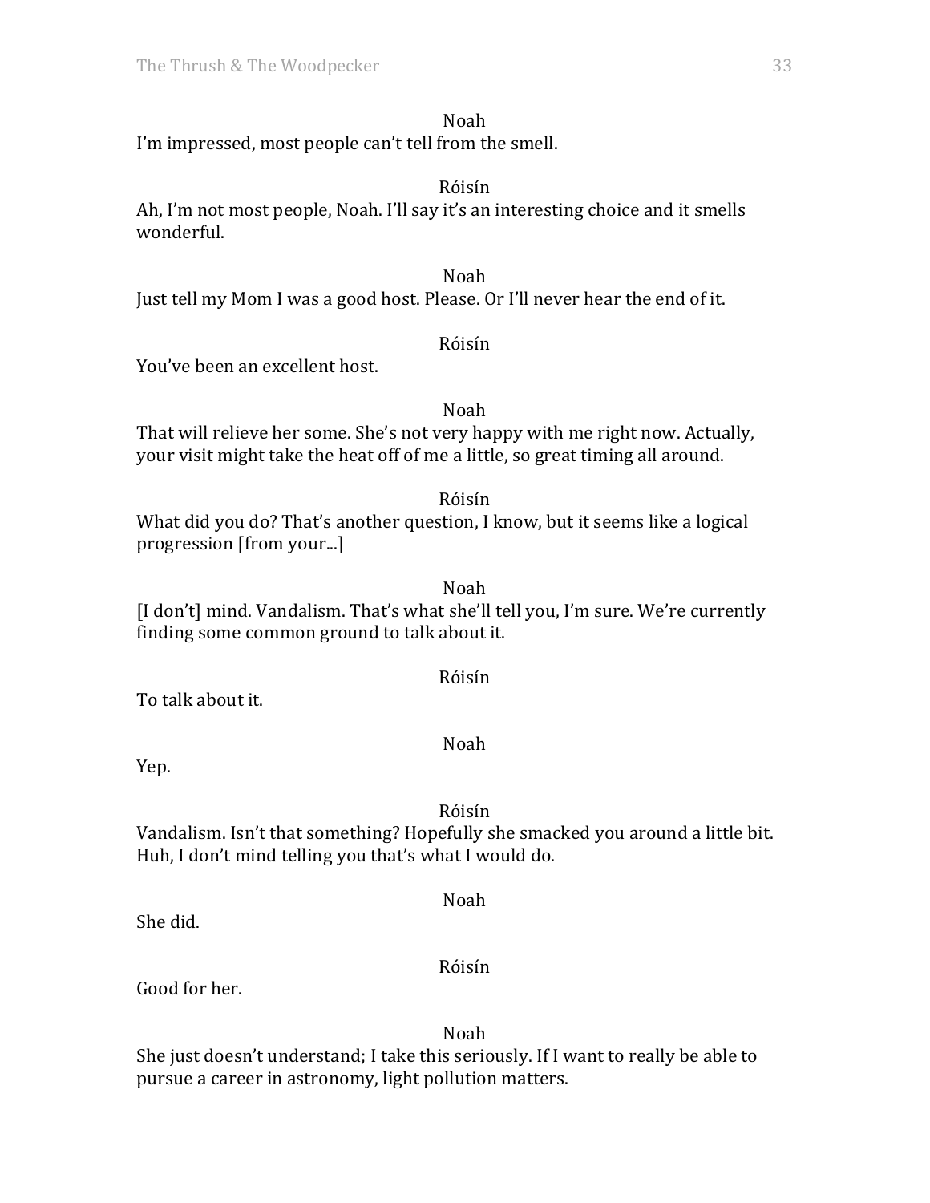Noah

I'm impressed, most people can't tell from the smell.

Róisín

Ah, I'm not most people, Noah. I'll say it's an interesting choice and it smells wonderful.

Noah

Just tell my Mom I was a good host. Please. Or I'll never hear the end of it.

Róisín

You've been an excellent host.

Noah

That will relieve her some. She's not very happy with me right now. Actually, your visit might take the heat off of me a little, so great timing all around.

Róisín

What did you do? That's another question, I know, but it seems like a logical progression [from your...]

Noah

[I don't] mind. Vandalism. That's what she'll tell you, I'm sure. We're currently finding some common ground to talk about it.

Róisín

To talk about it.

Noah

Yep.

Róisín

Vandalism. Isn't that something? Hopefully she smacked you around a little bit. Huh, I don't mind telling you that's what I would do.

Noah

She did.

Róisín

Good for her.

Noah

She just doesn't understand; I take this seriously. If I want to really be able to pursue a career in astronomy, light pollution matters.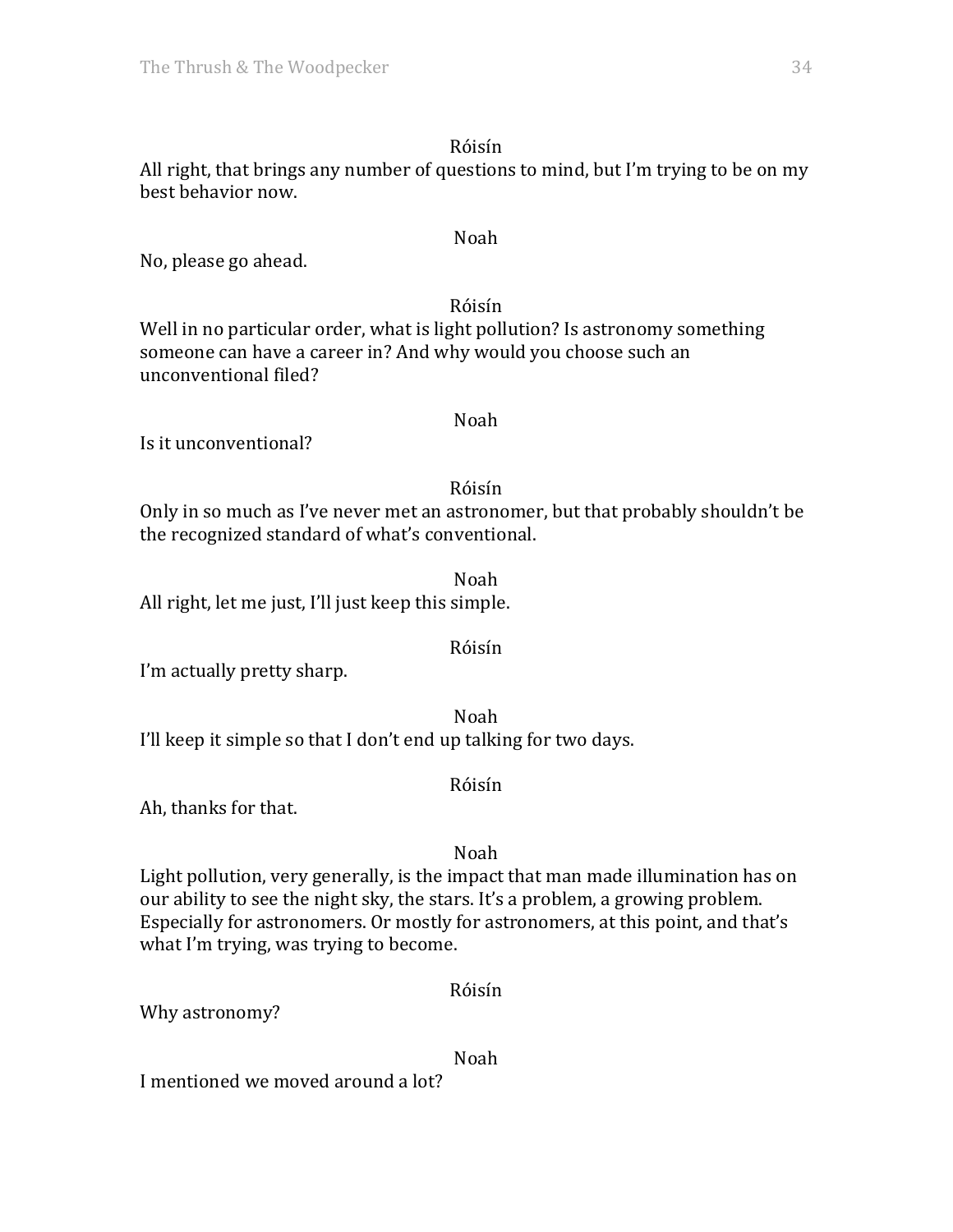Róisín

All right, that brings any number of questions to mind, but I'm trying to be on my best behavior now.

Noah

No, please go ahead.

Róisín

Well in no particular order, what is light pollution? Is astronomy something someone can have a career in? And why would you choose such an unconventional filed?

Noah

Is it unconventional?

Róisín

Only in so much as I've never met an astronomer, but that probably shouldn't be the recognized standard of what's conventional.

Noah

All right, let me just, I'll just keep this simple.

Róisín

I'm actually pretty sharp.

Noah

I'll keep it simple so that I don't end up talking for two days.

Róisín

Ah, thanks for that.

Noah

Light pollution, very generally, is the impact that man made illumination has on our ability to see the night sky, the stars. It's a problem, a growing problem. Especially for astronomers. Or mostly for astronomers, at this point, and that's what I'm trying, was trying to become.

Róisín

Why astronomy?

Noah

I mentioned we moved around a lot?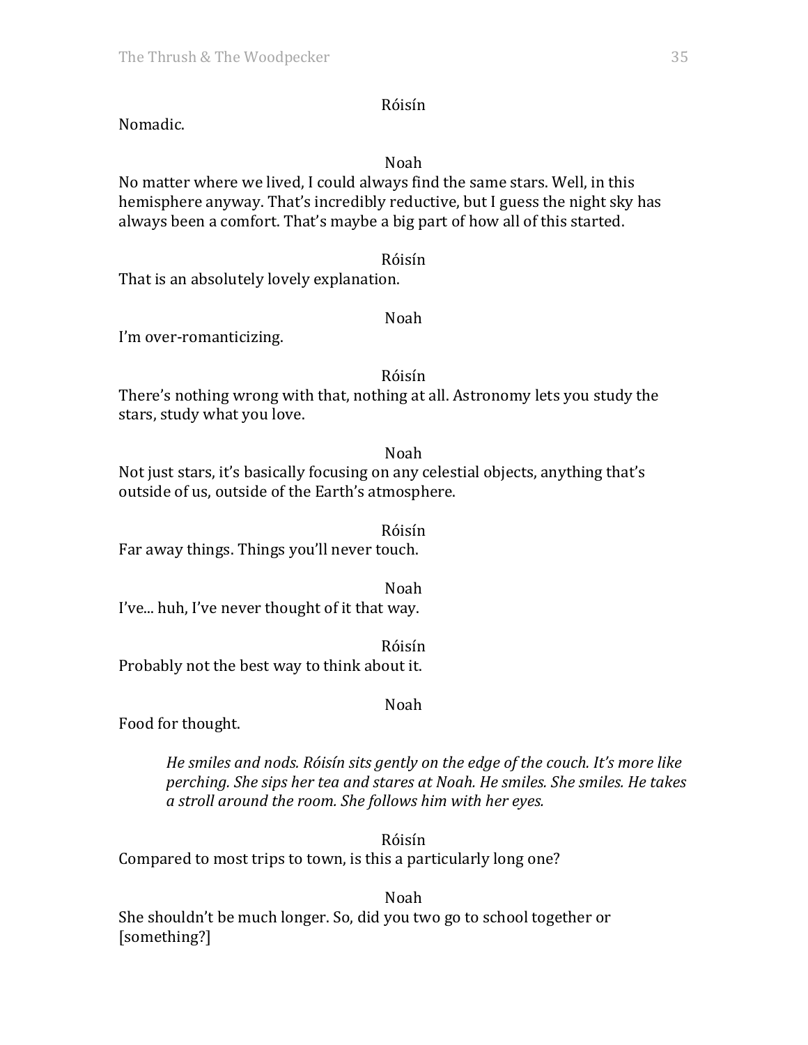Róisín

Nomadic.

Noah

No matter where we lived, I could always find the same stars. Well, in this hemisphere anyway. That's incredibly reductive, but I guess the night sky has always been a comfort. That's maybe a big part of how all of this started.

Róisín

That is an absolutely lovely explanation.

Noah

I'm over-romanticizing.

Róisín

There's nothing wrong with that, nothing at all. Astronomy lets you study the stars, study what you love.

Noah

Not just stars, it's basically focusing on any celestial objects, anything that's outside of us, outside of the Earth's atmosphere.

Róisín

Far away things. Things you'll never touch.

Noah

I've... huh, I've never thought of it that way.

Róisín

Probably not the best way to think about it.

Noah

Food for thought.

> *He smiles and nods. Róisín sits gently on the edge of the couch. It's more like perching. She sips her tea and stares at Noah. He smiles. She smiles. He takes a stroll around the room. She follows him with her eyes.*

Róisín

Compared to most trips to town, is this a particularly long one?

Noah

She shouldn't be much longer. So, did you two go to school together or [something?]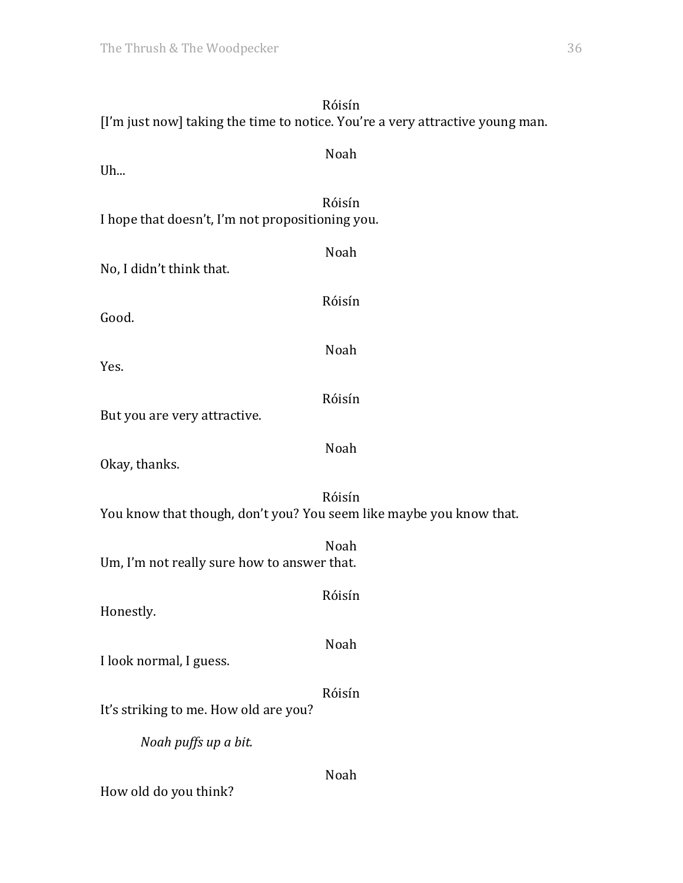Róisín

[I'm just now] taking the time to notice. You're a very attractive young man.

Noah

Uh...

Róisín

I hope that doesn't, I'm not propositioning you.

Noah

No, I didn't think that.

Róisín

Good.

Noah

Yes.

Róisín

But you are very attractive.

Noah

Okay, thanks.

Róisín

You know that though, don't you? You seem like maybe you know that.

Noah

Um, I'm not really sure how to answer that.

Róisín

Honestly.

Noah

I look normal, I guess.

Róisín

It's striking to me. How old are you?

*Noah puffs up a bit.*

Noah

How old do you think?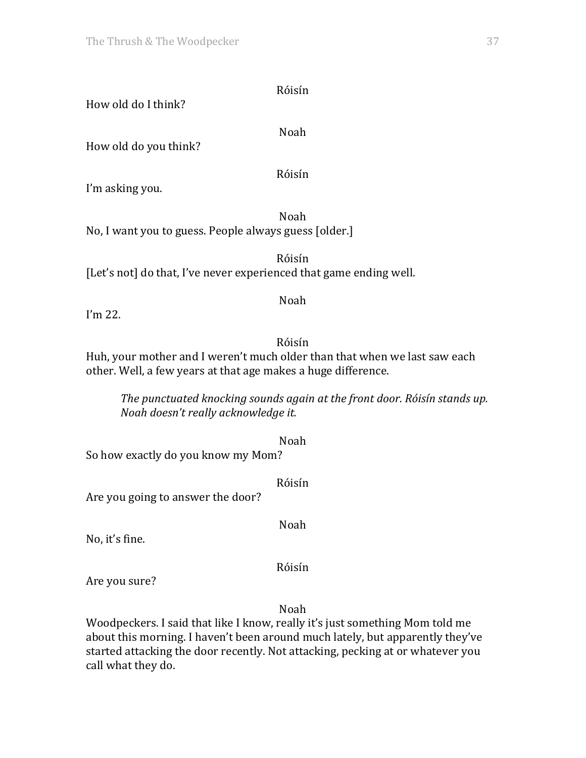Róisín

How old do I think?

Noah

How old do you think?

Róisín

I'm asking you.

Noah

No, I want you to guess. People always guess [older.]

Róisín

[Let's not] do that, I've never experienced that game ending well.

Noah

I'm 22.

Róisín

Huh, your mother and I weren't much older than that when we last saw each other. Well, a few years at that age makes a huge difference.

*The punctuated knocking sounds again at the front door. Róisín stands up. Noah doesn't really acknowledge it.*

Noah

So how exactly do you know my Mom?

Róisín

Are you going to answer the door?

Noah

No, it's fine.

Róisín

Are you sure?

Noah

Woodpeckers. I said that like I know, really it's just something Mom told me about this morning. I haven't been around much lately, but apparently they've started attacking the door recently. Not attacking, pecking at or whatever you call what they do.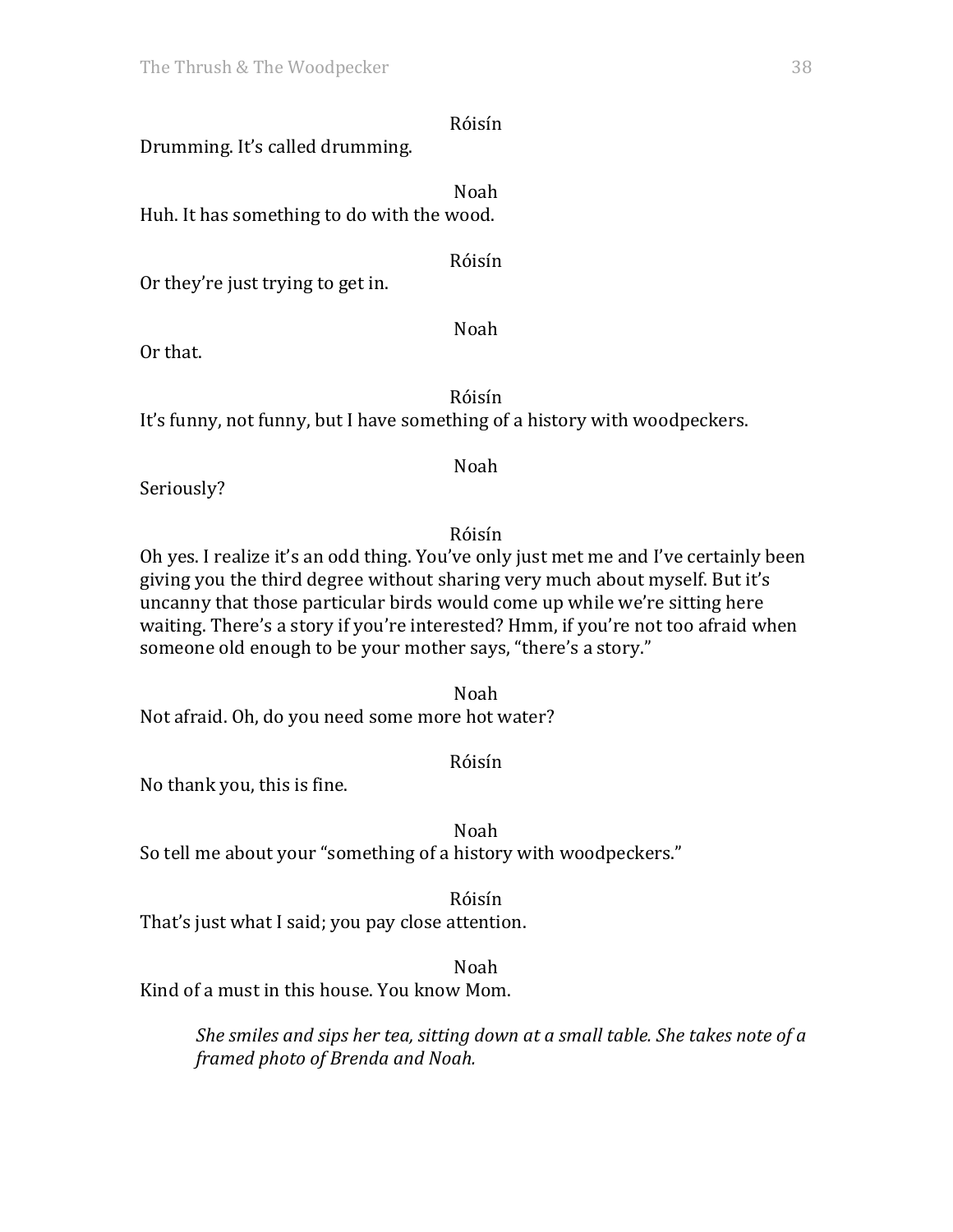Róisín

Drumming. It's called drumming.

Noah

Huh. It has something to do with the wood.

Róisín

Or they're just trying to get in.

Noah

Or that.

Róisín

It's funny, not funny, but I have something of a history with woodpeckers.

Noah

Seriously?

Róisín

Oh yes. I realize it's an odd thing. You've only just met me and I've certainly been giving you the third degree without sharing very much about myself. But it's uncanny that those particular birds would come up while we're sitting here waiting. There's a story if you're interested? Hmm, if you're not too afraid when someone old enough to be your mother says, "there's a story."

Noah

Not afraid. Oh, do you need some more hot water?

Róisín

No thank you, this is fine.

Noah

So tell me about your "something of a history with woodpeckers."

Róisín

That's just what I said; you pay close attention.

Noah

Kind of a must in this house. You know Mom.

*She smiles and sips her tea, sitting down at a small table. She takes note of a framed photo of Brenda and Noah.*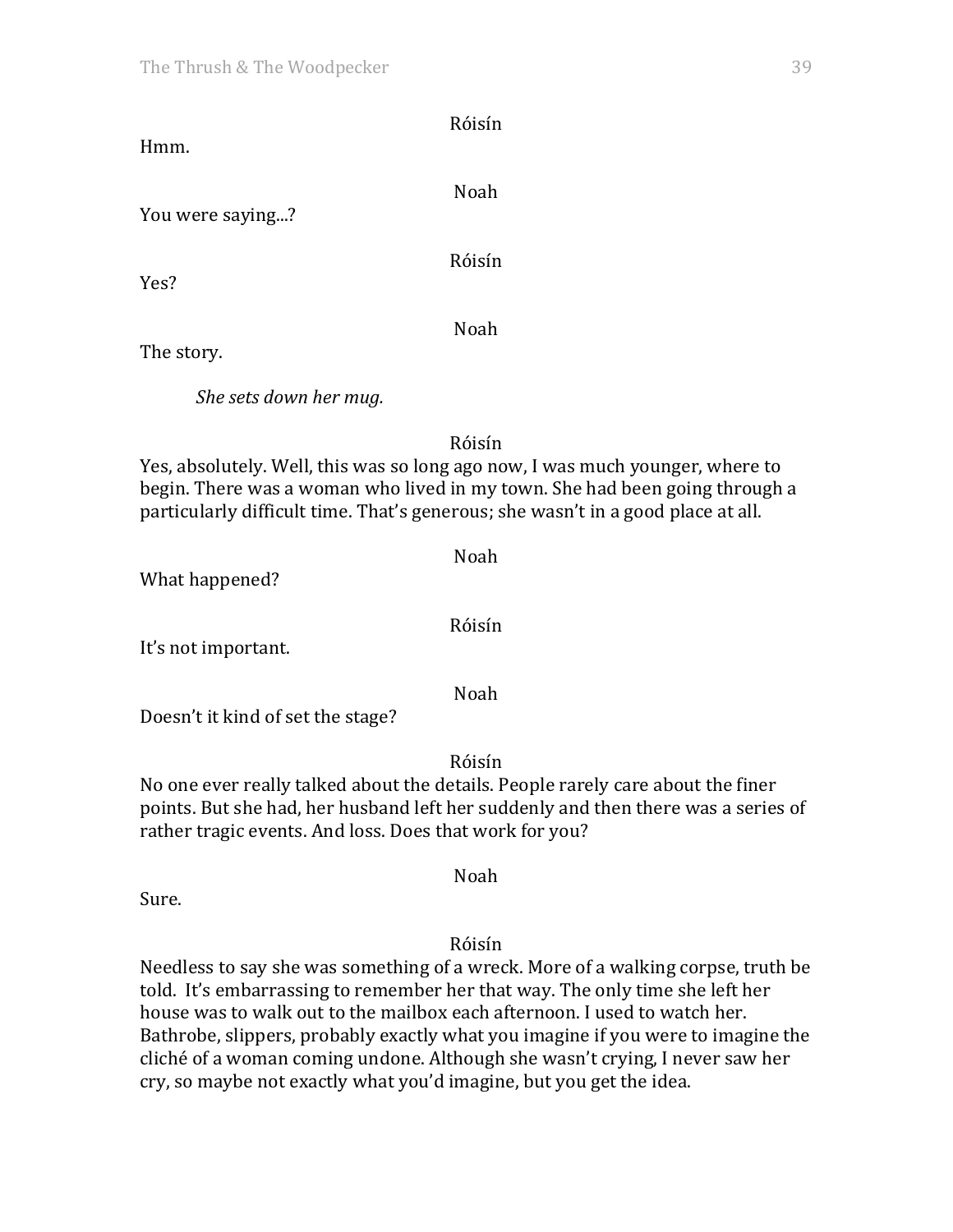Róisín

Hmm.

Noah

You were saying...?

Róisín

Yes?

Noah

The story.

*She sets down her mug.*

Róisín

Yes, absolutely. Well, this was so long ago now, I was much younger, where to begin. There was a woman who lived in my town. She had been going through a particularly difficult time. That's generous; she wasn't in a good place at all.

Noah

What happened?

Róisín

It's not important.

Noah

Doesn't it kind of set the stage?

Róisín

No one ever really talked about the details. People rarely care about the finer points. But she had, her husband left her suddenly and then there was a series of rather tragic events. And loss. Does that work for you?

Noah

Sure.

Róisín

Needless to say she was something of a wreck. More of a walking corpse, truth be told. It's embarrassing to remember her that way. The only time she left her house was to walk out to the mailbox each afternoon. I used to watch her. Bathrobe, slippers, probably exactly what you imagine if you were to imagine the cliché of a woman coming undone. Although she wasn't crying, I never saw her cry, so maybe not exactly what you'd imagine, but you get the idea.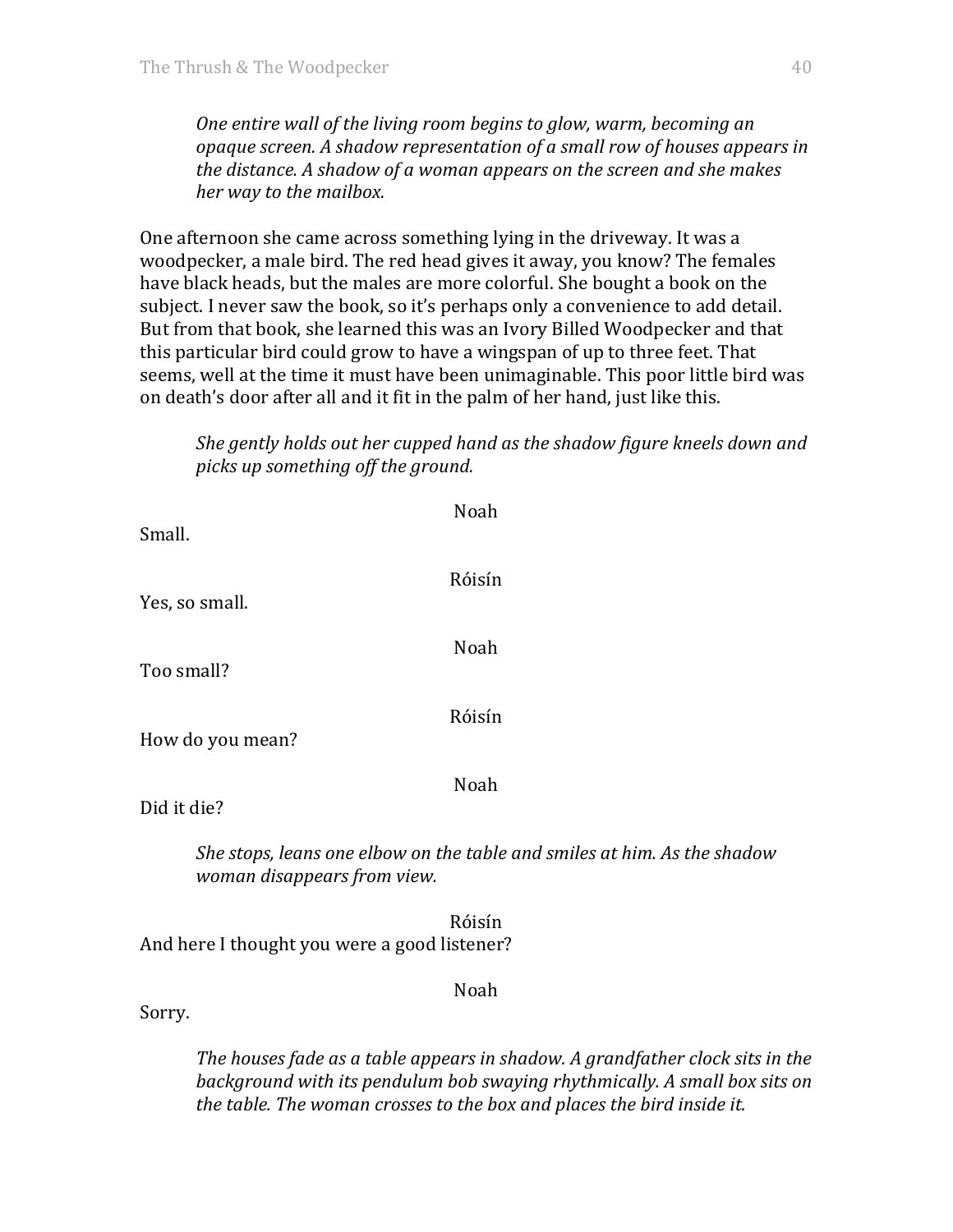*One entire wall of the living room begins to glow, warm, becoming an opaque screen. A shadow representation of a small row of houses appears in the distance. A shadow of a woman appears on the screen and she makes her way to the mailbox.*

One afternoon she came across something lying in the driveway. It was a woodpecker, a male bird. The red head gives it away, you know? The females have black heads, but the males are more colorful. She bought a book on the subject. I never saw the book, so it's perhaps only a convenience to add detail. But from that book, she learned this was an Ivory Billed Woodpecker and that this particular bird could grow to have a wingspan of up to three feet. That seems, well at the time it must have been unimaginable. This poor little bird was on death's door after all and it fit in the palm of her hand, just like this.

*She gently holds out her cupped hand as the shadow figure kneels down and picks up something off the ground.*

Noah

Small.

Róisín

Yes, so small.

Noah

Too small?

Róisín

How do you mean?

Noah

Did it die?

*She stops, leans one elbow on the table and smiles at him. As the shadow woman disappears from view.*

Róisín

And here I thought you were a good listener?

Noah

Sorry.

*The houses fade as a table appears in shadow. A grandfather clock sits in the background with its pendulum bob swaying rhythmically. A small box sits on the table. The woman crosses to the box and places the bird inside it.*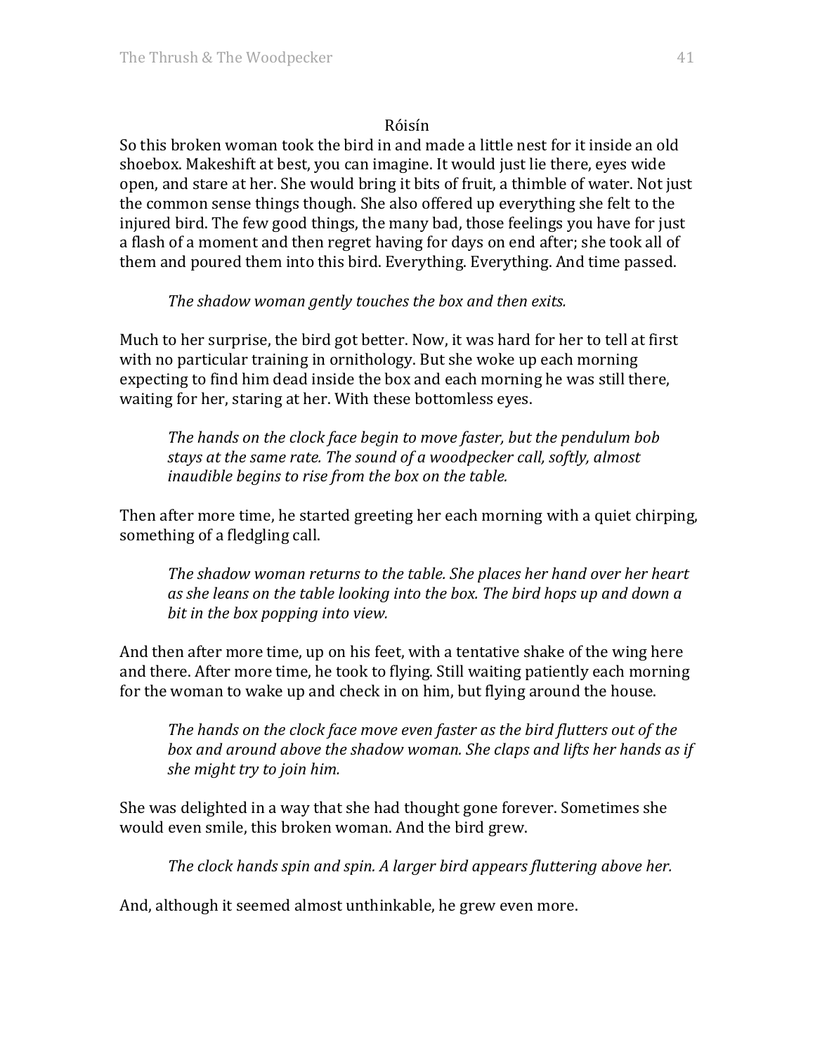Róisín

So this broken woman took the bird in and made a little nest for it inside an old shoebox. Makeshift at best, you can imagine. It would just lie there, eyes wide open, and stare at her. She would bring it bits of fruit, a thimble of water. Not just the common sense things though. She also offered up everything she felt to the injured bird. The few good things, the many bad, those feelings you have for just a flash of a moment and then regret having for days on end after; she took all of them and poured them into this bird. Everything. Everything. And time passed.

> *The shadow woman gently touches the box and then exits.*

Much to her surprise, the bird got better. Now, it was hard for her to tell at first with no particular training in ornithology. But she woke up each morning expecting to find him dead inside the box and each morning he was still there, waiting for her, staring at her. With these bottomless eyes.

> *The hands on the clock face begin to move faster, but the pendulum bob stays at the same rate. The sound of a woodpecker call, softly, almost inaudible begins to rise from the box on the table.*

Then after more time, he started greeting her each morning with a quiet chirping, something of a fledgling call.

> *The shadow woman returns to the table. She places her hand over her heart as she leans on the table looking into the box. The bird hops up and down a bit in the box popping into view.*

And then after more time, up on his feet, with a tentative shake of the wing here and there. After more time, he took to flying. Still waiting patiently each morning for the woman to wake up and check in on him, but flying around the house.

> *The hands on the clock face move even faster as the bird flutters out of the box and around above the shadow woman. She claps and lifts her hands as if she might try to join him.*

She was delighted in a way that she had thought gone forever. Sometimes she would even smile, this broken woman. And the bird grew.

> *The clock hands spin and spin. A larger bird appears fluttering above her.*

And, although it seemed almost unthinkable, he grew even more.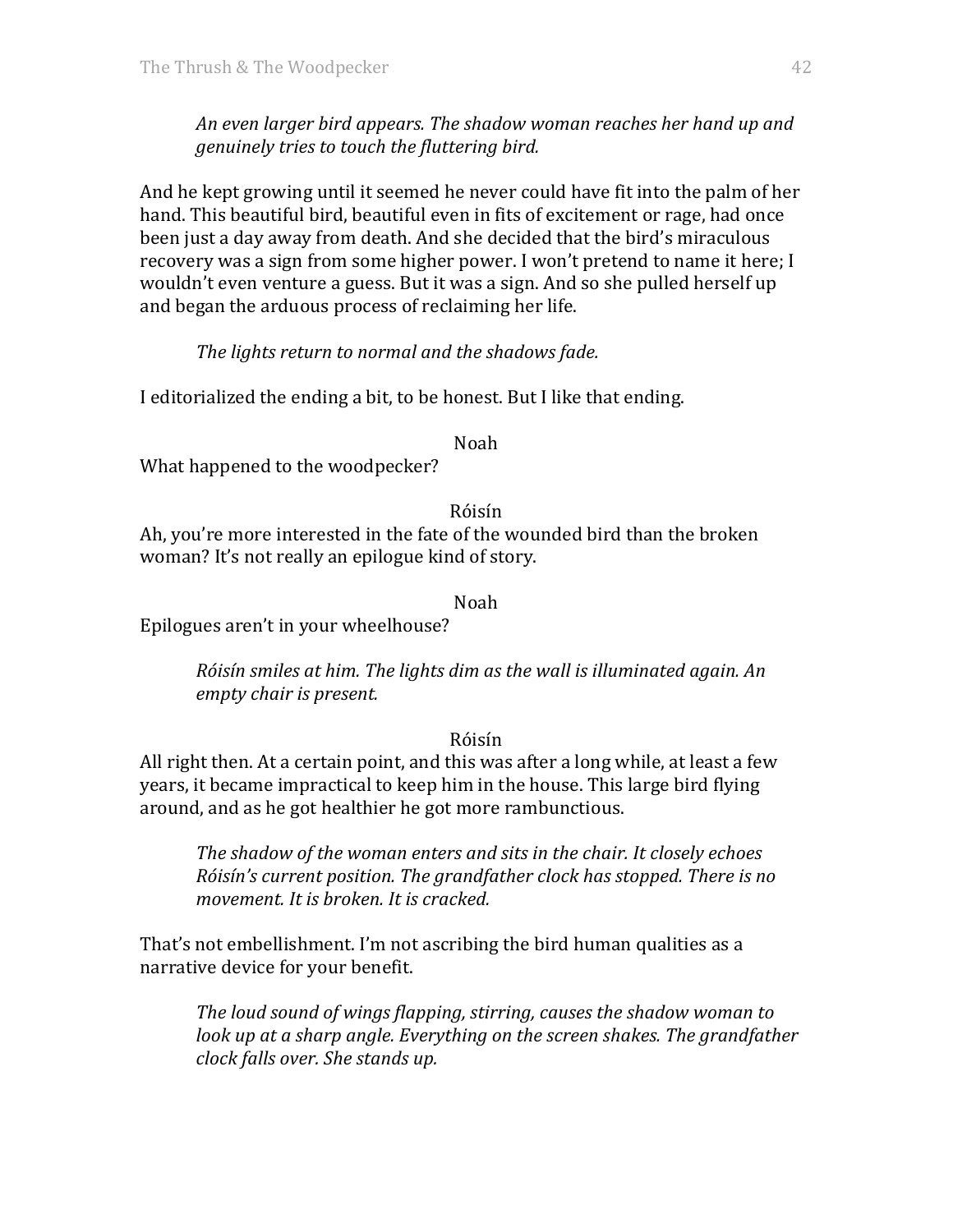*An even larger bird appears. The shadow woman reaches her hand up and genuinely tries to touch the fluttering bird.*

And he kept growing until it seemed he never could have fit into the palm of her hand. This beautiful bird, beautiful even in fits of excitement or rage, had once been just a day away from death. And she decided that the bird's miraculous recovery was a sign from some higher power. I won't pretend to name it here; I wouldn't even venture a guess. But it was a sign. And so she pulled herself up and began the arduous process of reclaiming her life.

*The lights return to normal and the shadows fade.*

I editorialized the ending a bit, to be honest. But I like that ending.

Noah

What happened to the woodpecker?

Róisín

Ah, you're more interested in the fate of the wounded bird than the broken woman? It's not really an epilogue kind of story.

Noah

Epilogues aren't in your wheelhouse?

*Róisín smiles at him. The lights dim as the wall is illuminated again. An empty chair is present.*

Róisín

All right then. At a certain point, and this was after a long while, at least a few years, it became impractical to keep him in the house. This large bird flying around, and as he got healthier he got more rambunctious.

*The shadow of the woman enters and sits in the chair. It closely echoes Róisín's current position. The grandfather clock has stopped. There is no movement. It is broken. It is cracked.*

That's not embellishment. I'm not ascribing the bird human qualities as a narrative device for your benefit.

*The loud sound of wings flapping, stirring, causes the shadow woman to look up at a sharp angle. Everything on the screen shakes. The grandfather clock falls over. She stands up.*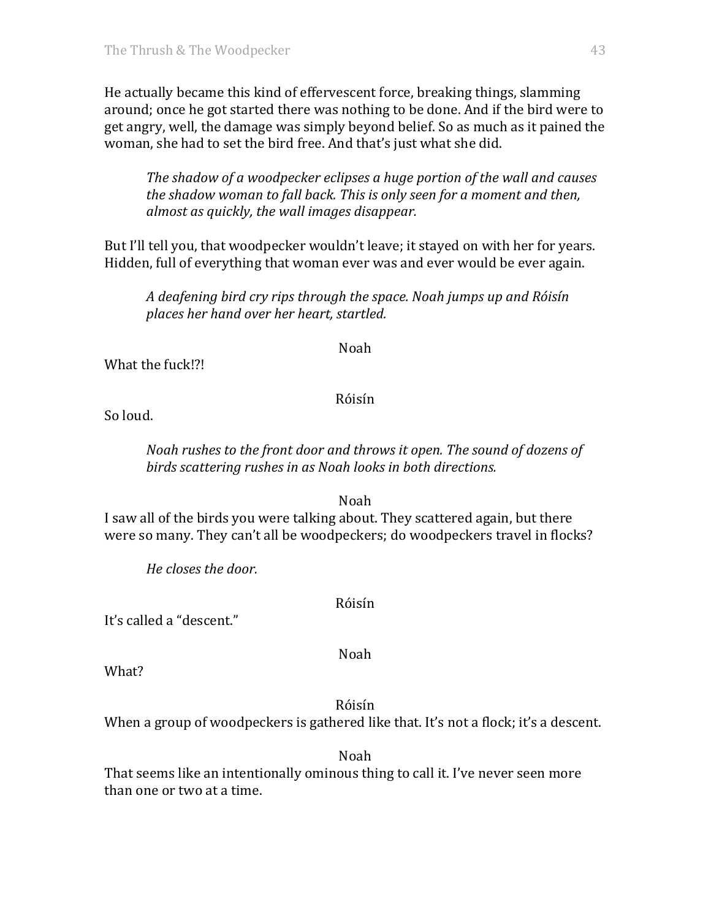He actually became this kind of effervescent force, breaking things, slamming around; once he got started there was nothing to be done. And if the bird were to get angry, well, the damage was simply beyond belief. So as much as it pained the woman, she had to set the bird free. And that's just what she did.

> *The shadow of a woodpecker eclipses a huge portion of the wall and causes the shadow woman to fall back. This is only seen for a moment and then, almost as quickly, the wall images disappear.*

But I'll tell you, that woodpecker wouldn't leave; it stayed on with her for years. Hidden, full of everything that woman ever was and ever would be ever again.

> *A deafening bird cry rips through the space. Noah jumps up and Róisín places her hand over her heart, startled.*

Noah

What the fuck!?!

Róisín

So loud.

> *Noah rushes to the front door and throws it open. The sound of dozens of birds scattering rushes in as Noah looks in both directions.*

Noah

I saw all of the birds you were talking about. They scattered again, but there were so many. They can't all be woodpeckers; do woodpeckers travel in flocks?

> *He closes the door.*

Róisín

It's called a "descent."

Noah

What?

Róisín

When a group of woodpeckers is gathered like that. It's not a flock; it's a descent.

Noah

That seems like an intentionally ominous thing to call it. I've never seen more than one or two at a time.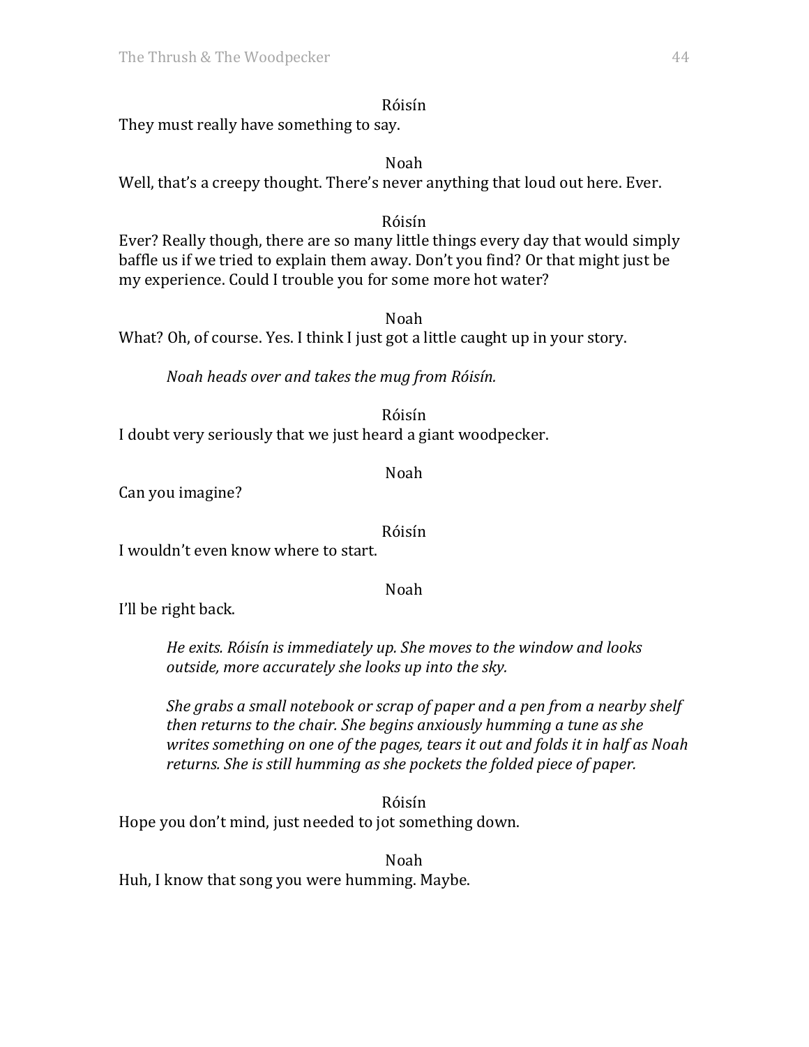Róisín

They must really have something to say.

Noah

Well, that's a creepy thought. There's never anything that loud out here. Ever.

Róisín

Ever? Really though, there are so many little things every day that would simply baffle us if we tried to explain them away. Don't you find? Or that might just be my experience. Could I trouble you for some more hot water?

Noah

What? Oh, of course. Yes. I think I just got a little caught up in your story.

*Noah heads over and takes the mug from Róisín.*

Róisín

I doubt very seriously that we just heard a giant woodpecker.

Noah

Can you imagine?

Róisín

I wouldn't even know where to start.

Noah

I'll be right back.

*He exits. Róisín is immediately up. She moves to the window and looks outside, more accurately she looks up into the sky.*

*She grabs a small notebook or scrap of paper and a pen from a nearby shelf then returns to the chair. She begins anxiously humming a tune as she writes something on one of the pages, tears it out and folds it in half as Noah returns. She is still humming as she pockets the folded piece of paper.*

Róisín

Hope you don't mind, just needed to jot something down.

Noah

Huh, I know that song you were humming. Maybe.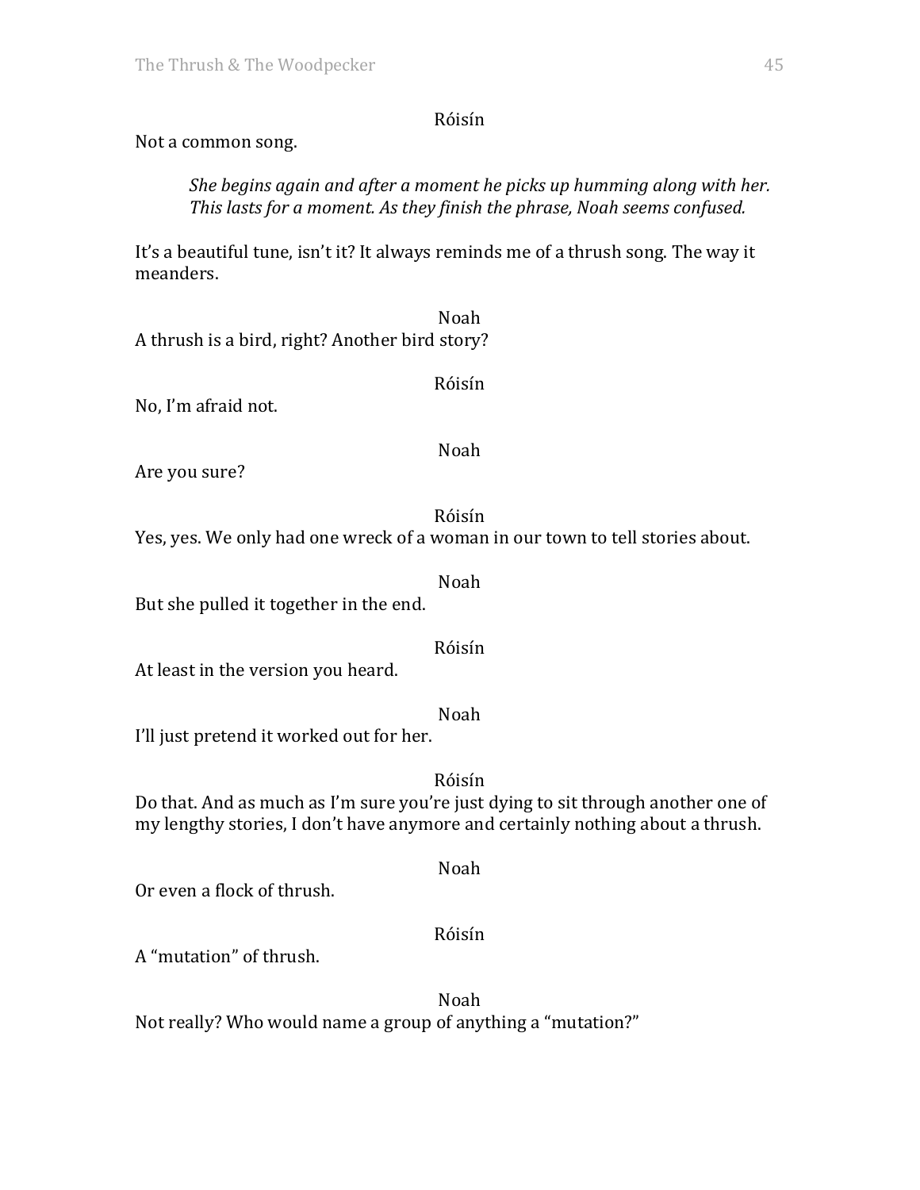Róisín

Not a common song.

> *She begins again and after a moment he picks up humming along with her. This lasts for a moment. As they finish the phrase, Noah seems confused.*

It's a beautiful tune, isn't it? It always reminds me of a thrush song. The way it meanders.

Noah

A thrush is a bird, right? Another bird story?

Róisín

No, I'm afraid not.

Noah

Are you sure?

Róisín

Yes, yes. We only had one wreck of a woman in our town to tell stories about.

Noah

But she pulled it together in the end.

Róisín

At least in the version you heard.

Noah

I'll just pretend it worked out for her.

Róisín

Do that. And as much as I'm sure you're just dying to sit through another one of my lengthy stories, I don't have anymore and certainly nothing about a thrush.

Noah

Or even a flock of thrush.

Róisín

A "mutation" of thrush.

Noah

Not really? Who would name a group of anything a "mutation?"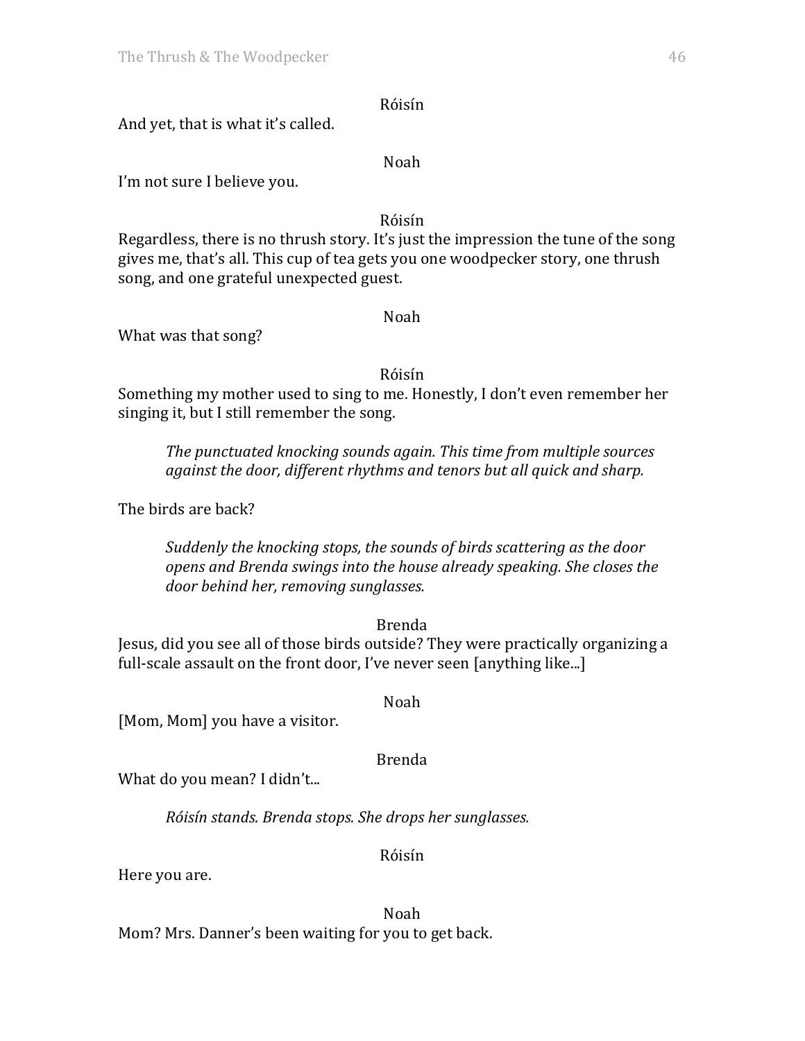Róisín

And yet, that is what it's called.

Noah

I'm not sure I believe you.

Róisín

Regardless, there is no thrush story. It's just the impression the tune of the song gives me, that's all. This cup of tea gets you one woodpecker story, one thrush song, and one grateful unexpected guest.

Noah

What was that song?

Róisín

Something my mother used to sing to me. Honestly, I don't even remember her singing it, but I still remember the song.

> *The punctuated knocking sounds again. This time from multiple sources against the door, different rhythms and tenors but all quick and sharp.*

The birds are back?

> *Suddenly the knocking stops, the sounds of birds scattering as the door opens and Brenda swings into the house already speaking. She closes the door behind her, removing sunglasses.*

Brenda

Jesus, did you see all of those birds outside? They were practically organizing a full-scale assault on the front door, I've never seen [anything like...]

Noah

[Mom, Mom] you have a visitor.

Brenda

What do you mean? I didn't...

> *Róisín stands. Brenda stops. She drops her sunglasses.*

Róisín

Here you are.

Noah

Mom? Mrs. Danner's been waiting for you to get back.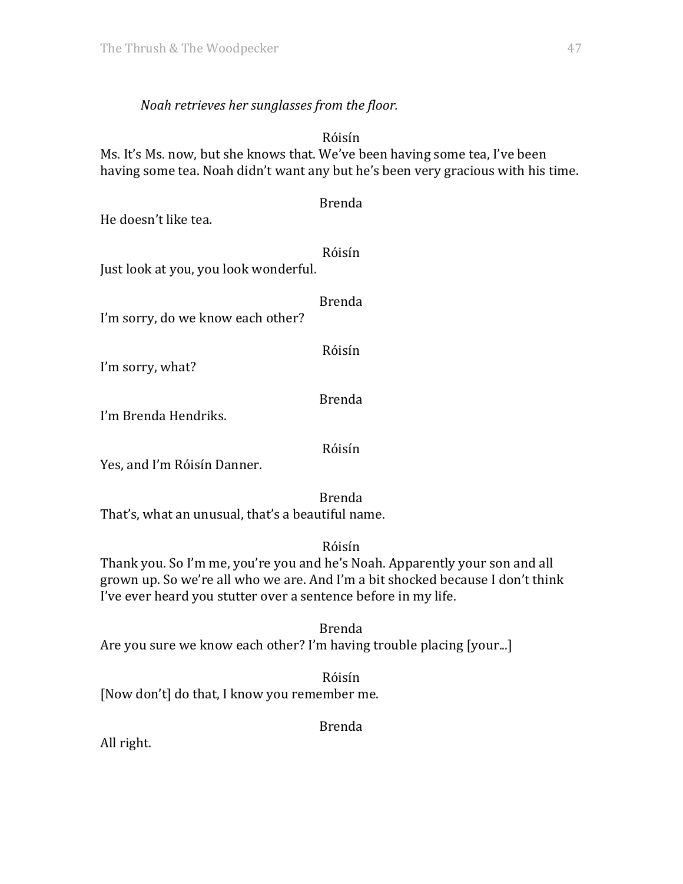*Noah retrieves her sunglasses from the floor.*

Róisín

Ms. It's Ms. now, but she knows that. We've been having some tea, I've been having some tea. Noah didn't want any but he's been very gracious with his time.

Brenda

He doesn't like tea.

Róisín

Just look at you, you look wonderful.

Brenda

I'm sorry, do we know each other?

Róisín

I'm sorry, what?

Brenda

I'm Brenda Hendriks.

Róisín

Yes, and I'm Róisín Danner.

Brenda

That's, what an unusual, that's a beautiful name.

Róisín

Thank you. So I'm me, you're you and he's Noah. Apparently your son and all grown up. So we're all who we are. And I'm a bit shocked because I don't think I've ever heard you stutter over a sentence before in my life.

Brenda

Are you sure we know each other? I'm having trouble placing [your...]

Róisín

[Now don't] do that, I know you remember me.

Brenda

All right.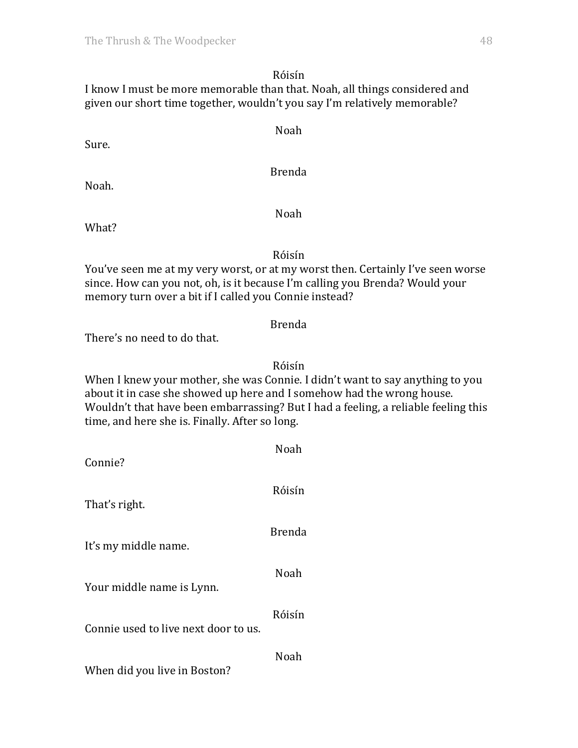Róisín

I know I must be more memorable than that. Noah, all things considered and given our short time together, wouldn't you say I'm relatively memorable?

Noah

Sure.

Brenda

Noah.

Noah

What?

Róisín

You've seen me at my very worst, or at my worst then. Certainly I've seen worse since. How can you not, oh, is it because I'm calling you Brenda? Would your memory turn over a bit if I called you Connie instead?

Brenda

There's no need to do that.

Róisín

When I knew your mother, she was Connie. I didn't want to say anything to you about it in case she showed up here and I somehow had the wrong house. Wouldn't that have been embarrassing? But I had a feeling, a reliable feeling this time, and here she is. Finally. After so long.

Noah

Connie?

Róisín

That's right.

Brenda

It's my middle name.

Noah

Your middle name is Lynn.

Róisín

Connie used to live next door to us.

Noah

When did you live in Boston?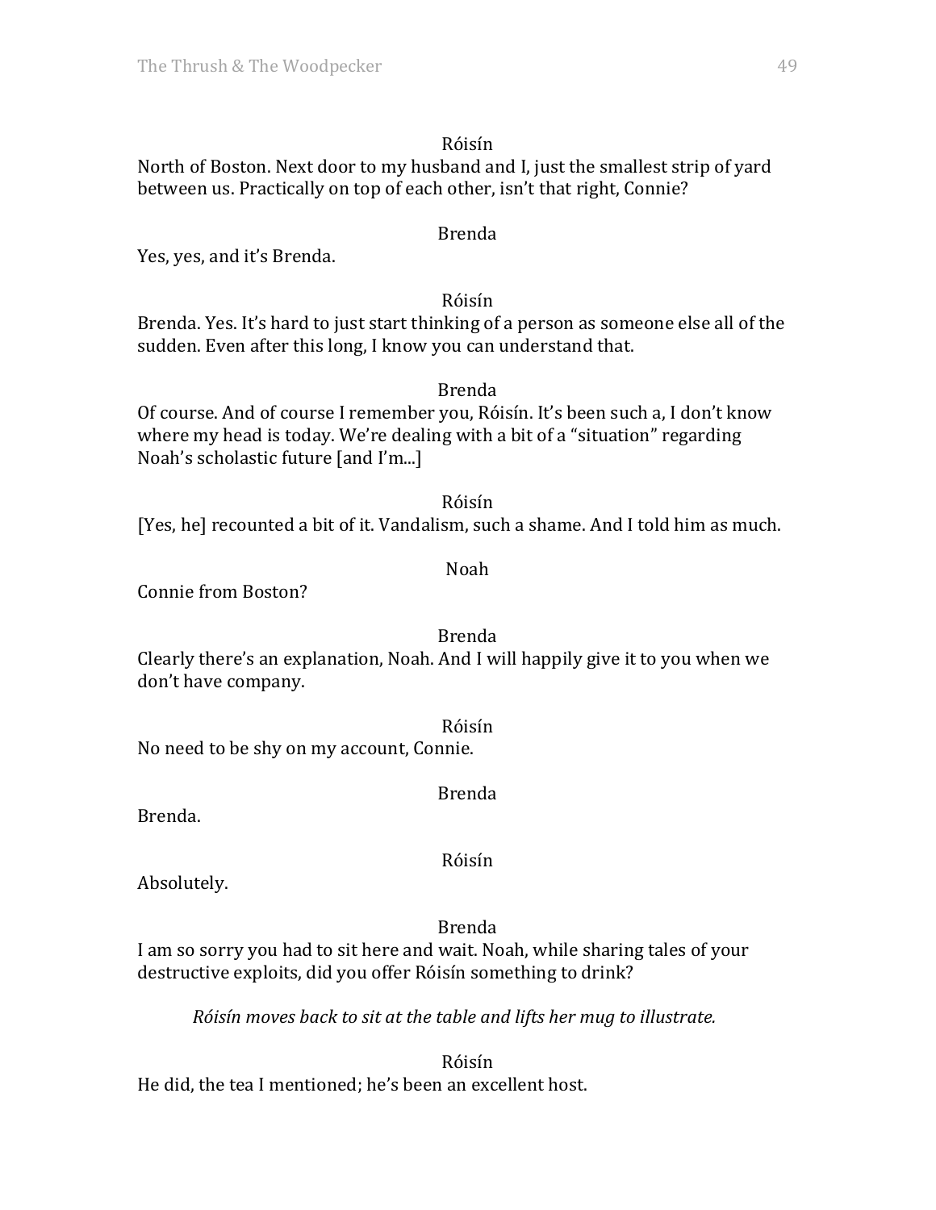Róisín

North of Boston. Next door to my husband and I, just the smallest strip of yard between us. Practically on top of each other, isn't that right, Connie?

Brenda

Yes, yes, and it's Brenda.

Róisín

Brenda. Yes. It's hard to just start thinking of a person as someone else all of the sudden. Even after this long, I know you can understand that.

Brenda

Of course. And of course I remember you, Róisín. It's been such a, I don't know where my head is today. We're dealing with a bit of a "situation" regarding Noah's scholastic future [and I'm...]

Róisín

[Yes, he] recounted a bit of it. Vandalism, such a shame. And I told him as much.

Noah

Connie from Boston?

Brenda

Clearly there's an explanation, Noah. And I will happily give it to you when we don't have company.

Róisín

No need to be shy on my account, Connie.

Brenda

Brenda.

Róisín

Absolutely.

Brenda

I am so sorry you had to sit here and wait. Noah, while sharing tales of your destructive exploits, did you offer Róisín something to drink?

*Róisín moves back to sit at the table and lifts her mug to illustrate.*

Róisín

He did, the tea I mentioned; he's been an excellent host.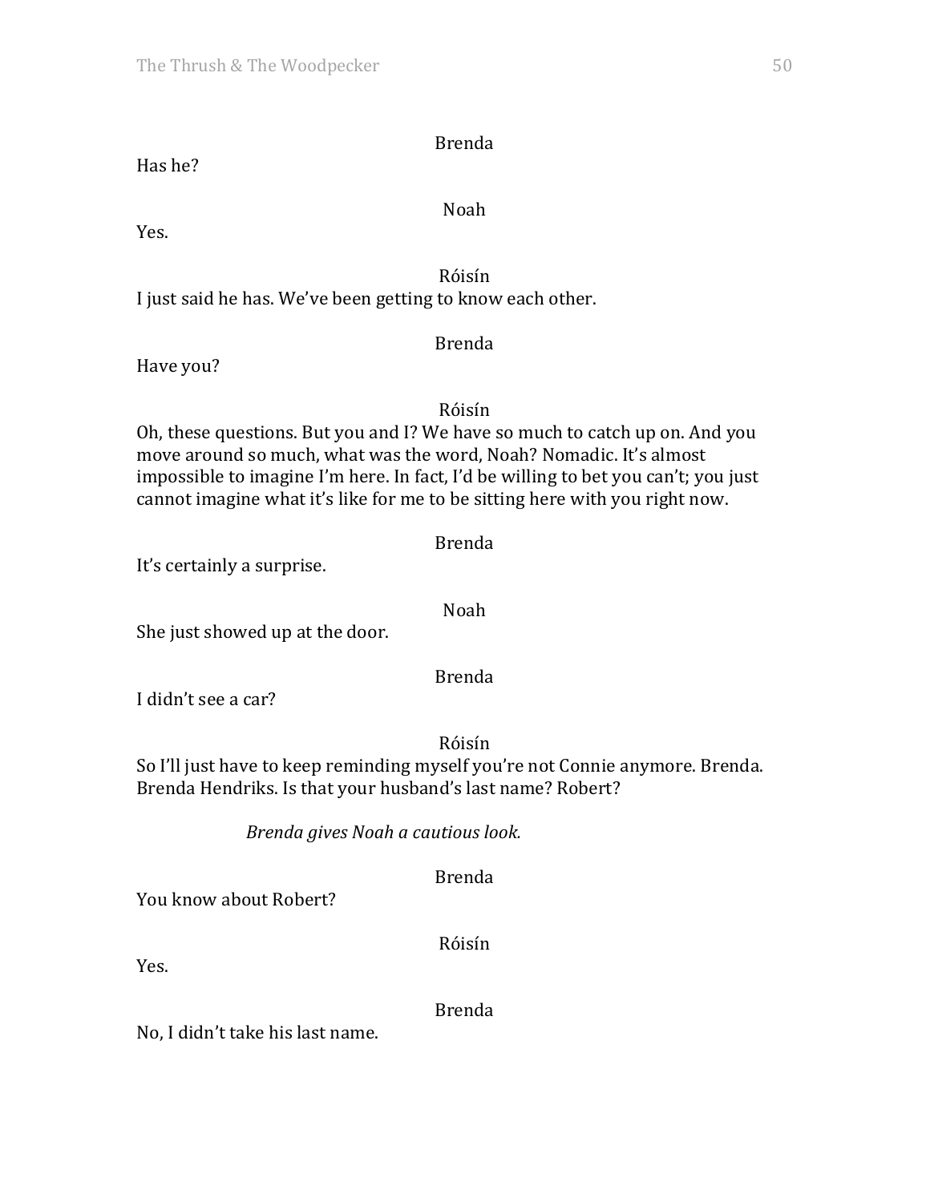Brenda

Has he?

Noah

Yes.

Róisín

I just said he has. We've been getting to know each other.

Brenda

Have you?

Róisín

Oh, these questions. But you and I? We have so much to catch up on. And you move around so much, what was the word, Noah? Nomadic. It's almost impossible to imagine I'm here. In fact, I'd be willing to bet you can't; you just cannot imagine what it's like for me to be sitting here with you right now.

Brenda

It's certainly a surprise.

Noah

She just showed up at the door.

Brenda

I didn't see a car?

Róisín

So I'll just have to keep reminding myself you're not Connie anymore. Brenda. Brenda Hendriks. Is that your husband's last name? Robert?

*Brenda gives Noah a cautious look.*

Brenda

You know about Robert?

Róisín

Yes.

Brenda

No, I didn't take his last name.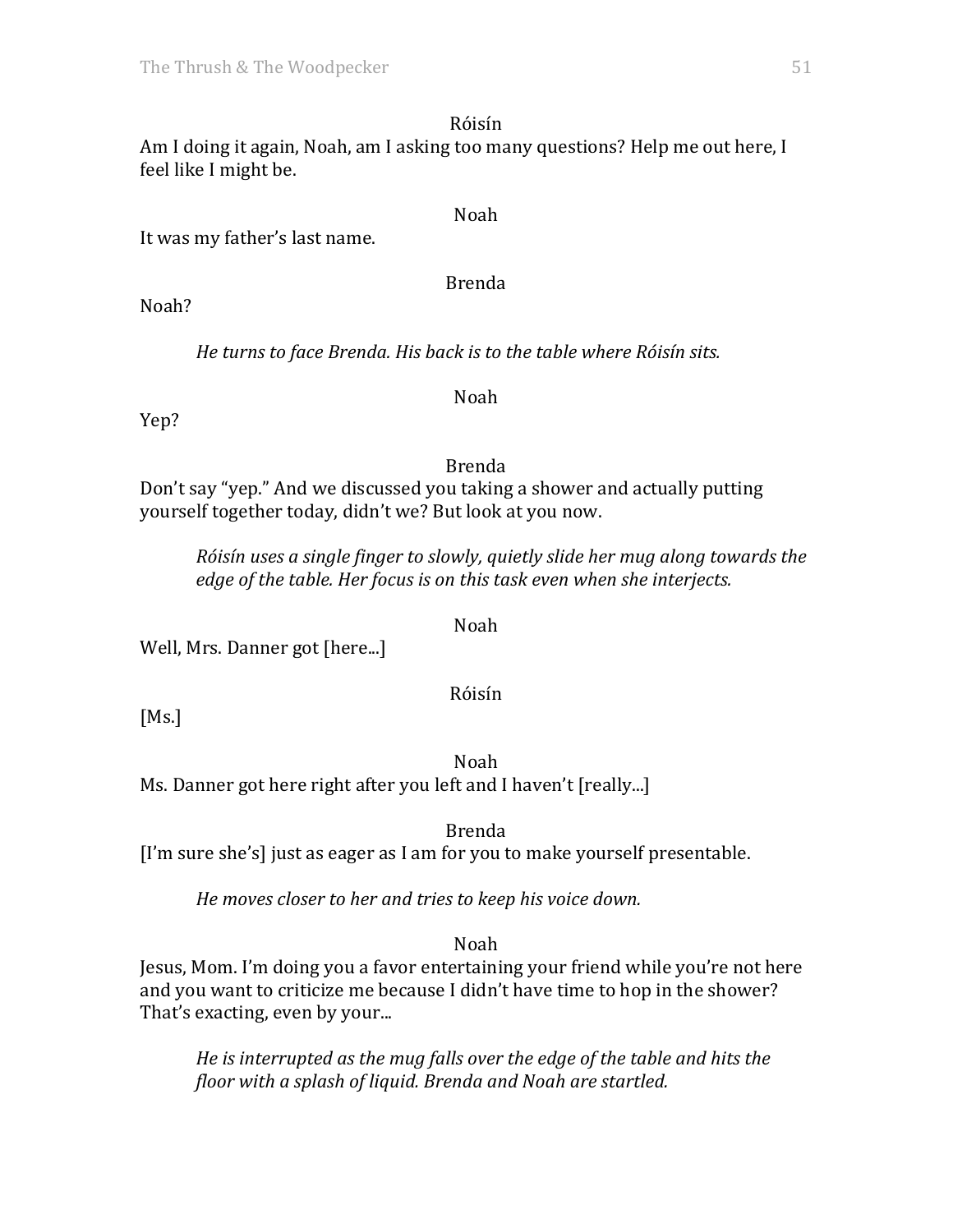Róisín

Am I doing it again, Noah, am I asking too many questions? Help me out here, I feel like I might be.

Noah

It was my father's last name.

Brenda

Noah?

*He turns to face Brenda. His back is to the table where Róisín sits.*

Noah

Yep?

Brenda

Don't say "yep." And we discussed you taking a shower and actually putting yourself together today, didn't we? But look at you now.

*Róisín uses a single finger to slowly, quietly slide her mug along towards the edge of the table. Her focus is on this task even when she interjects.*

Noah

Well, Mrs. Danner got [here...]

Róisín

[Ms.]

Noah

Ms. Danner got here right after you left and I haven't [really...]

Brenda

[I'm sure she's] just as eager as I am for you to make yourself presentable.

*He moves closer to her and tries to keep his voice down.*

Noah

Jesus, Mom. I'm doing you a favor entertaining your friend while you're not here and you want to criticize me because I didn't have time to hop in the shower? That's exacting, even by your...

*He is interrupted as the mug falls over the edge of the table and hits the floor with a splash of liquid. Brenda and Noah are startled.*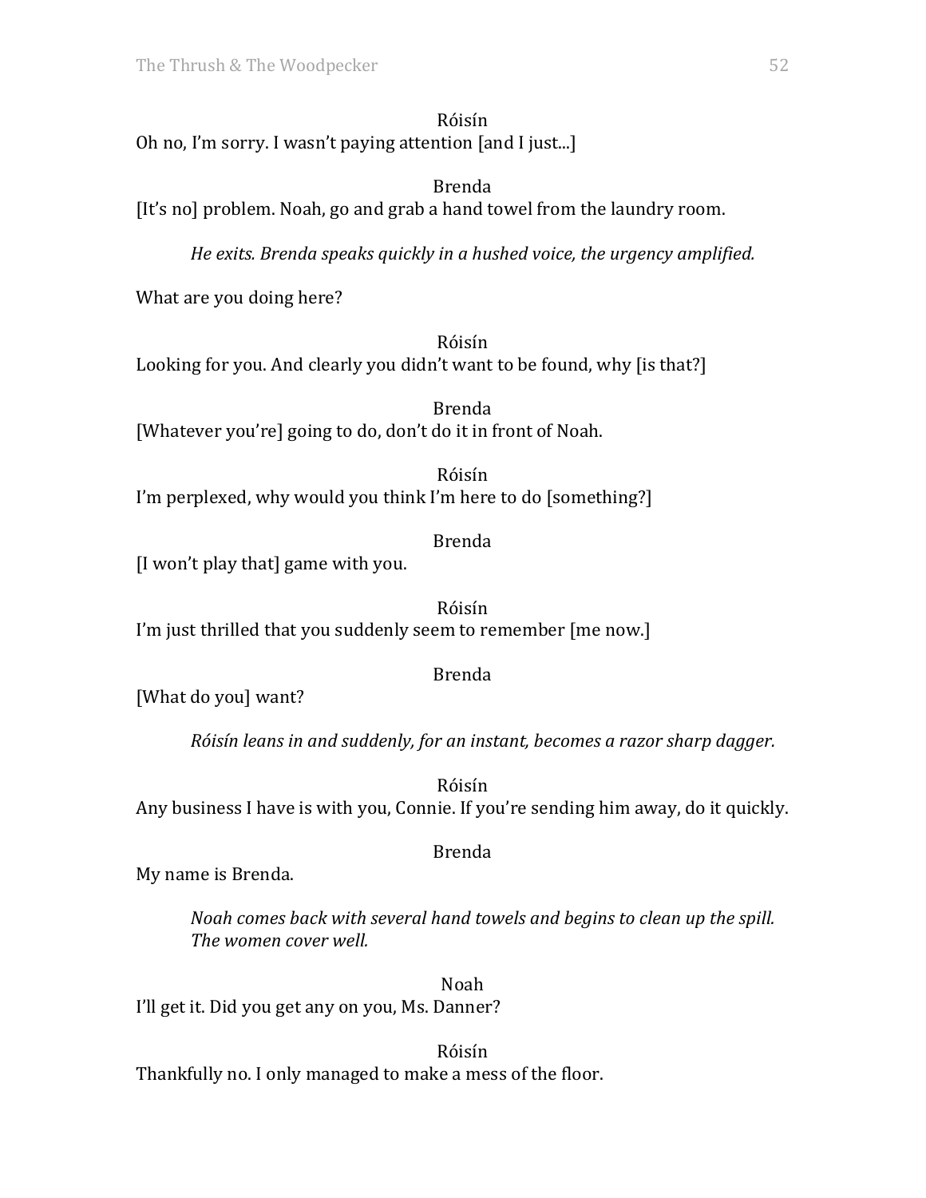Róisín

Oh no, I'm sorry. I wasn't paying attention [and I just...]

Brenda

[It's no] problem. Noah, go and grab a hand towel from the laundry room.

*He exits. Brenda speaks quickly in a hushed voice, the urgency amplified.*

What are you doing here?

Róisín

Looking for you. And clearly you didn't want to be found, why [is that?]

Brenda

[Whatever you're] going to do, don't do it in front of Noah.

Róisín

I'm perplexed, why would you think I'm here to do [something?]

Brenda

[I won't play that] game with you.

Róisín

I'm just thrilled that you suddenly seem to remember [me now.]

Brenda

[What do you] want?

*Róisín leans in and suddenly, for an instant, becomes a razor sharp dagger.*

Róisín

Any business I have is with you, Connie. If you're sending him away, do it quickly.

Brenda

My name is Brenda.

*Noah comes back with several hand towels and begins to clean up the spill. The women cover well.*

Noah

I'll get it. Did you get any on you, Ms. Danner?

Róisín

Thankfully no. I only managed to make a mess of the floor.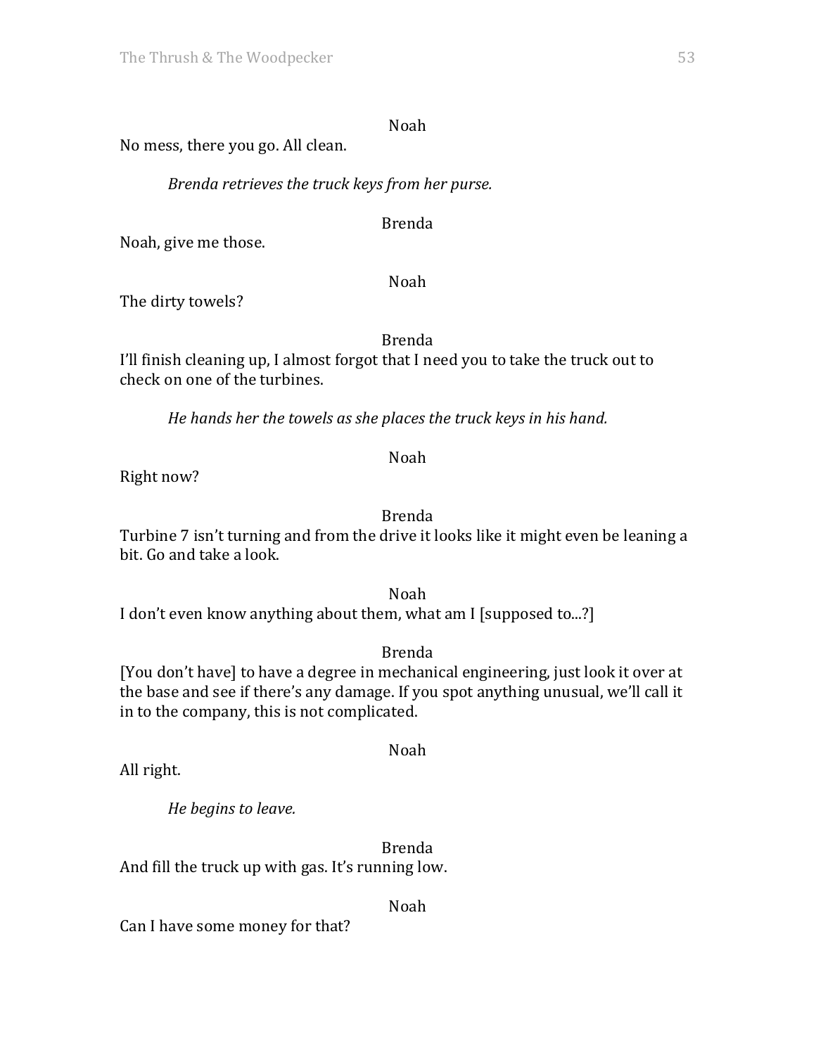Noah

No mess, there you go. All clean.

*Brenda retrieves the truck keys from her purse.*

Brenda

Noah, give me those.

Noah

The dirty towels?

Brenda

I'll finish cleaning up, I almost forgot that I need you to take the truck out to check on one of the turbines.

*He hands her the towels as she places the truck keys in his hand.*

Noah

Right now?

Brenda

Turbine 7 isn't turning and from the drive it looks like it might even be leaning a bit. Go and take a look.

Noah

I don't even know anything about them, what am I [supposed to...?]

Brenda

[You don't have] to have a degree in mechanical engineering, just look it over at the base and see if there's any damage. If you spot anything unusual, we'll call it in to the company, this is not complicated.

Noah

All right.

*He begins to leave.*

Brenda

And fill the truck up with gas. It's running low.

Noah

Can I have some money for that?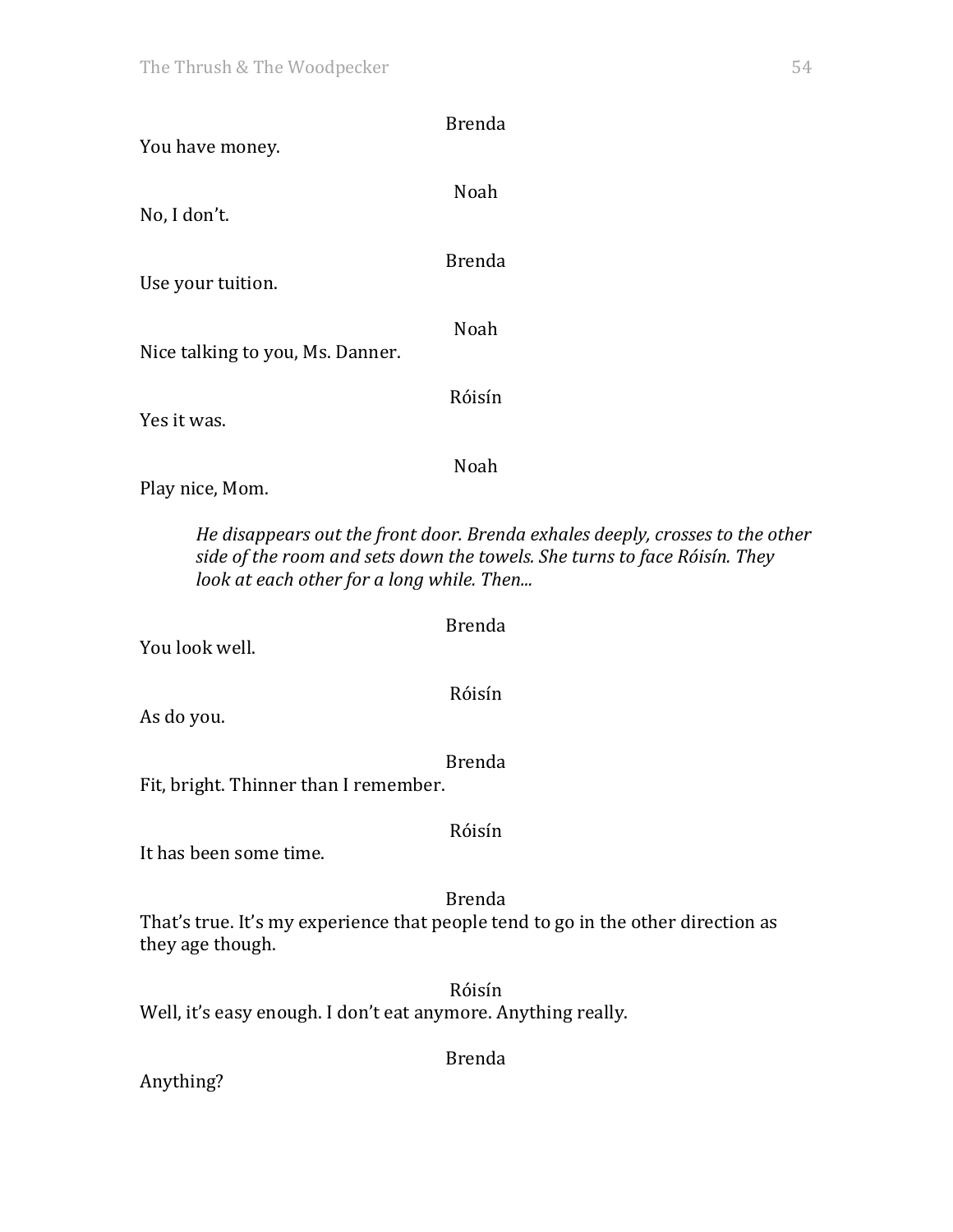Brenda

You have money.

Noah

No, I don't.

Brenda

Use your tuition.

Noah

Nice talking to you, Ms. Danner.

Róisín

Yes it was.

Noah

Play nice, Mom.

*He disappears out the front door. Brenda exhales deeply, crosses to the other side of the room and sets down the towels. She turns to face Róisín. They look at each other for a long while. Then...*

Brenda

You look well.

Róisín

As do you.

Brenda

Fit, bright. Thinner than I remember.

Róisín

It has been some time.

Brenda

That's true. It's my experience that people tend to go in the other direction as they age though.

Róisín

Well, it's easy enough. I don't eat anymore. Anything really.

Brenda

Anything?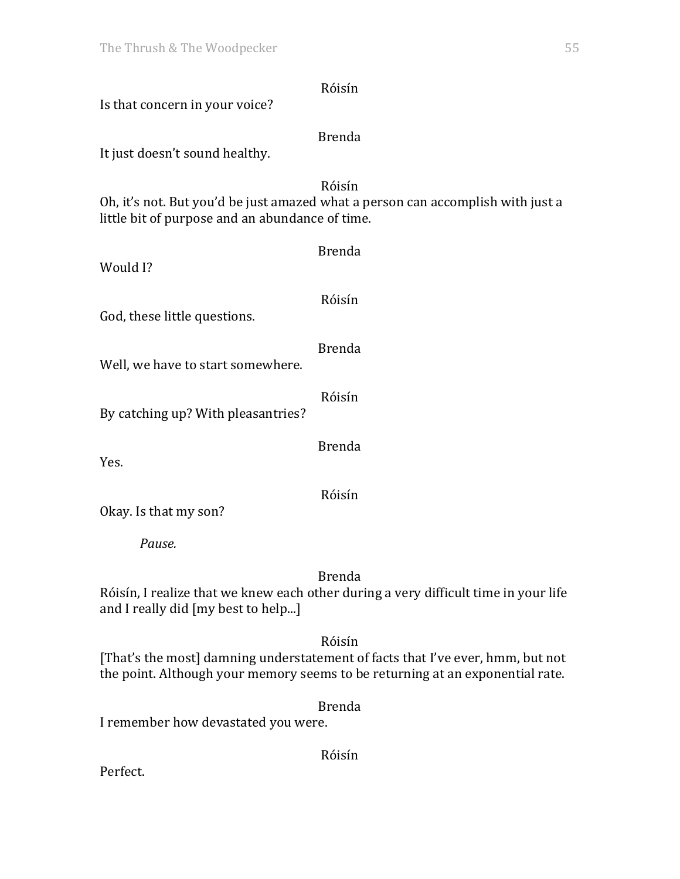Róisín

Is that concern in your voice?

Brenda

It just doesn't sound healthy.

Róisín

Oh, it's not. But you'd be just amazed what a person can accomplish with just a little bit of purpose and an abundance of time.

Brenda

Would I?

Róisín

God, these little questions.

Brenda

Well, we have to start somewhere.

Róisín

By catching up? With pleasantries?

Brenda

Yes.

Róisín

Okay. Is that my son?

*Pause.*

Brenda

Róisín, I realize that we knew each other during a very difficult time in your life and I really did [my best to help...]

Róisín

[That's the most] damning understatement of facts that I've ever, hmm, but not the point. Although your memory seems to be returning at an exponential rate.

Brenda

I remember how devastated you were.

Róisín

Perfect.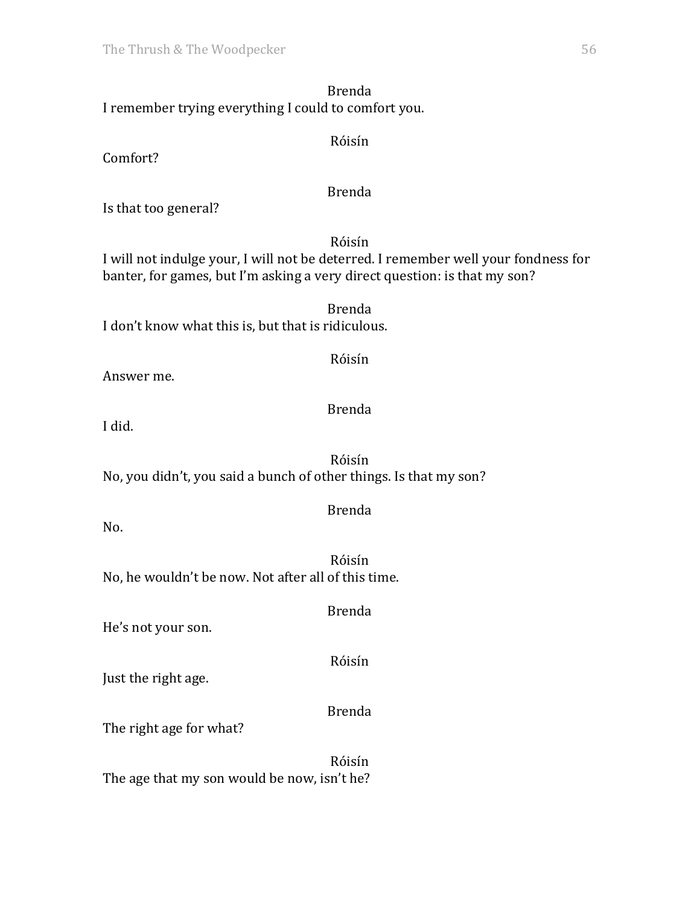Brenda

I remember trying everything I could to comfort you.

Róisín

Comfort?

Brenda

Is that too general?

Róisín

I will not indulge your, I will not be deterred. I remember well your fondness for banter, for games, but I'm asking a very direct question: is that my son?

Brenda

I don't know what this is, but that is ridiculous.

Róisín

Answer me.

Brenda

I did.

Róisín

No, you didn't, you said a bunch of other things. Is that my son?

Brenda

No.

Róisín

No, he wouldn't be now. Not after all of this time.

Brenda

He's not your son.

Róisín

Just the right age.

Brenda

The right age for what?

Róisín

The age that my son would be now, isn't he?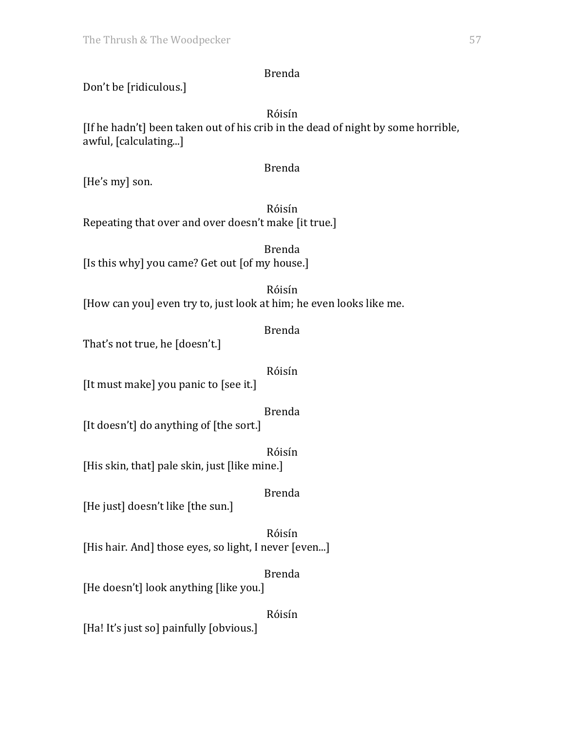Brenda

Don't be [ridiculous.]

Róisín

[If he hadn't] been taken out of his crib in the dead of night by some horrible, awful, [calculating...]

Brenda

[He's my] son.

Róisín

Repeating that over and over doesn't make [it true.]

Brenda

[Is this why] you came? Get out [of my house.]

Róisín

[How can you] even try to, just look at him; he even looks like me.

Brenda

That's not true, he [doesn't.]

Róisín

[It must make] you panic to [see it.]

Brenda

[It doesn't] do anything of [the sort.]

Róisín

[His skin, that] pale skin, just [like mine.]

Brenda

[He just] doesn't like [the sun.]

Róisín

[His hair. And] those eyes, so light, I never [even...]

Brenda

[He doesn't] look anything [like you.]

Róisín

[Ha! It's just so] painfully [obvious.]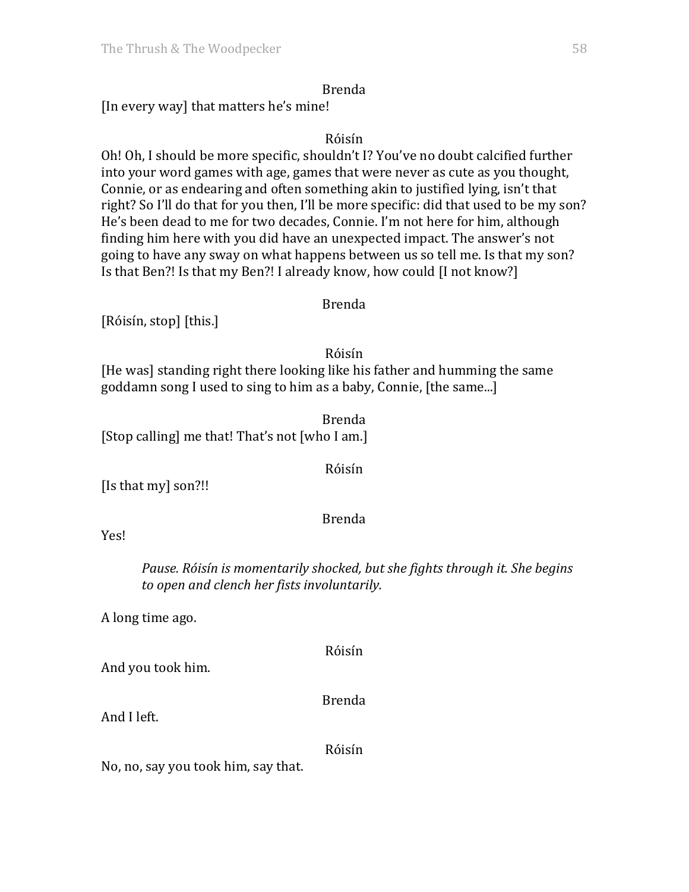Brenda

[In every way] that matters he's mine!

Róisín

Oh! Oh, I should be more specific, shouldn't I? You've no doubt calcified further into your word games with age, games that were never as cute as you thought, Connie, or as endearing and often something akin to justified lying, isn't that right? So I'll do that for you then, I'll be more specific: did that used to be my son? He's been dead to me for two decades, Connie. I'm not here for him, although finding him here with you did have an unexpected impact. The answer's not going to have any sway on what happens between us so tell me. Is that my son? Is that Ben?! Is that my Ben?! I already know, how could [I not know?]

Brenda

[Róisín, stop] [this.]

Róisín

[He was] standing right there looking like his father and humming the same goddamn song I used to sing to him as a baby, Connie, [the same...]

Brenda

[Stop calling] me that! That's not [who I am.]

Róisín

[Is that my] son?!!

Brenda

Yes!

> *Pause. Róisín is momentarily shocked, but she fights through it. She begins to open and clench her fists involuntarily.*

A long time ago.

Róisín

And you took him.

Brenda

And I left.

Róisín

No, no, say you took him, say that.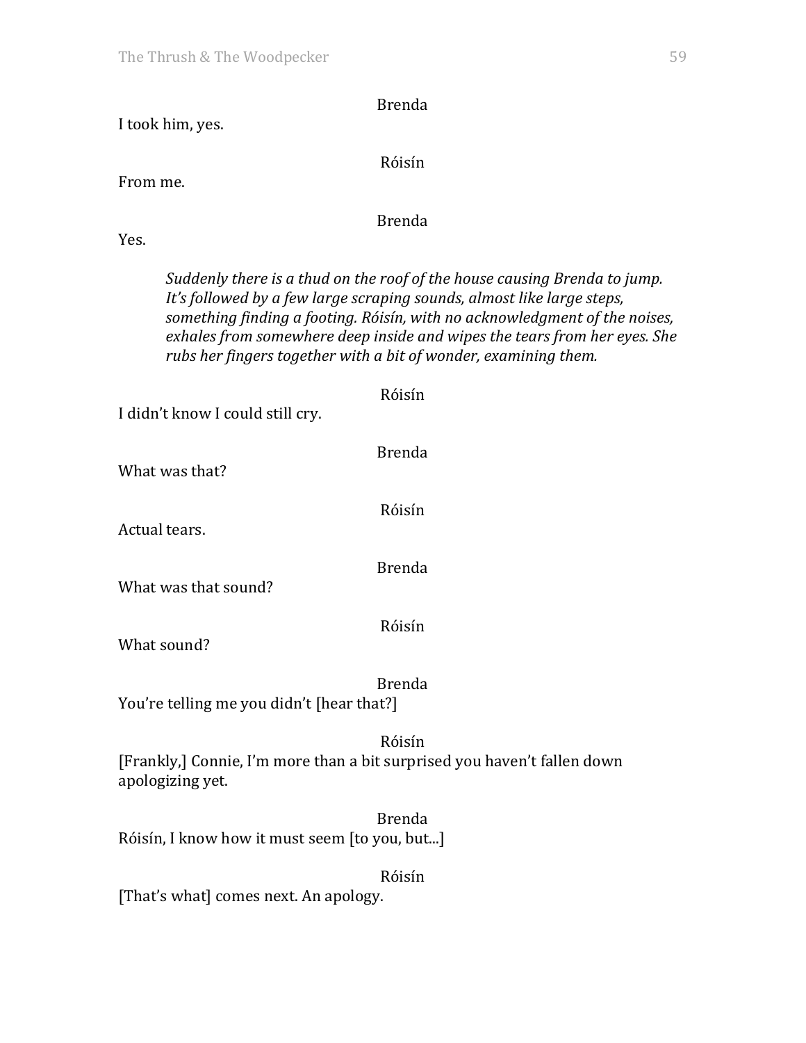Brenda

I took him, yes.

Róisín

From me.

Brenda

Yes.

> *Suddenly there is a thud on the roof of the house causing Brenda to jump. It's followed by a few large scraping sounds, almost like large steps, something finding a footing. Róisín, with no acknowledgment of the noises, exhales from somewhere deep inside and wipes the tears from her eyes. She rubs her fingers together with a bit of wonder, examining them.*

Róisín

I didn't know I could still cry.

Brenda

What was that?

Róisín

Actual tears.

Brenda

What was that sound?

Róisín

What sound?

Brenda

You're telling me you didn't [hear that?]

Róisín

[Frankly,] Connie, I'm more than a bit surprised you haven't fallen down apologizing yet.

Brenda

Róisín, I know how it must seem [to you, but...]

Róisín

[That's what] comes next. An apology.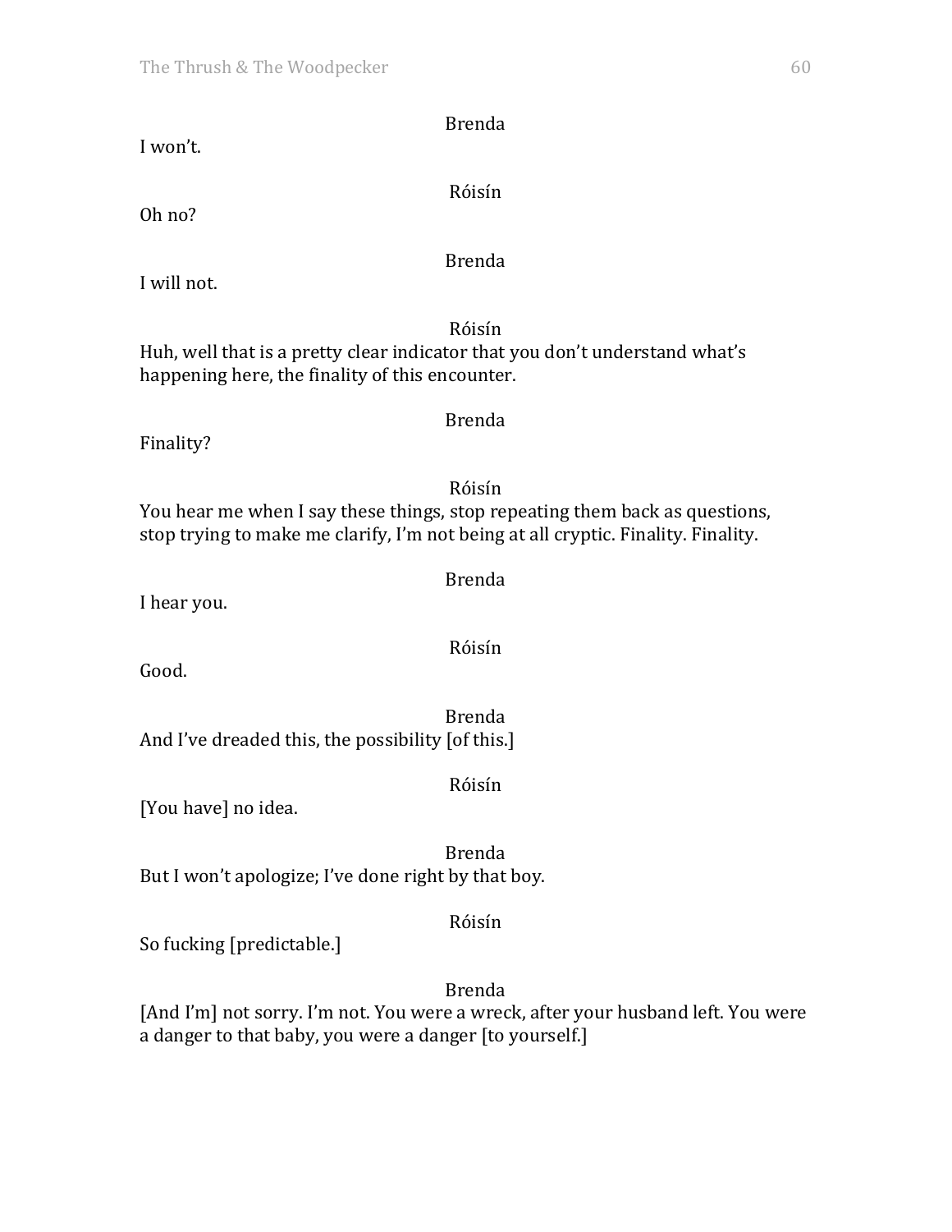Brenda

I won't.

Róisín

Oh no?

Brenda

I will not.

Róisín

Huh, well that is a pretty clear indicator that you don't understand what's happening here, the finality of this encounter.

Brenda

Finality?

Róisín

You hear me when I say these things, stop repeating them back as questions, stop trying to make me clarify, I'm not being at all cryptic. Finality. Finality.

Brenda

I hear you.

Róisín

Good.

Brenda

And I've dreaded this, the possibility [of this.]

Róisín

[You have] no idea.

Brenda

But I won't apologize; I've done right by that boy.

Róisín

So fucking [predictable.]

Brenda

[And I'm] not sorry. I'm not. You were a wreck, after your husband left. You were a danger to that baby, you were a danger [to yourself.]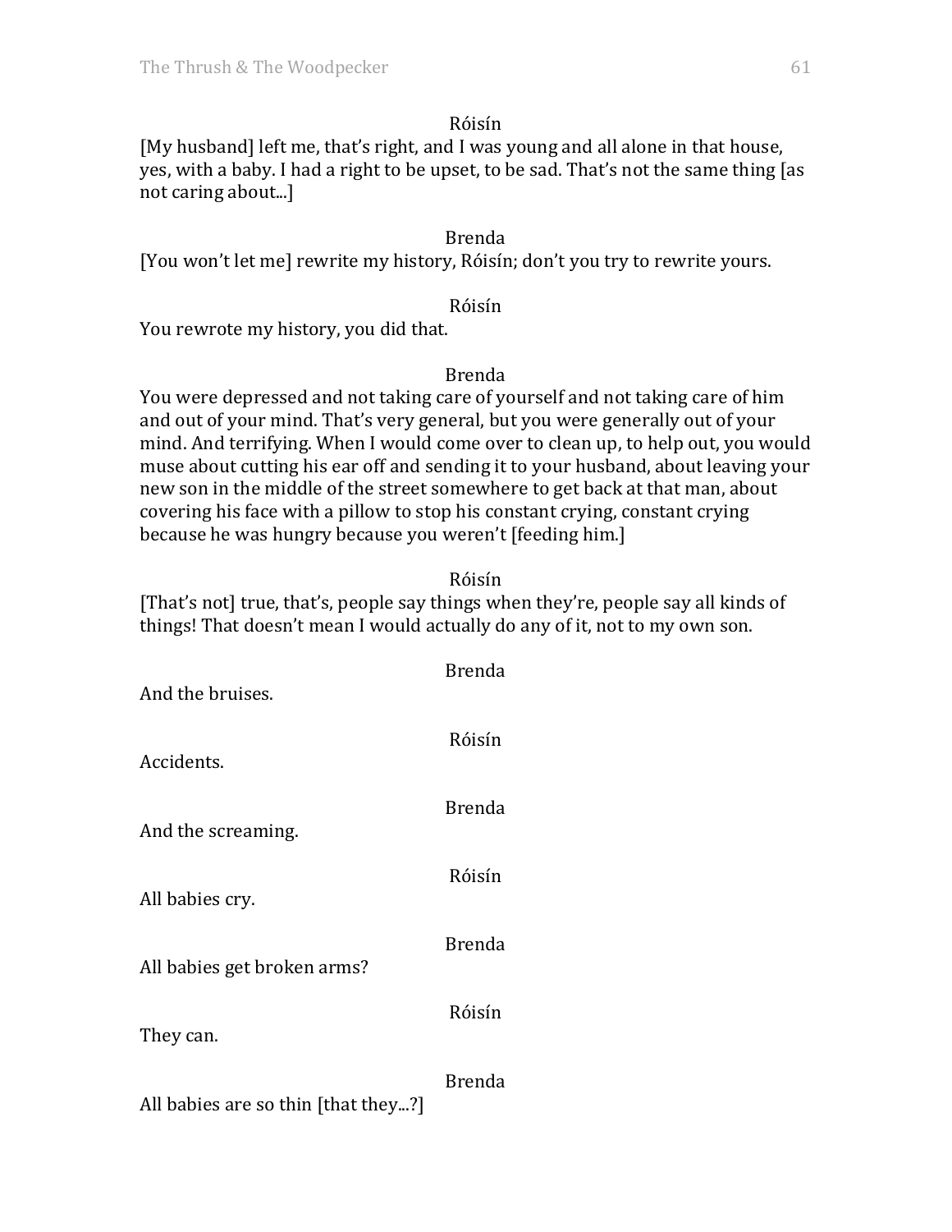Róisín

[My husband] left me, that's right, and I was young and all alone in that house, yes, with a baby. I had a right to be upset, to be sad. That's not the same thing [as not caring about...]

Brenda

[You won't let me] rewrite my history, Róisín; don't you try to rewrite yours.

Róisín

You rewrote my history, you did that.

Brenda

You were depressed and not taking care of yourself and not taking care of him and out of your mind. That's very general, but you were generally out of your mind. And terrifying. When I would come over to clean up, to help out, you would muse about cutting his ear off and sending it to your husband, about leaving your new son in the middle of the street somewhere to get back at that man, about covering his face with a pillow to stop his constant crying, constant crying because he was hungry because you weren't [feeding him.]

Róisín

[That's not] true, that's, people say things when they're, people say all kinds of things! That doesn't mean I would actually do any of it, not to my own son.

Brenda

And the bruises.

Róisín

Accidents.

Brenda

And the screaming.

Róisín

All babies cry.

Brenda

All babies get broken arms?

Róisín

They can.

Brenda

All babies are so thin [that they...?]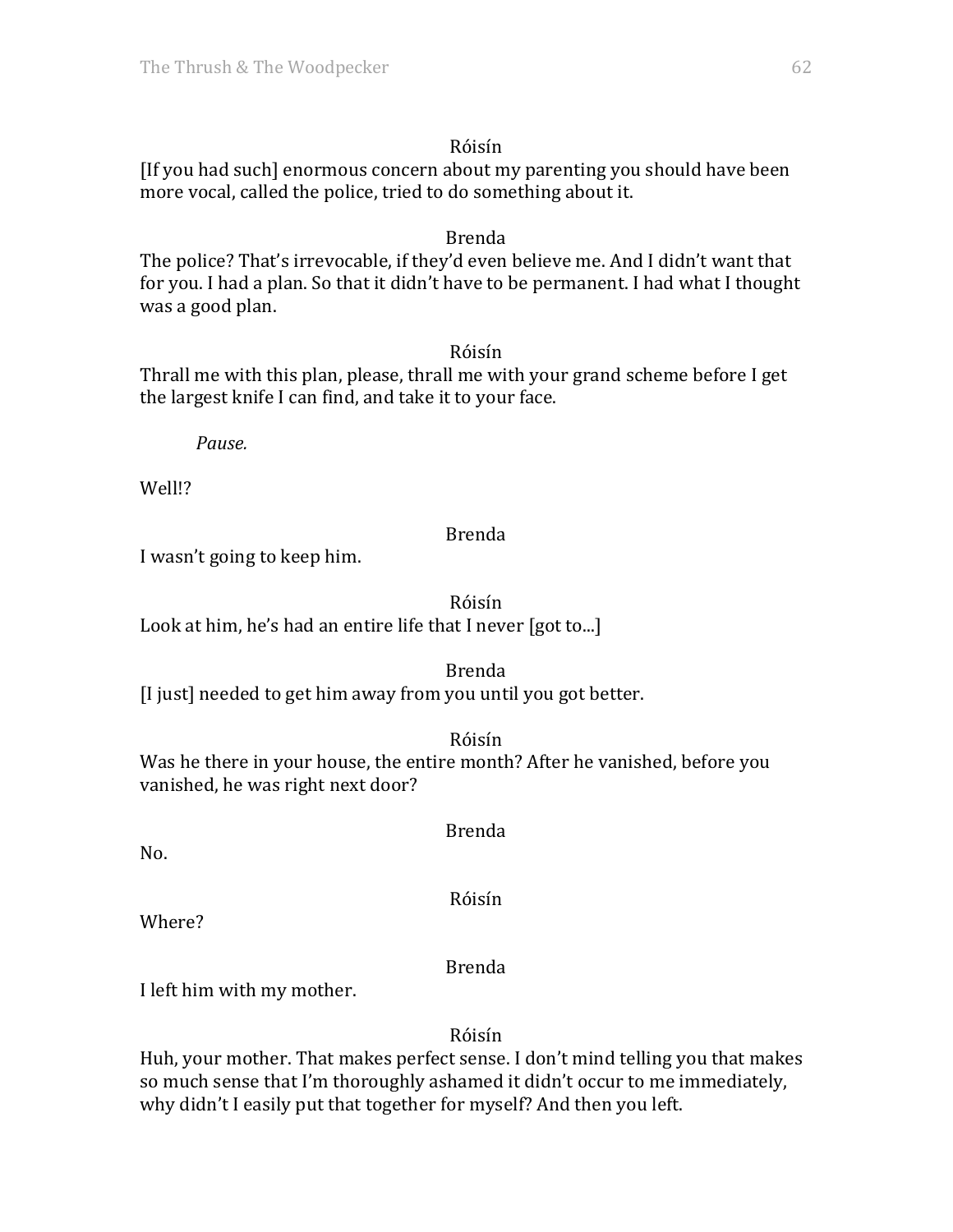Róisín

[If you had such] enormous concern about my parenting you should have been more vocal, called the police, tried to do something about it.

Brenda

The police? That's irrevocable, if they'd even believe me. And I didn't want that for you. I had a plan. So that it didn't have to be permanent. I had what I thought was a good plan.

Róisín

Thrall me with this plan, please, thrall me with your grand scheme before I get the largest knife I can find, and take it to your face.

*Pause.*

Well!?

Brenda

I wasn't going to keep him.

Róisín

Look at him, he's had an entire life that I never [got to...]

Brenda

[I just] needed to get him away from you until you got better.

Róisín

Was he there in your house, the entire month? After he vanished, before you vanished, he was right next door?

Brenda

No.

Róisín

Where?

Brenda

I left him with my mother.

Róisín

Huh, your mother. That makes perfect sense. I don't mind telling you that makes so much sense that I'm thoroughly ashamed it didn't occur to me immediately, why didn't I easily put that together for myself? And then you left.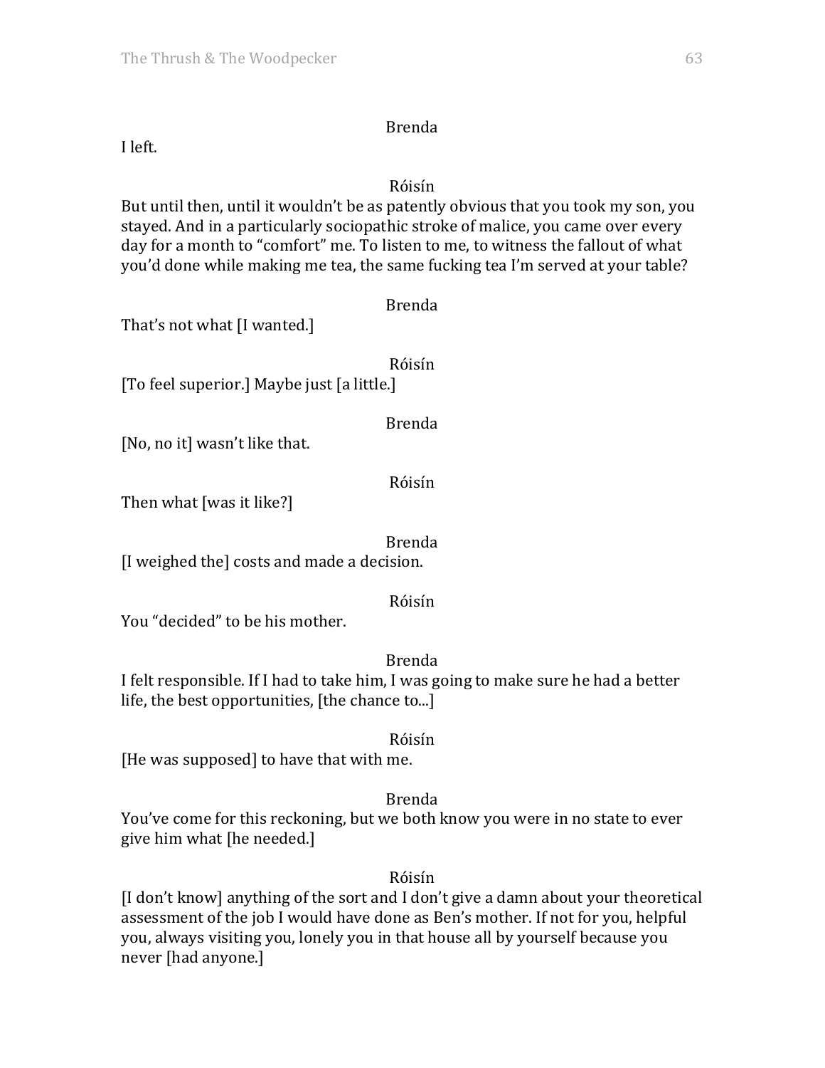Brenda

I left.

Róisín

But until then, until it wouldn't be as patently obvious that you took my son, you stayed. And in a particularly sociopathic stroke of malice, you came over every day for a month to "comfort" me. To listen to me, to witness the fallout of what you'd done while making me tea, the same fucking tea I'm served at your table?

Brenda

That's not what [I wanted.]

Róisín

[To feel superior.] Maybe just [a little.]

Brenda

[No, no it] wasn't like that.

Róisín

Then what [was it like?]

Brenda

[I weighed the] costs and made a decision.

Róisín

You "decided" to be his mother.

Brenda

I felt responsible. If I had to take him, I was going to make sure he had a better life, the best opportunities, [the chance to...]

Róisín

[He was supposed] to have that with me.

Brenda

You've come for this reckoning, but we both know you were in no state to ever give him what [he needed.]

Róisín

[I don't know] anything of the sort and I don't give a damn about your theoretical assessment of the job I would have done as Ben's mother. If not for you, helpful you, always visiting you, lonely you in that house all by yourself because you never [had anyone.]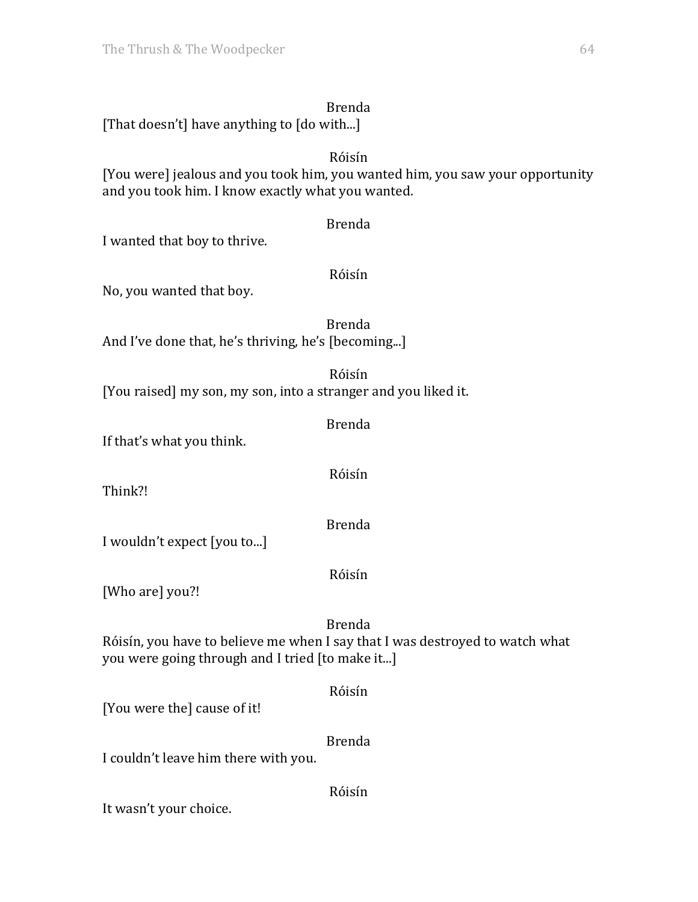Brenda

[That doesn't] have anything to [do with...]

Róisín

[You were] jealous and you took him, you wanted him, you saw your opportunity and you took him. I know exactly what you wanted.

Brenda

I wanted that boy to thrive.

Róisín

No, you wanted that boy.

Brenda

And I've done that, he's thriving, he's [becoming...]

Róisín

[You raised] my son, my son, into a stranger and you liked it.

Brenda

If that's what you think.

Róisín

Think?!

Brenda

I wouldn't expect [you to...]

Róisín

[Who are] you?!

Brenda

Róisín, you have to believe me when I say that I was destroyed to watch what you were going through and I tried [to make it...]

Róisín

[You were the] cause of it!

Brenda

I couldn't leave him there with you.

Róisín

It wasn't your choice.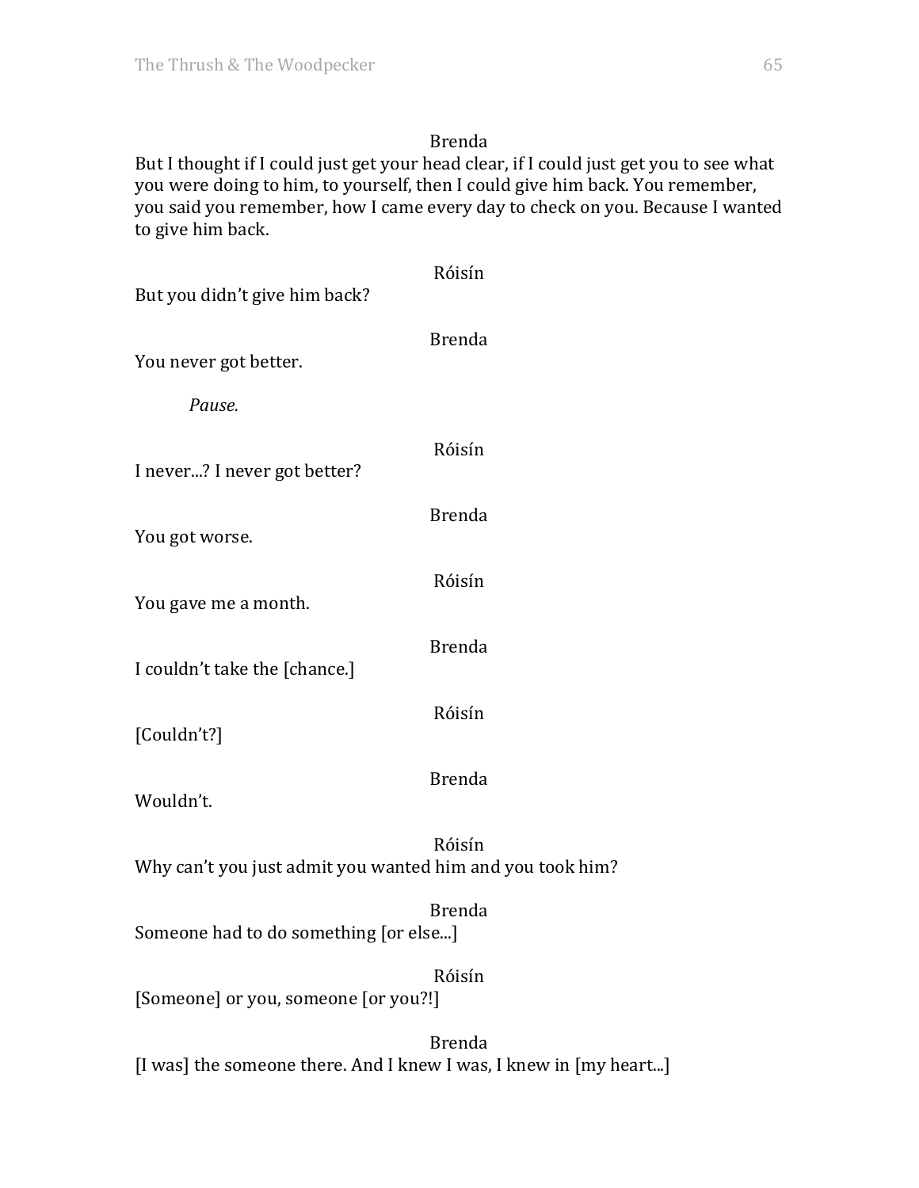Brenda

But I thought if I could just get your head clear, if I could just get you to see what you were doing to him, to yourself, then I could give him back. You remember, you said you remember, how I came every day to check on you. Because I wanted to give him back.

Róisín

But you didn't give him back?

Brenda

You never got better.

*Pause.*

Róisín

I never...? I never got better?

Brenda

You got worse.

Róisín

You gave me a month.

Brenda

I couldn't take the [chance.]

Róisín

[Couldn't?]

Brenda

Wouldn't.

Róisín

Why can't you just admit you wanted him and you took him?

Brenda

Someone had to do something [or else...]

Róisín

[Someone] or you, someone [or you?!]

Brenda

[I was] the someone there. And I knew I was, I knew in [my heart...]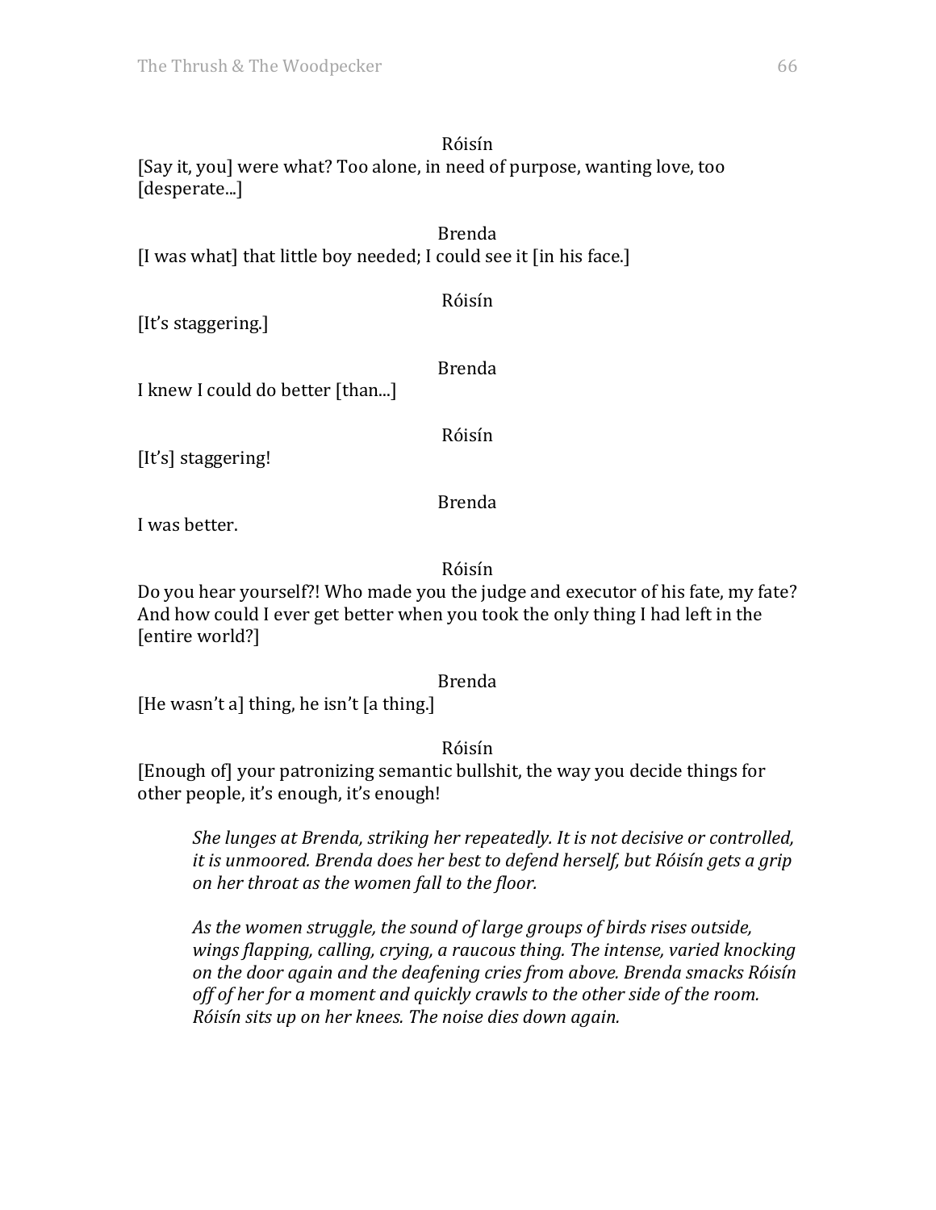Róisín

[Say it, you] were what? Too alone, in need of purpose, wanting love, too [desperate...]

Brenda

[I was what] that little boy needed; I could see it [in his face.]

Róisín

[It's staggering.]

Brenda

I knew I could do better [than...]

Róisín

[It's] staggering!

Brenda

I was better.

Róisín

Do you hear yourself?! Who made you the judge and executor of his fate, my fate? And how could I ever get better when you took the only thing I had left in the [entire world?]

Brenda

[He wasn't a] thing, he isn't [a thing.]

Róisín

[Enough of] your patronizing semantic bullshit, the way you decide things for other people, it's enough, it's enough!

*She lunges at Brenda, striking her repeatedly. It is not decisive or controlled, it is unmoored. Brenda does her best to defend herself, but Róisín gets a grip on her throat as the women fall to the floor.*

*As the women struggle, the sound of large groups of birds rises outside, wings flapping, calling, crying, a raucous thing. The intense, varied knocking on the door again and the deafening cries from above. Brenda smacks Róisín off of her for a moment and quickly crawls to the other side of the room. Róisín sits up on her knees. The noise dies down again.*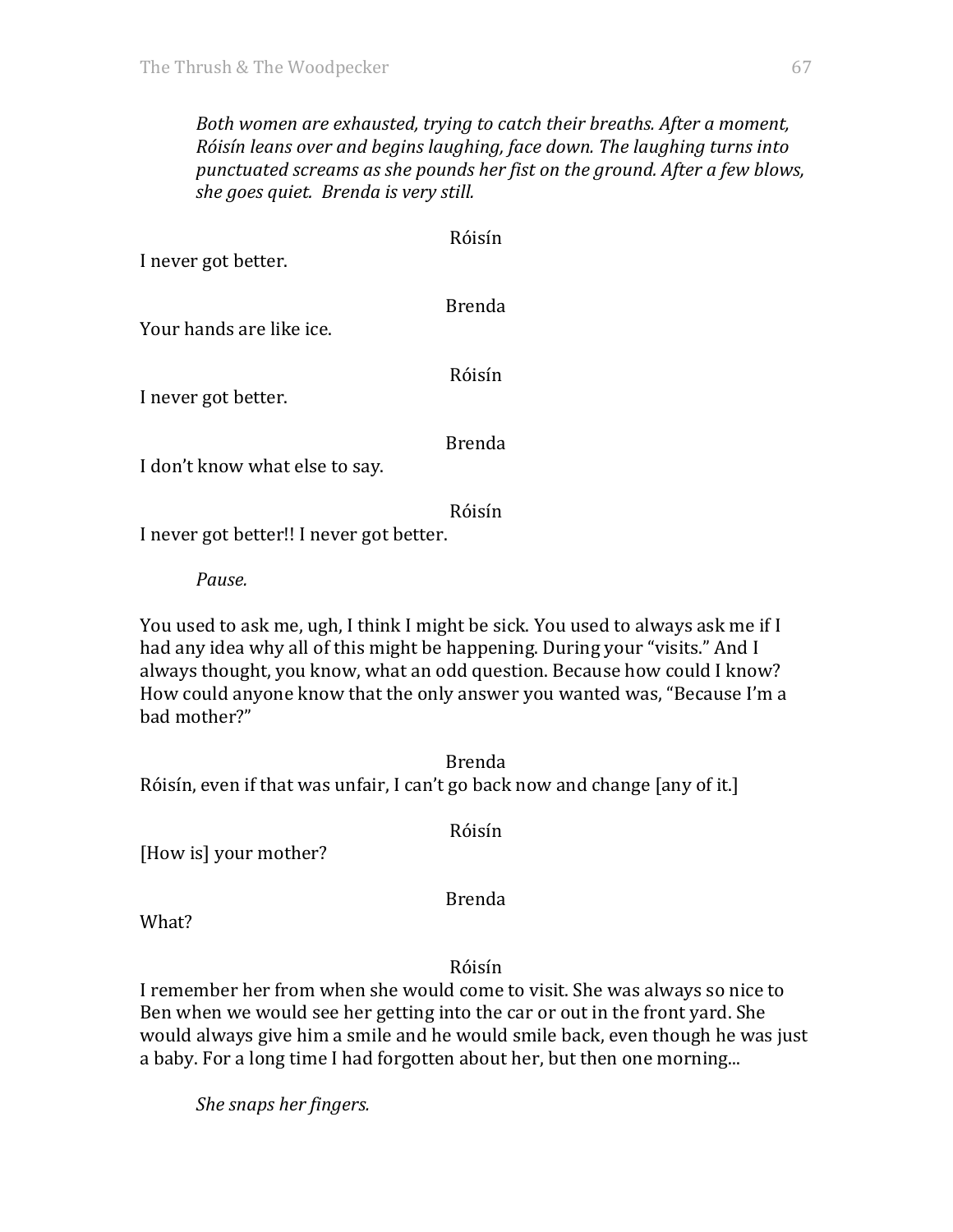*Both women are exhausted, trying to catch their breaths. After a moment, Róisín leans over and begins laughing, face down. The laughing turns into punctuated screams as she pounds her fist on the ground. After a few blows, she goes quiet. Brenda is very still.*

Róisín

I never got better.

Brenda

Your hands are like ice.

Róisín

I never got better.

Brenda

I don't know what else to say.

Róisín

I never got better!! I never got better.

*Pause.*

You used to ask me, ugh, I think I might be sick. You used to always ask me if I had any idea why all of this might be happening. During your "visits." And I always thought, you know, what an odd question. Because how could I know? How could anyone know that the only answer you wanted was, "Because I'm a bad mother?"

Brenda

Róisín, even if that was unfair, I can't go back now and change [any of it.]

Róisín

[How is] your mother?

Brenda

What?

Róisín

I remember her from when she would come to visit. She was always so nice to Ben when we would see her getting into the car or out in the front yard. She would always give him a smile and he would smile back, even though he was just a baby. For a long time I had forgotten about her, but then one morning...

*She snaps her fingers.*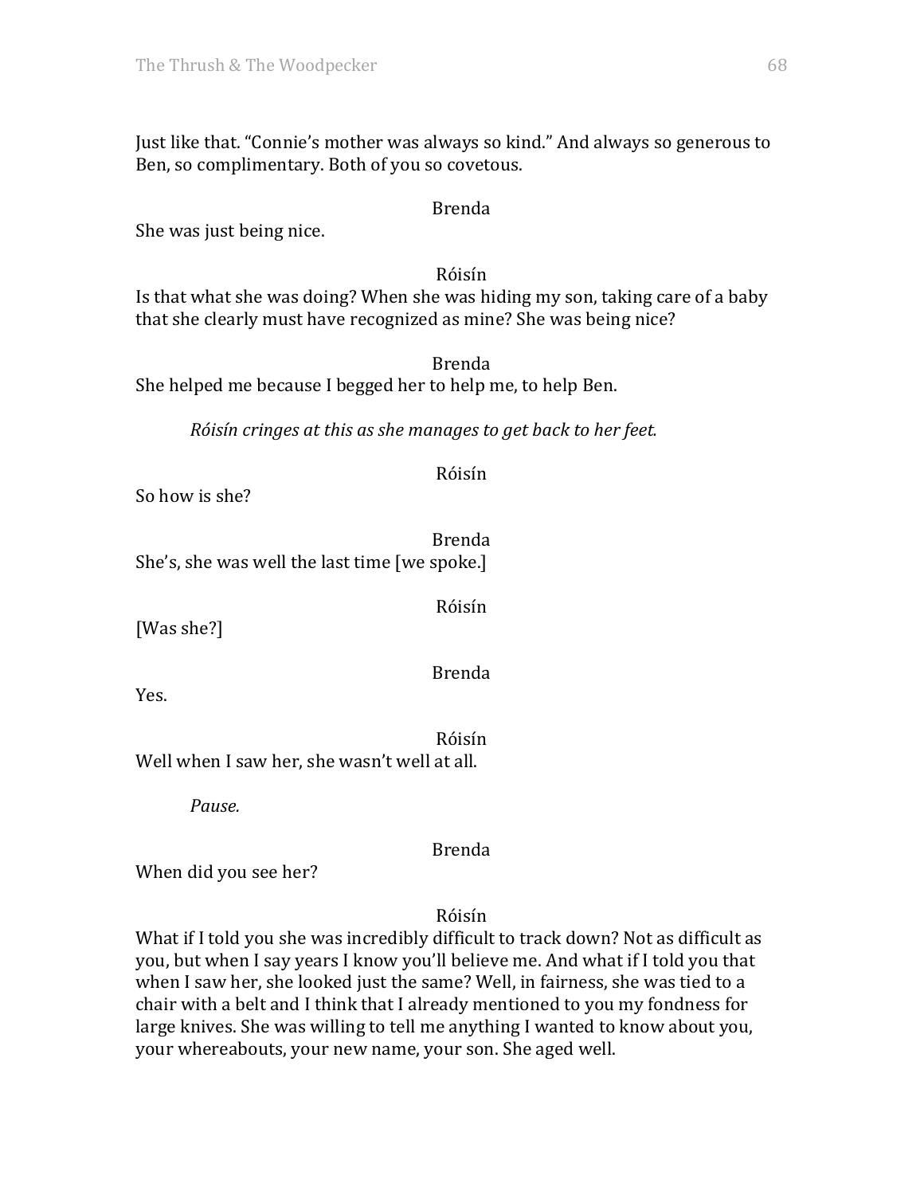Just like that. "Connie's mother was always so kind." And always so generous to Ben, so complimentary. Both of you so covetous.

Brenda

She was just being nice.

Róisín

Is that what she was doing? When she was hiding my son, taking care of a baby that she clearly must have recognized as mine? She was being nice?

Brenda

She helped me because I begged her to help me, to help Ben.

*Róisín cringes at this as she manages to get back to her feet.*

Róisín

So how is she?

Brenda

She's, she was well the last time [we spoke.]

Róisín

[Was she?]

Brenda

Yes.

Róisín

Well when I saw her, she wasn't well at all.

*Pause.*

Brenda

When did you see her?

Róisín

What if I told you she was incredibly difficult to track down? Not as difficult as you, but when I say years I know you'll believe me. And what if I told you that when I saw her, she looked just the same? Well, in fairness, she was tied to a chair with a belt and I think that I already mentioned to you my fondness for large knives. She was willing to tell me anything I wanted to know about you, your whereabouts, your new name, your son. She aged well.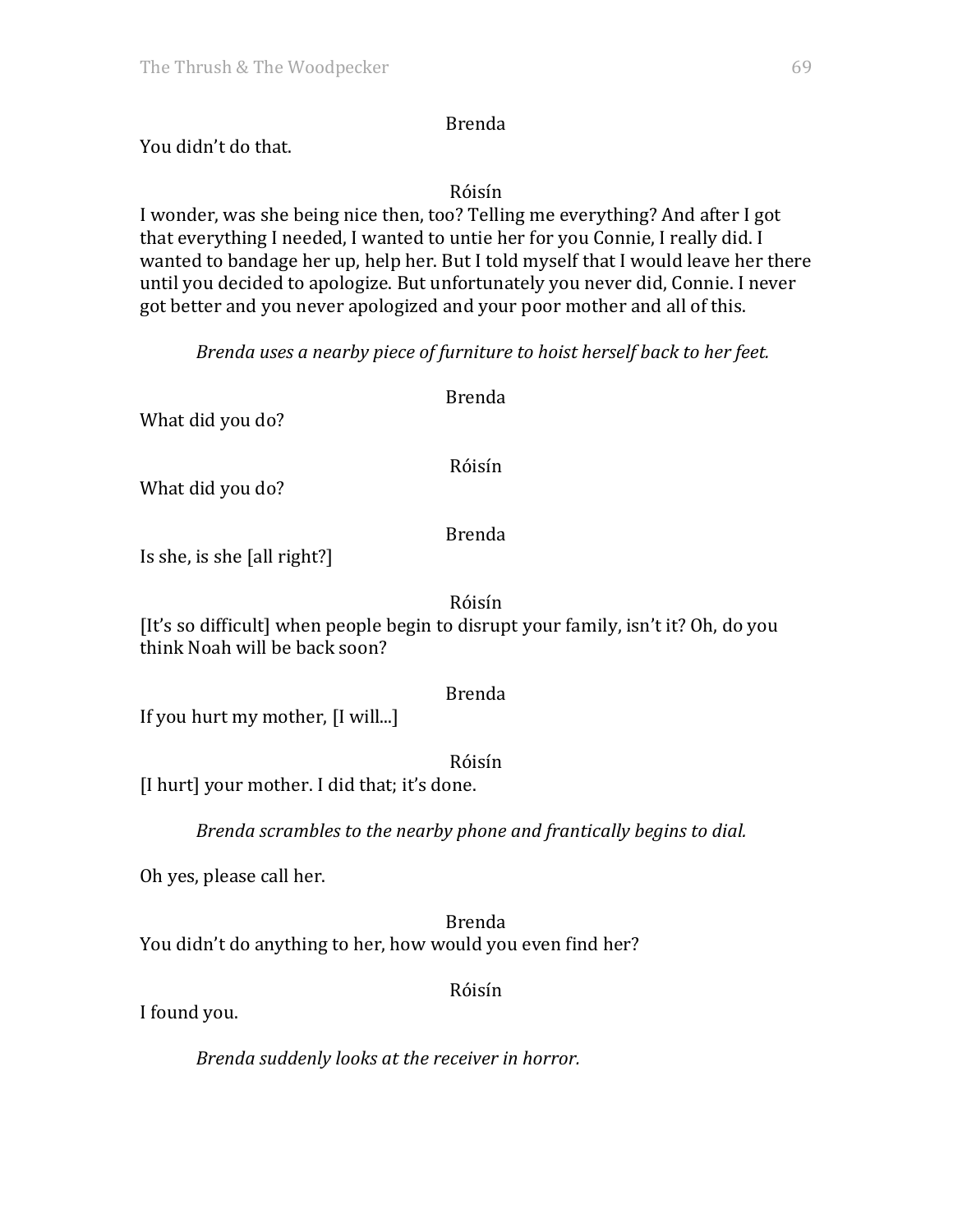Brenda

You didn't do that.

Róisín

I wonder, was she being nice then, too? Telling me everything? And after I got that everything I needed, I wanted to untie her for you Connie, I really did. I wanted to bandage her up, help her. But I told myself that I would leave her there until you decided to apologize. But unfortunately you never did, Connie. I never got better and you never apologized and your poor mother and all of this.

*Brenda uses a nearby piece of furniture to hoist herself back to her feet.*

Brenda

What did you do?

Róisín

What did you do?

Brenda

Is she, is she [all right?]

Róisín

[It's so difficult] when people begin to disrupt your family, isn't it? Oh, do you think Noah will be back soon?

Brenda

If you hurt my mother, [I will...]

Róisín

[I hurt] your mother. I did that; it's done.

*Brenda scrambles to the nearby phone and frantically begins to dial.*

Oh yes, please call her.

Brenda

You didn't do anything to her, how would you even find her?

Róisín

I found you.

*Brenda suddenly looks at the receiver in horror.*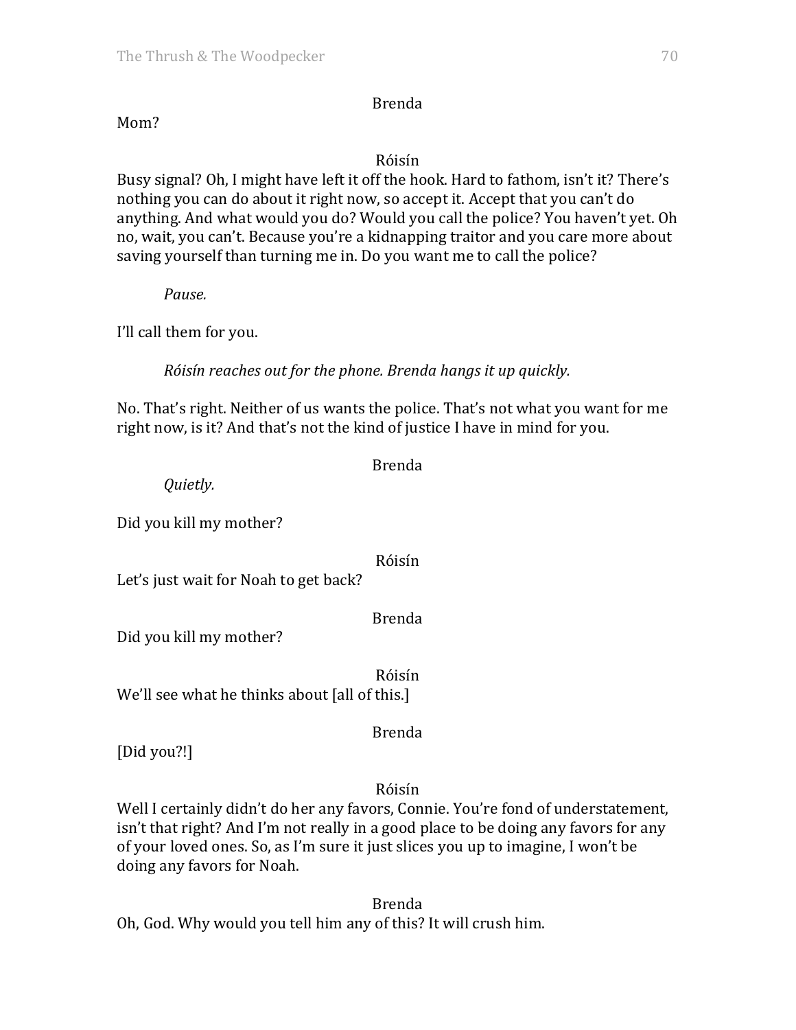Brenda

Mom?

Róisín

Busy signal? Oh, I might have left it off the hook. Hard to fathom, isn't it? There's nothing you can do about it right now, so accept it. Accept that you can't do anything. And what would you do? Would you call the police? You haven't yet. Oh no, wait, you can't. Because you're a kidnapping traitor and you care more about saving yourself than turning me in. Do you want me to call the police?

*Pause.*

I'll call them for you.

*Róisín reaches out for the phone. Brenda hangs it up quickly.*

No. That's right. Neither of us wants the police. That's not what you want for me right now, is it? And that's not the kind of justice I have in mind for you.

Brenda

*Quietly.*

Did you kill my mother?

Róisín

Let's just wait for Noah to get back?

Brenda

Did you kill my mother?

Róisín

We'll see what he thinks about [all of this.]

Brenda

[Did you?!]

Róisín

Well I certainly didn't do her any favors, Connie. You're fond of understatement, isn't that right? And I'm not really in a good place to be doing any favors for any of your loved ones. So, as I'm sure it just slices you up to imagine, I won't be doing any favors for Noah.

Brenda

Oh, God. Why would you tell him any of this? It will crush him.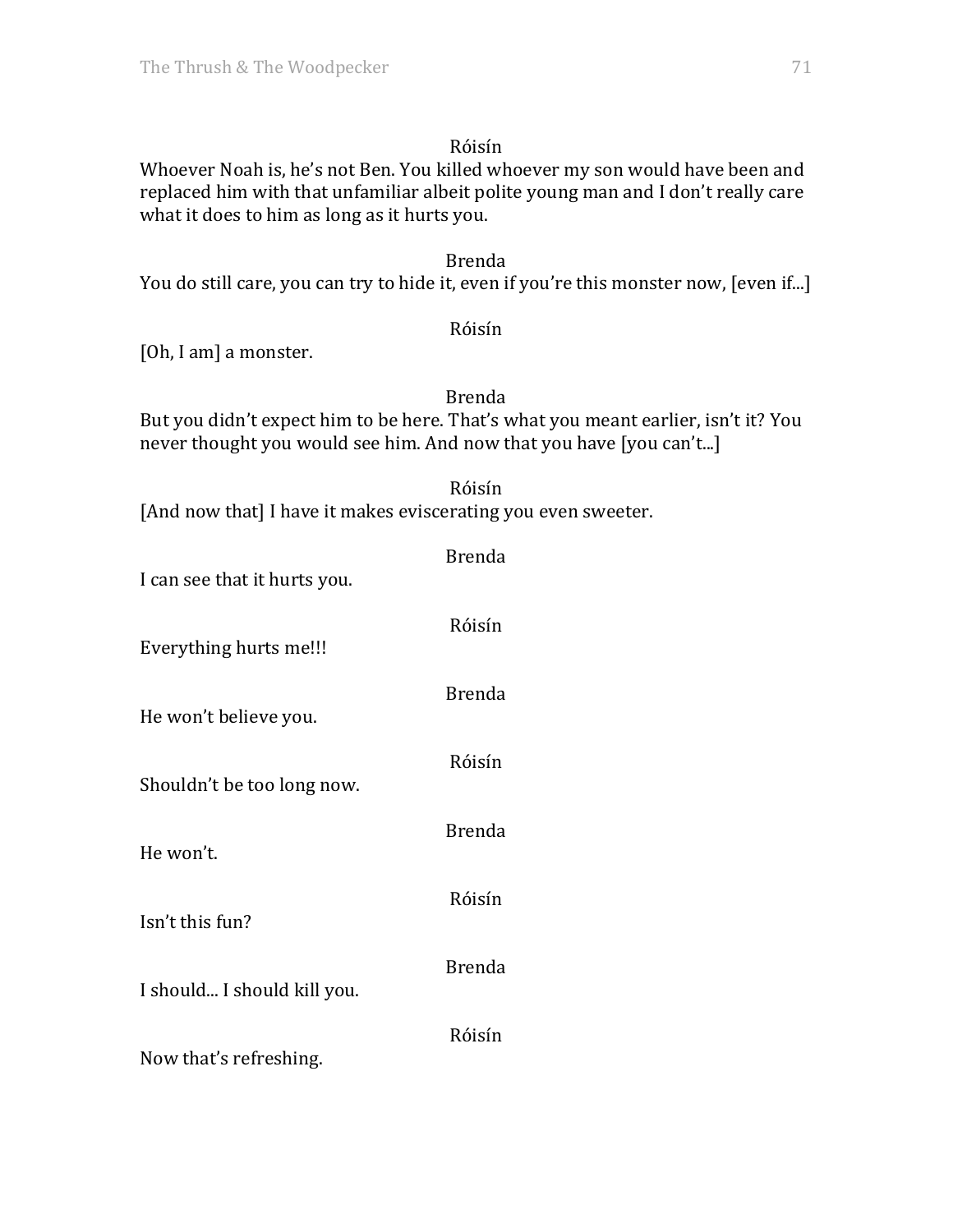Róisín

Whoever Noah is, he's not Ben. You killed whoever my son would have been and replaced him with that unfamiliar albeit polite young man and I don't really care what it does to him as long as it hurts you.

Brenda

You do still care, you can try to hide it, even if you're this monster now, [even if...]

Róisín

[Oh, I am] a monster.

Brenda

But you didn't expect him to be here. That's what you meant earlier, isn't it? You never thought you would see him. And now that you have [you can't...]

Róisín

[And now that] I have it makes eviscerating you even sweeter.

Brenda

I can see that it hurts you.

Róisín

Everything hurts me!!!

Brenda

He won't believe you.

Róisín

Shouldn't be too long now.

Brenda

He won't.

Róisín

Isn't this fun?

Brenda

I should... I should kill you.

Róisín

Now that's refreshing.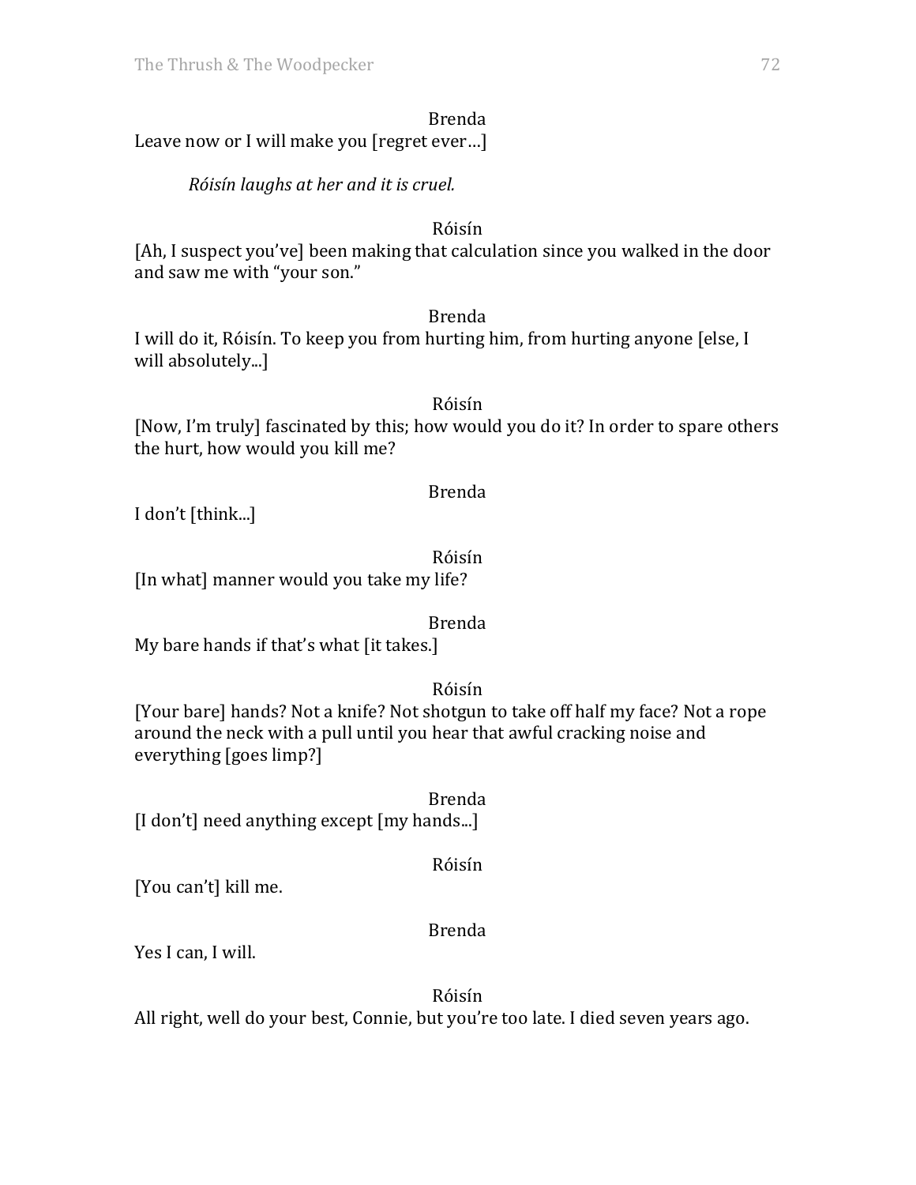Brenda

Leave now or I will make you [regret ever…]

*Róisín laughs at her and it is cruel.*

Róisín

[Ah, I suspect you've] been making that calculation since you walked in the door and saw me with "your son."

Brenda

I will do it, Róisín. To keep you from hurting him, from hurting anyone [else, I will absolutely...]

Róisín

[Now, I'm truly] fascinated by this; how would you do it? In order to spare others the hurt, how would you kill me?

Brenda

I don't [think...]

Róisín

[In what] manner would you take my life?

Brenda

My bare hands if that's what [it takes.]

Róisín

[Your bare] hands? Not a knife? Not shotgun to take off half my face? Not a rope around the neck with a pull until you hear that awful cracking noise and everything [goes limp?]

Brenda

[I don't] need anything except [my hands...]

Róisín

[You can't] kill me.

Brenda

Yes I can, I will.

Róisín

All right, well do your best, Connie, but you're too late. I died seven years ago.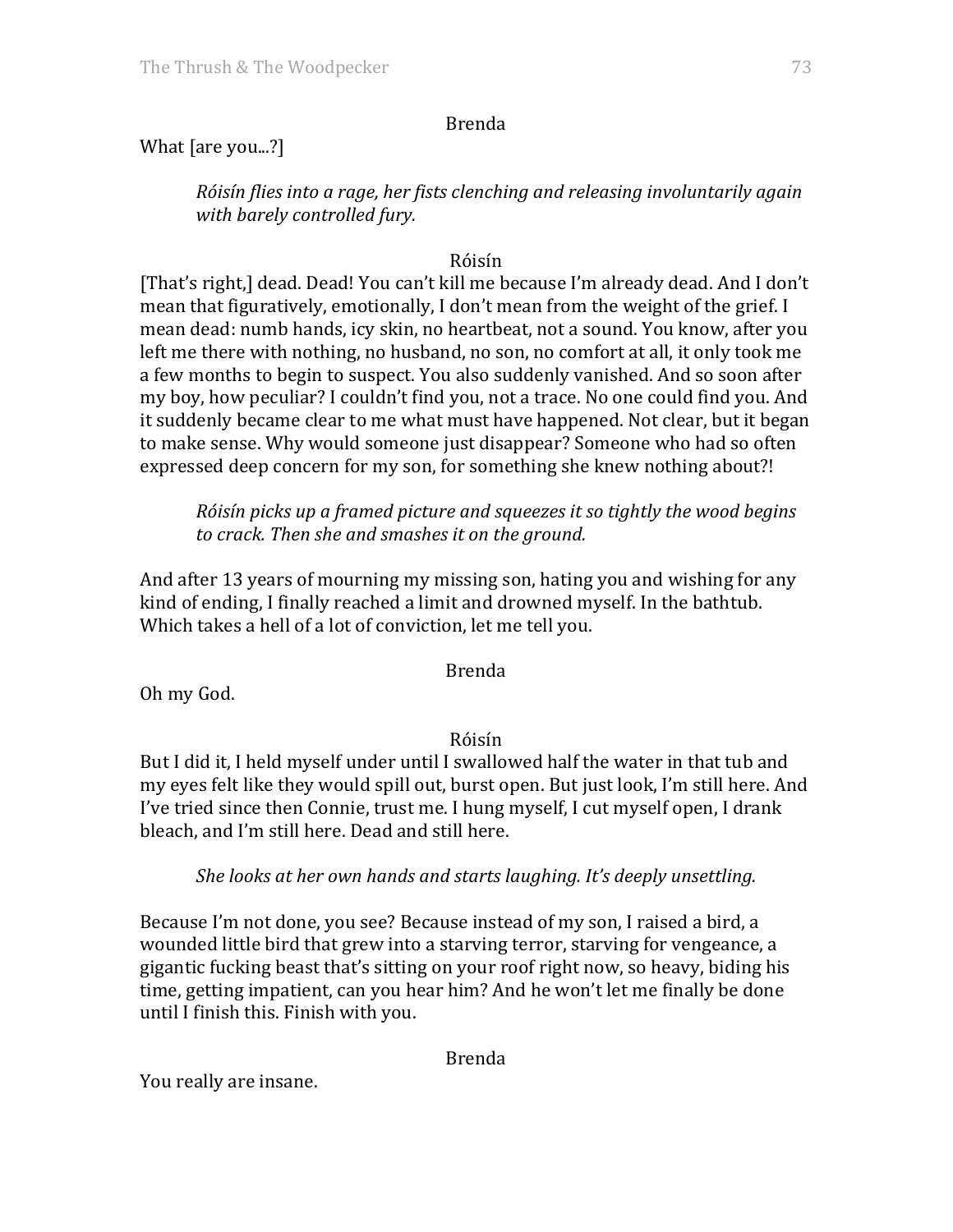Brenda

What [are you...?]

*Róisín flies into a rage, her fists clenching and releasing involuntarily again with barely controlled fury.*

Róisín

[That's right,] dead. Dead! You can't kill me because I'm already dead. And I don't mean that figuratively, emotionally, I don't mean from the weight of the grief. I mean dead: numb hands, icy skin, no heartbeat, not a sound. You know, after you left me there with nothing, no husband, no son, no comfort at all, it only took me a few months to begin to suspect. You also suddenly vanished. And so soon after my boy, how peculiar? I couldn't find you, not a trace. No one could find you. And it suddenly became clear to me what must have happened. Not clear, but it began to make sense. Why would someone just disappear? Someone who had so often expressed deep concern for my son, for something she knew nothing about?!

*Róisín picks up a framed picture and squeezes it so tightly the wood begins to crack. Then she and smashes it on the ground.*

And after 13 years of mourning my missing son, hating you and wishing for any kind of ending, I finally reached a limit and drowned myself. In the bathtub. Which takes a hell of a lot of conviction, let me tell you.

Brenda

Oh my God.

Róisín

But I did it, I held myself under until I swallowed half the water in that tub and my eyes felt like they would spill out, burst open. But just look, I'm still here. And I've tried since then Connie, trust me. I hung myself, I cut myself open, I drank bleach, and I'm still here. Dead and still here.

*She looks at her own hands and starts laughing. It's deeply unsettling.*

Because I'm not done, you see? Because instead of my son, I raised a bird, a wounded little bird that grew into a starving terror, starving for vengeance, a gigantic fucking beast that's sitting on your roof right now, so heavy, biding his time, getting impatient, can you hear him? And he won't let me finally be done until I finish this. Finish with you.

Brenda

You really are insane.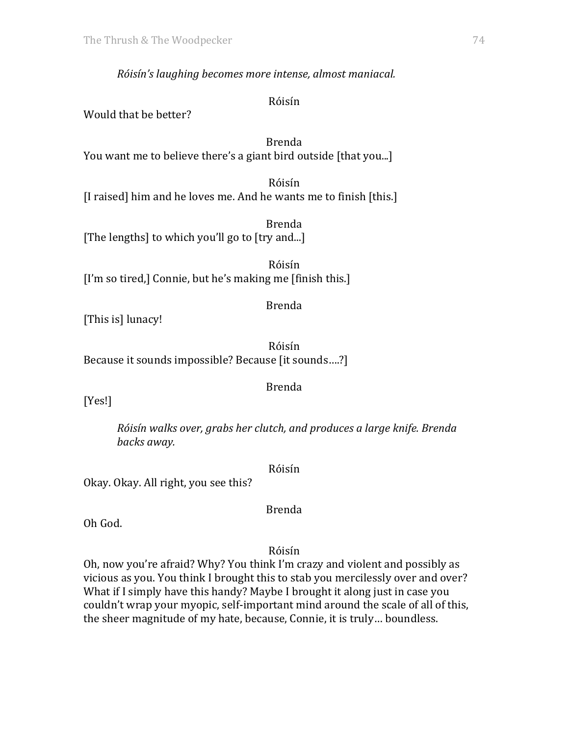*Róisín's laughing becomes more intense, almost maniacal.*

Róisín

Would that be better?

Brenda

You want me to believe there's a giant bird outside [that you...]

Róisín

[I raised] him and he loves me. And he wants me to finish [this.]

Brenda

[The lengths] to which you'll go to [try and...]

Róisín

[I'm so tired,] Connie, but he's making me [finish this.]

Brenda

[This is] lunacy!

Róisín

Because it sounds impossible? Because [it sounds….?]

Brenda

[Yes!]

*Róisín walks over, grabs her clutch, and produces a large knife. Brenda backs away.*

Róisín

Okay. Okay. All right, you see this?

Brenda

Oh God.

Róisín

Oh, now you're afraid? Why? You think I'm crazy and violent and possibly as vicious as you. You think I brought this to stab you mercilessly over and over? What if I simply have this handy? Maybe I brought it along just in case you couldn't wrap your myopic, self-important mind around the scale of all of this, the sheer magnitude of my hate, because, Connie, it is truly… boundless.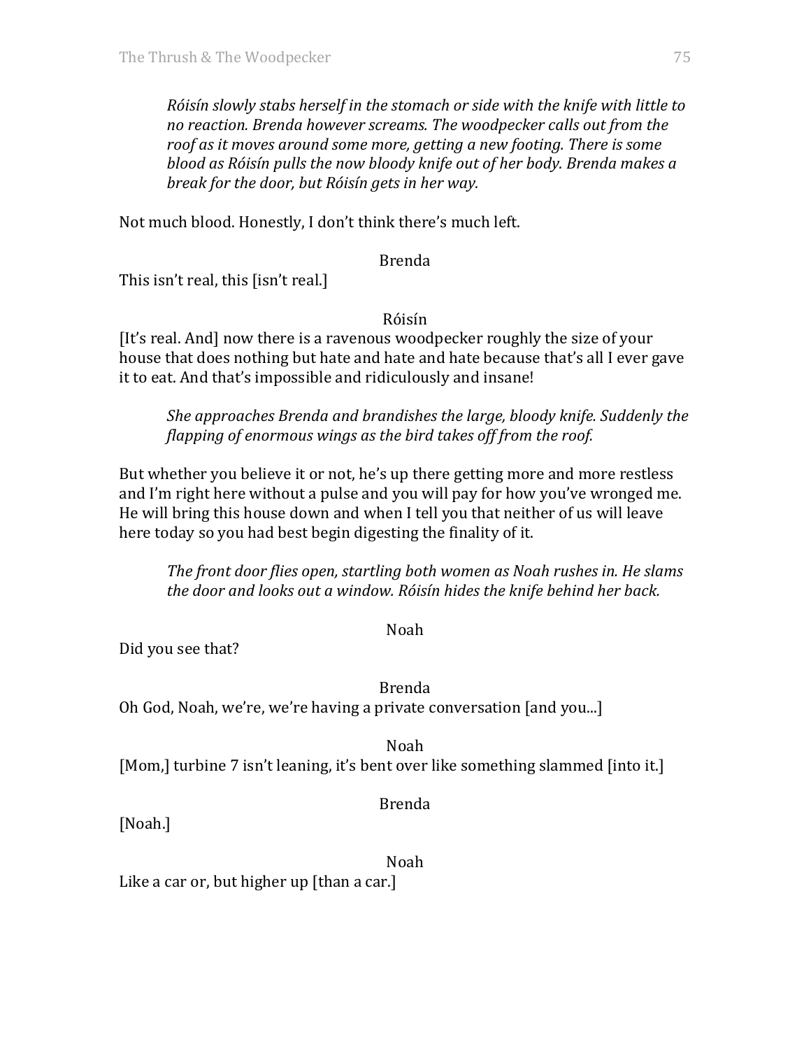*Róisín slowly stabs herself in the stomach or side with the knife with little to no reaction. Brenda however screams. The woodpecker calls out from the roof as it moves around some more, getting a new footing. There is some blood as Róisín pulls the now bloody knife out of her body. Brenda makes a break for the door, but Róisín gets in her way.*

Not much blood. Honestly, I don't think there's much left.

Brenda

This isn't real, this [isn't real.]

Róisín

[It's real. And] now there is a ravenous woodpecker roughly the size of your house that does nothing but hate and hate and hate because that's all I ever gave it to eat. And that's impossible and ridiculously and insane!

*She approaches Brenda and brandishes the large, bloody knife. Suddenly the flapping of enormous wings as the bird takes off from the roof.*

But whether you believe it or not, he's up there getting more and more restless and I'm right here without a pulse and you will pay for how you've wronged me. He will bring this house down and when I tell you that neither of us will leave here today so you had best begin digesting the finality of it.

*The front door flies open, startling both women as Noah rushes in. He slams the door and looks out a window. Róisín hides the knife behind her back.*

Noah

Did you see that?

Brenda

Oh God, Noah, we're, we're having a private conversation [and you...]

Noah

[Mom,] turbine 7 isn't leaning, it's bent over like something slammed [into it.]

Brenda

[Noah.]

Noah

Like a car or, but higher up [than a car.]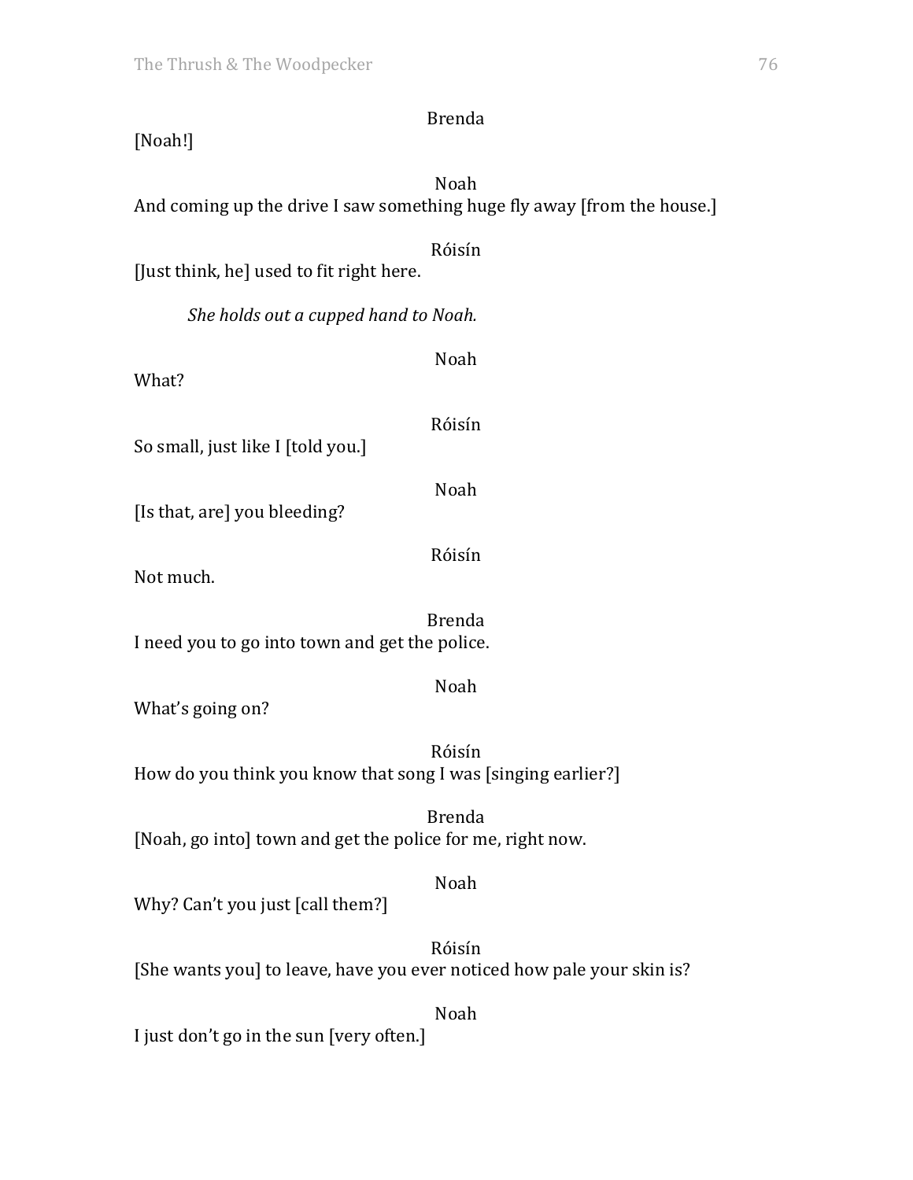Brenda

[Noah!]

Noah

And coming up the drive I saw something huge fly away [from the house.]

Róisín

[Just think, he] used to fit right here.

*She holds out a cupped hand to Noah.*

Noah

What?

Róisín

So small, just like I [told you.]

Noah

[Is that, are] you bleeding?

Róisín

Not much.

Brenda

I need you to go into town and get the police.

Noah

What's going on?

Róisín

How do you think you know that song I was [singing earlier?]

Brenda

[Noah, go into] town and get the police for me, right now.

Noah

Why? Can't you just [call them?]

Róisín

[She wants you] to leave, have you ever noticed how pale your skin is?

Noah

I just don't go in the sun [very often.]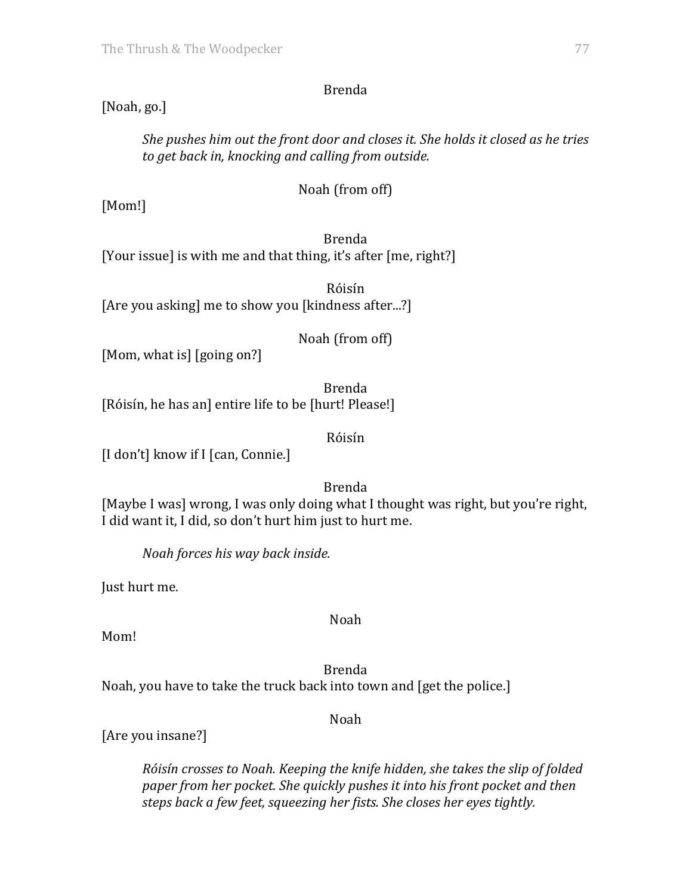Brenda

[Noah, go.]

*She pushes him out the front door and closes it. She holds it closed as he tries to get back in, knocking and calling from outside.*

Noah (from off)

[Mom!]

Brenda

[Your issue] is with me and that thing, it's after [me, right?]

Róisín

[Are you asking] me to show you [kindness after...?]

Noah (from off)

[Mom, what is] [going on?]

Brenda

[Róisín, he has an] entire life to be [hurt! Please!]

Róisín

[I don't] know if I [can, Connie.]

Brenda

[Maybe I was] wrong, I was only doing what I thought was right, but you're right, I did want it, I did, so don't hurt him just to hurt me.

*Noah forces his way back inside.*

Just hurt me.

Noah

Mom!

Brenda

Noah, you have to take the truck back into town and [get the police.]

Noah

[Are you insane?]

*Róisín crosses to Noah. Keeping the knife hidden, she takes the slip of folded paper from her pocket. She quickly pushes it into his front pocket and then steps back a few feet, squeezing her fists. She closes her eyes tightly.*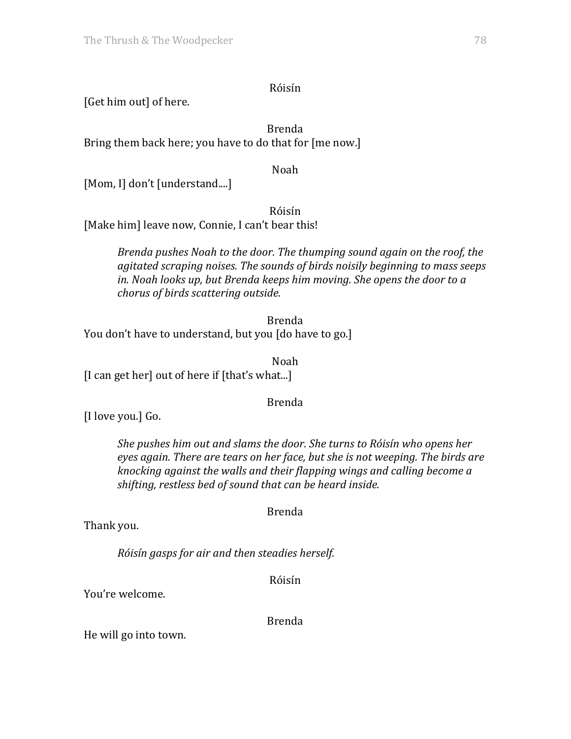Róisín

[Get him out] of here.

Brenda

Bring them back here; you have to do that for [me now.]

Noah

[Mom, I] don't [understand....]

Róisín

[Make him] leave now, Connie, I can't bear this!

> *Brenda pushes Noah to the door. The thumping sound again on the roof, the agitated scraping noises. The sounds of birds noisily beginning to mass seeps in. Noah looks up, but Brenda keeps him moving. She opens the door to a chorus of birds scattering outside.*

Brenda

You don't have to understand, but you [do have to go.]

Noah

[I can get her] out of here if [that's what...]

Brenda

[I love you.] Go.

> *She pushes him out and slams the door. She turns to Róisín who opens her eyes again. There are tears on her face, but she is not weeping. The birds are knocking against the walls and their flapping wings and calling become a shifting, restless bed of sound that can be heard inside.*

Brenda

Thank you.

> *Róisín gasps for air and then steadies herself.*

Róisín

You're welcome.

Brenda

He will go into town.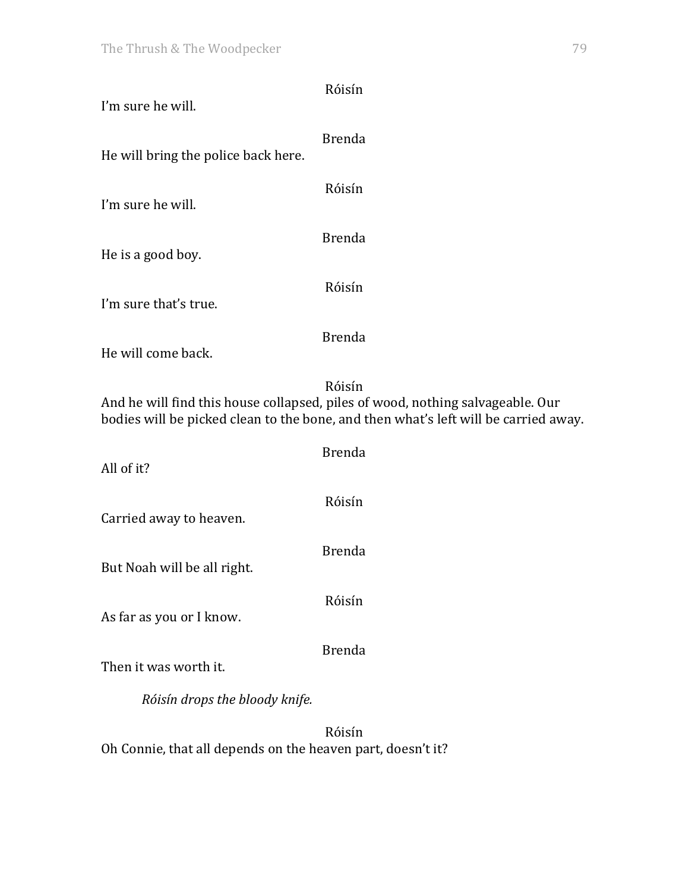Róisín

I'm sure he will.

Brenda

He will bring the police back here.

Róisín

I'm sure he will.

Brenda

He is a good boy.

Róisín

I'm sure that's true.

Brenda

He will come back.

Róisín

And he will find this house collapsed, piles of wood, nothing salvageable. Our bodies will be picked clean to the bone, and then what's left will be carried away.

Brenda

All of it?

Róisín

Carried away to heaven.

Brenda

But Noah will be all right.

Róisín

As far as you or I know.

Brenda

Then it was worth it.

*Róisín drops the bloody knife.*

Róisín

Oh Connie, that all depends on the heaven part, doesn't it?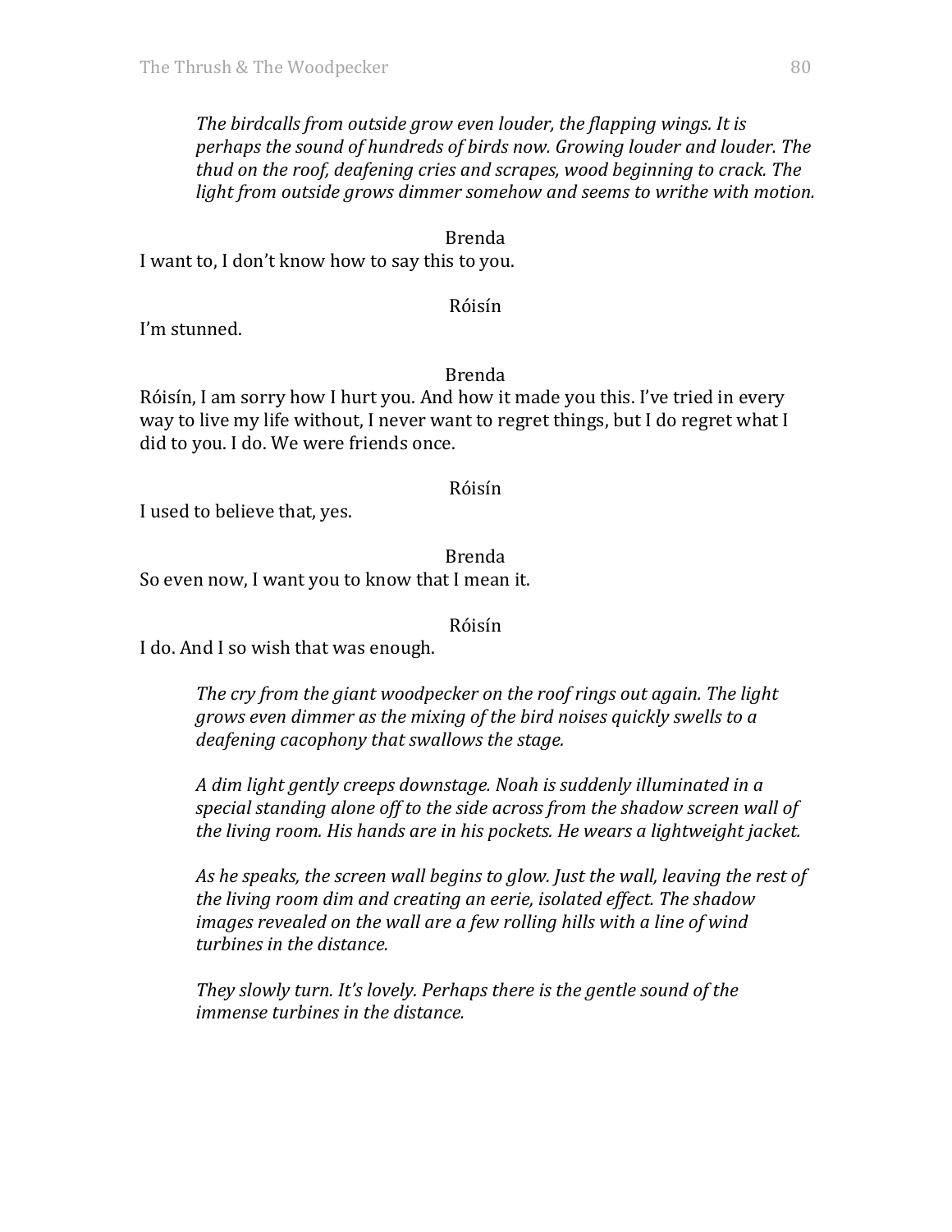*The birdcalls from outside grow even louder, the flapping wings. It is perhaps the sound of hundreds of birds now. Growing louder and louder. The thud on the roof, deafening cries and scrapes, wood beginning to crack. The light from outside grows dimmer somehow and seems to writhe with motion.*

Brenda

I want to, I don't know how to say this to you.

Róisín

I'm stunned.

Brenda

Róisín, I am sorry how I hurt you. And how it made you this. I've tried in every way to live my life without, I never want to regret things, but I do regret what I did to you. I do. We were friends once.

Róisín

I used to believe that, yes.

Brenda

So even now, I want you to know that I mean it.

Róisín

I do. And I so wish that was enough.

*The cry from the giant woodpecker on the roof rings out again. The light grows even dimmer as the mixing of the bird noises quickly swells to a deafening cacophony that swallows the stage.*

*A dim light gently creeps downstage. Noah is suddenly illuminated in a special standing alone off to the side across from the shadow screen wall of the living room. His hands are in his pockets. He wears a lightweight jacket.*

*As he speaks, the screen wall begins to glow. Just the wall, leaving the rest of the living room dim and creating an eerie, isolated effect. The shadow images revealed on the wall are a few rolling hills with a line of wind turbines in the distance.*

*They slowly turn. It's lovely. Perhaps there is the gentle sound of the immense turbines in the distance.*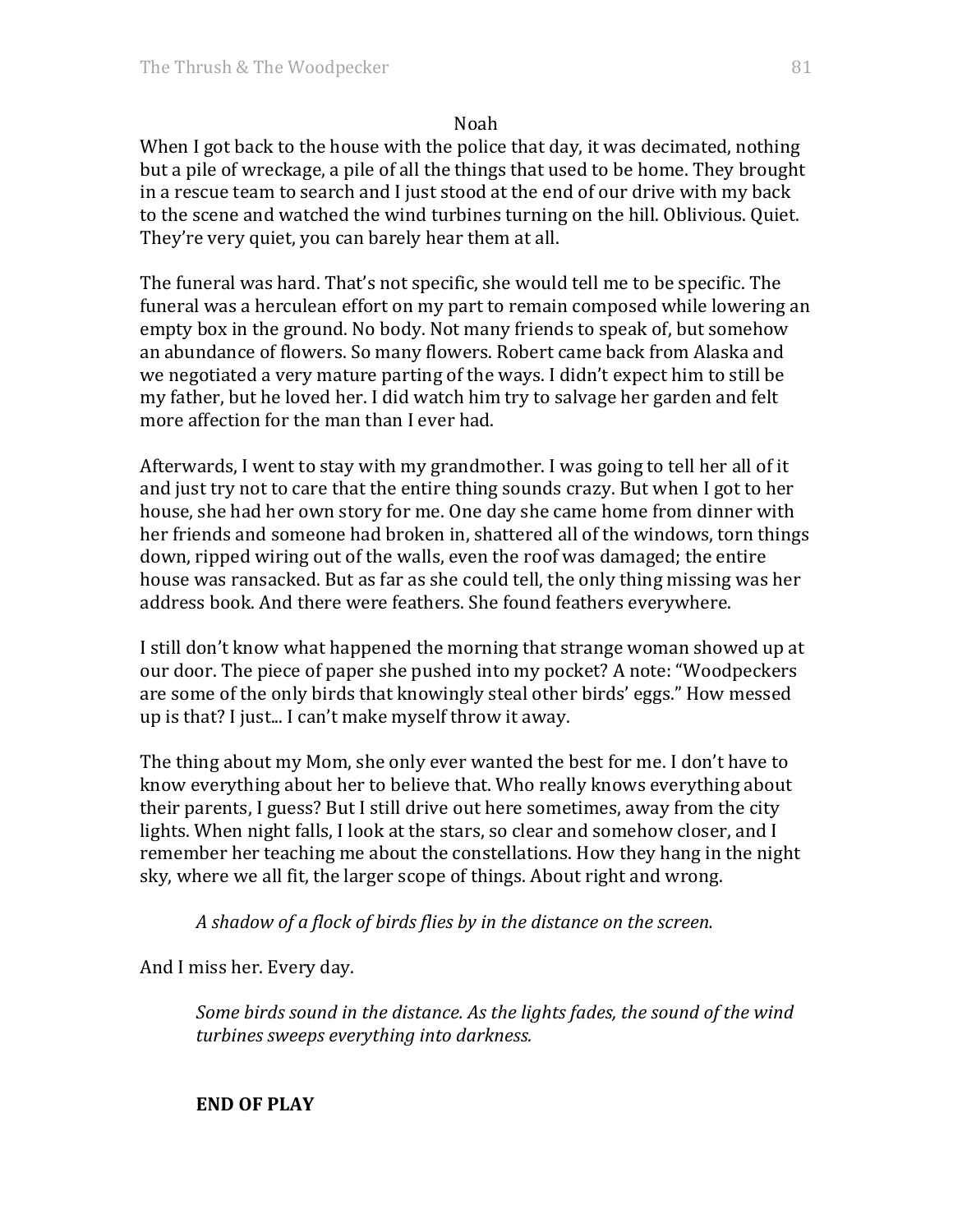Noah

When I got back to the house with the police that day, it was decimated, nothing but a pile of wreckage, a pile of all the things that used to be home. They brought in a rescue team to search and I just stood at the end of our drive with my back to the scene and watched the wind turbines turning on the hill. Oblivious. Quiet. They're very quiet, you can barely hear them at all.

The funeral was hard. That's not specific, she would tell me to be specific. The funeral was a herculean effort on my part to remain composed while lowering an empty box in the ground. No body. Not many friends to speak of, but somehow an abundance of flowers. So many flowers. Robert came back from Alaska and we negotiated a very mature parting of the ways. I didn't expect him to still be my father, but he loved her. I did watch him try to salvage her garden and felt more affection for the man than I ever had.

Afterwards, I went to stay with my grandmother. I was going to tell her all of it and just try not to care that the entire thing sounds crazy. But when I got to her house, she had her own story for me. One day she came home from dinner with her friends and someone had broken in, shattered all of the windows, torn things down, ripped wiring out of the walls, even the roof was damaged; the entire house was ransacked. But as far as she could tell, the only thing missing was her address book. And there were feathers. She found feathers everywhere.

I still don't know what happened the morning that strange woman showed up at our door. The piece of paper she pushed into my pocket? A note: "Woodpeckers are some of the only birds that knowingly steal other birds' eggs." How messed up is that? I just... I can't make myself throw it away.

The thing about my Mom, she only ever wanted the best for me. I don't have to know everything about her to believe that. Who really knows everything about their parents, I guess? But I still drive out here sometimes, away from the city lights. When night falls, I look at the stars, so clear and somehow closer, and I remember her teaching me about the constellations. How they hang in the night sky, where we all fit, the larger scope of things. About right and wrong.

*A shadow of a flock of birds flies by in the distance on the screen.*

And I miss her. Every day.

*Some birds sound in the distance. As the lights fades, the sound of the wind turbines sweeps everything into darkness.*

**END OF PLAY**